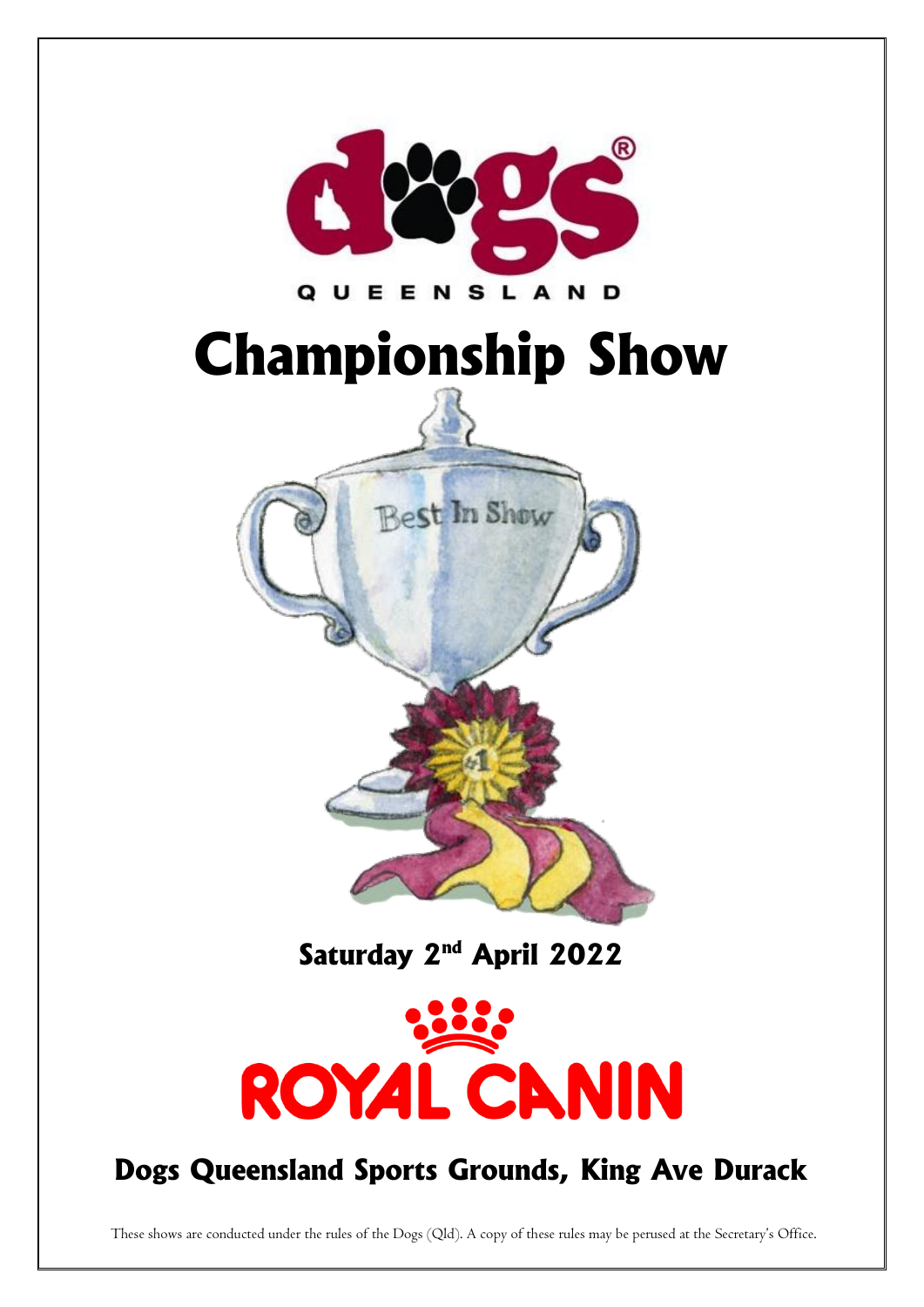dogs QUEENSLAND

# Championship Show

Best In Show

## Saturday 2nd April 2022

ROYAL CANIN

## Dogs Queensland Sports Grounds, King Ave Durack

These shows are conducted under the rules of the Dogs (Qld). A copy of these rules may be perused at the Secretary's Office.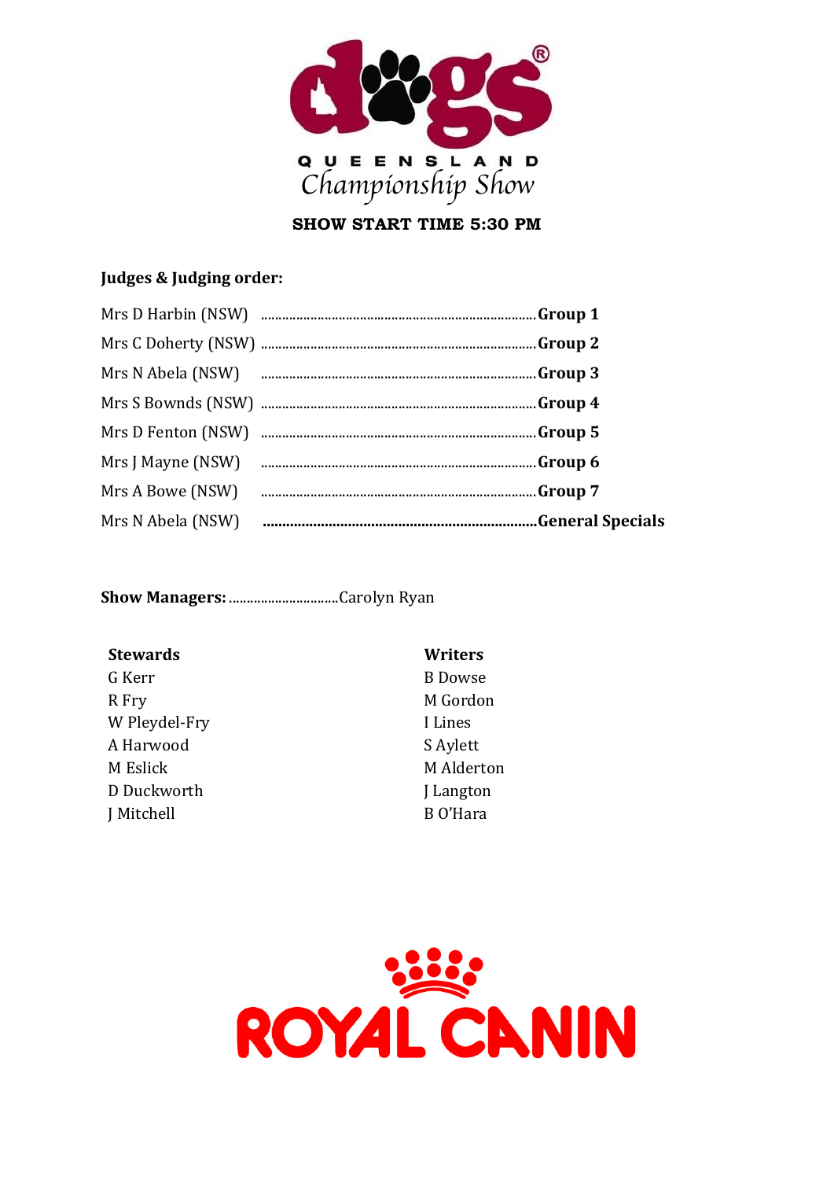QUEENSLAND Championship Show

**SHOW START TIME 5:30 PM**

**Judges & Judging order:**

Mrs D Harbin (NSW) ................................ **Group 1**

Mrs C Doherty (NSW) ................................ **Group 2**

Mrs N Abela (NSW) ................................ **Group 3**

Mrs S Bownds (NSW) ................................ **Group 4**

Mrs D Fenton (NSW) ................................ **Group 5**

Mrs J Mayne (NSW) ................................ **Group 6**

Mrs A Bowe (NSW) ................................ **Group 7**

Mrs N Abela (NSW) ................................ **General Specials**

**Show Managers:** ................................ Carolyn Ryan

**Stewards**

G Kerr
R Fry
W Pleydel-Fry
A Harwood
M Eslick
D Duckworth
J Mitchell

**Writers**

B Dowse
M Gordon
I Lines
S Aylett
M Alderton
J Langton
B O'Hara

ROYAL CANIN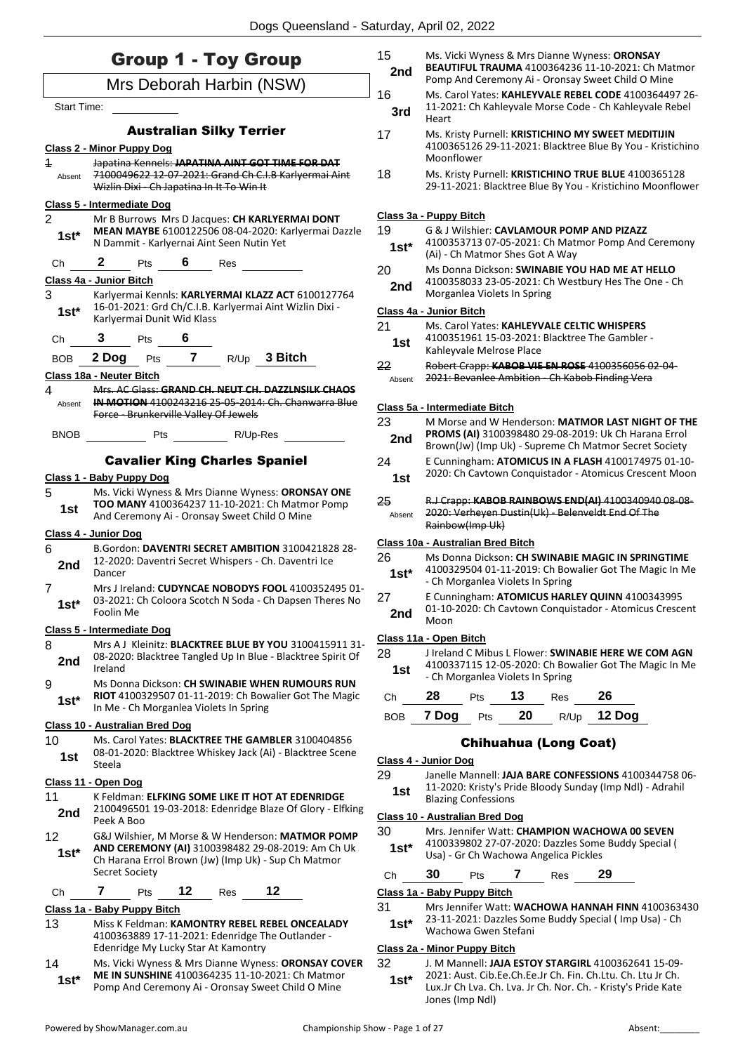# Group 1 - Toy Group

## Mrs Deborah Harbin (NSW)

Start Time:

### Australian Silky Terrier

**Class 2 - Minor Puppy Dog**

1 Absent ~~Japatina Kennels: **JAPATINA AINT GOT TIME FOR DAT** 7100049622 12-07-2021: Grand Ch C.I.B Karlyermai Aint Wizlin Dixi - Ch Japatina In It To Win It~~

**Class 5 - Intermediate Dog**

2 **1st*** Mr B Burrows Mrs D Jacques: **CH KARLYERMAI DONT MEAN MAYBE** 6100122506 08-04-2020: Karlyermai Dazzle N Dammit - Karlyernai Aint Seen Nutin Yet

Ch 2 Pts 6 Res

**Class 4a - Junior Bitch**

3 **1st*** Karlyermai Kennls: **KARLYERMAI KLAZZ ACT** 6100127764 16-01-2021: Grd Ch/C.I.B. Karlyermai Aint Wizlin Dixi - Karlyermai Dunit Wid Klass

Ch 3 Pts 6

BOB 2 Dog Pts 7 R/Up 3 Bitch

**Class 18a - Neuter Bitch**

4 Absent ~~Mrs. AC Glass: **GRAND CH. NEUT CH. DAZZLNSILK CHAOS IN MOTION** 4100243216 25-05-2014: Ch. Chanwarra Blue Force - Brunkerville Valley Of Jewels~~

BNOB Pts R/Up-Res

### Cavalier King Charles Spaniel

**Class 1 - Baby Puppy Dog**

5 **1st** Ms. Vicki Wyness & Mrs Dianne Wyness: **ORONSAY ONE TOO MANY** 4100364237 11-10-2021: Ch Matmor Pomp And Ceremony Ai - Oronsay Sweet Child O Mine

**Class 4 - Junior Dog**

6 **2nd** B.Gordon: **DAVENTRI SECRET AMBITION** 3100421828 28-12-2020: Daventri Secret Whispers - Ch. Daventri Ice Dancer

7 **1st*** Mrs J Ireland: **CUDYNCAE NOBODYS FOOL** 4100352495 01-03-2021: Ch Coloora Scotch N Soda - Ch Dapsen Theres No Foolin Me

**Class 5 - Intermediate Dog**

8 **2nd** Mrs A J Kleinitz: **BLACKTREE BLUE BY YOU** 3100415911 31-08-2020: Blacktree Tangled Up In Blue - Blacktree Spirit Of Ireland

9 **1st*** Ms Donna Dickson: **CH SWINABIE WHEN RUMOURS RUN RIOT** 4100329507 01-11-2019: Ch Bowalier Got The Magic In Me - Ch Morganlea Violets In Spring

**Class 10 - Australian Bred Dog**

10 **1st** Ms. Carol Yates: **BLACKTREE THE GAMBLER** 3100404856 08-01-2020: Blacktree Whiskey Jack (Ai) - Blacktree Scene Steela

**Class 11 - Open Dog**

11 **2nd** K Feldman: **ELFKING SOME LIKE IT HOT AT EDENRIDGE** 2100496501 19-03-2018: Edenridge Blaze Of Glory - Elfking Peek A Boo

12 **1st*** G&J Wilshier, M Morse & W Henderson: **MATMOR POMP AND CEREMONY (AI)** 3100398482 29-08-2019: Am Ch Uk Ch Harana Errol Brown (Jw) (Imp Uk) - Sup Ch Matmor Secret Society

Ch 7 Pts 12 Res 12

**Class 1a - Baby Puppy Bitch**

13 Miss K Feldman: **KAMONTRY REBEL REBEL ONCEALADY** 4100363889 17-11-2021: Edenridge The Outlander - Edenridge My Lucky Star At Kamontry

14 **1st*** Ms. Vicki Wyness & Mrs Dianne Wyness: **ORONSAY COVER ME IN SUNSHINE** 4100364235 11-10-2021: Ch Matmor Pomp And Ceremony Ai - Oronsay Sweet Child O Mine

15 **2nd** Ms. Vicki Wyness & Mrs Dianne Wyness: **ORONSAY BEAUTIFUL TRAUMA** 4100364236 11-10-2021: Ch Matmor Pomp And Ceremony Ai - Oronsay Sweet Child O Mine

16 **3rd** Ms. Carol Yates: **KAHLEYVALE REBEL CODE** 4100364497 26-11-2021: Ch Kahleyvale Morse Code - Ch Kahleyvale Rebel Heart

17 Ms. Kristy Purnell: **KRISTICHINO MY SWEET MEDITIJIN** 4100365126 29-11-2021: Blacktree Blue By You - Kristichino Moonflower

18 Ms. Kristy Purnell: **KRISTICHINO TRUE BLUE** 4100365128 29-11-2021: Blacktree Blue By You - Kristichino Moonflower

**Class 3a - Puppy Bitch**

19 **1st*** G & J Wilshier: **CAVLAMOUR POMP AND PIZAZZ** 4100353713 07-05-2021: Ch Matmor Pomp And Ceremony (Ai) - Ch Matmor Shes Got A Way

20 **2nd** Ms Donna Dickson: **SWINABIE YOU HAD ME AT HELLO** 4100358033 23-05-2021: Ch Westbury Hes The One - Ch Morganlea Violets In Spring

**Class 4a - Junior Bitch**

21 **1st** Ms. Carol Yates: **KAHLEYVALE CELTIC WHISPERS** 4100351961 15-03-2021: Blacktree The Gambler - Kahleyvale Melrose Place

22 Absent ~~Robert Crapp: **KABOB VIE EN ROSE** 4100356056 02-04-2021: Bevanlee Ambition - Ch Kabob Finding Vera~~

**Class 5a - Intermediate Bitch**

23 **2nd** M Morse and W Henderson: **MATMOR LAST NIGHT OF THE PROMS (AI)** 3100398480 29-08-2019: Uk Ch Harana Errol Brown(Jw) (Imp Uk) - Supreme Ch Matmor Secret Society

24 **1st** E Cunningham: **ATOMICUS IN A FLASH** 4100174975 01-10-2020: Ch Cavtown Conquistador - Atomicus Crescent Moon

25 Absent ~~R.J Crapp: **KABOB RAINBOWS END(AI)** 4100340940 08-08-2020: Verheyen Dustin(Uk) - Belenveldt End Of The Rainbow(Imp Uk)~~

**Class 10a - Australian Bred Bitch**

26 **1st*** Ms Donna Dickson: **CH SWINABIE MAGIC IN SPRINGTIME** 4100329504 01-11-2019: Ch Bowalier Got The Magic In Me - Ch Morganlea Violets In Spring

27 **2nd** E Cunningham: **ATOMICUS HARLEY QUINN** 4100343995 01-10-2020: Ch Cavtown Conquistador - Atomicus Crescent Moon

**Class 11a - Open Bitch**

28 **1st** J Ireland C Mibus L Flower: **SWINABIE HERE WE COM AGN** 4100337115 12-05-2020: Ch Bowalier Got The Magic In Me - Ch Morganlea Violets In Spring

Ch 28 Pts 13 Res 26

BOB 7 Dog Pts 20 R/Up 12 Dog

### Chihuahua (Long Coat)

**Class 4 - Junior Dog**

29 **1st** Janelle Mannell: **JAJA BARE CONFESSIONS** 4100344758 06-11-2020: Kristy's Pride Bloody Sunday (Imp Ndl) - Adrahil Blazing Confessions

**Class 10 - Australian Bred Dog**

30 **1st*** Mrs. Jennifer Watt: **CHAMPION WACHOWA 00 SEVEN** 4100339802 27-07-2020: Dazzles Some Buddy Special ( Usa) - Gr Ch Wachowa Angelica Pickles

Ch 30 Pts 7 Res 29

**Class 1a - Baby Puppy Bitch**

31 **1st*** Mrs Jennifer Watt: **WACHOWA HANNAH FINN** 4100363430 23-11-2021: Dazzles Some Buddy Special ( Imp Usa) - Ch Wachowa Gwen Stefani

**Class 2a - Minor Puppy Bitch**

32 **1st*** J. M Mannell: **JAJA ESTOY STARGIRL** 4100362641 15-09-2021: Aust. Cib.Ee.Ch.Ee.Jr Ch. Fin. Ch.Ltu. Ch. Ltu Jr Ch. Lux.Jr Ch Lva. Ch. Lva. Jr Ch. Nor. Ch. - Kristy's Pride Kate Jones (Imp Ndl)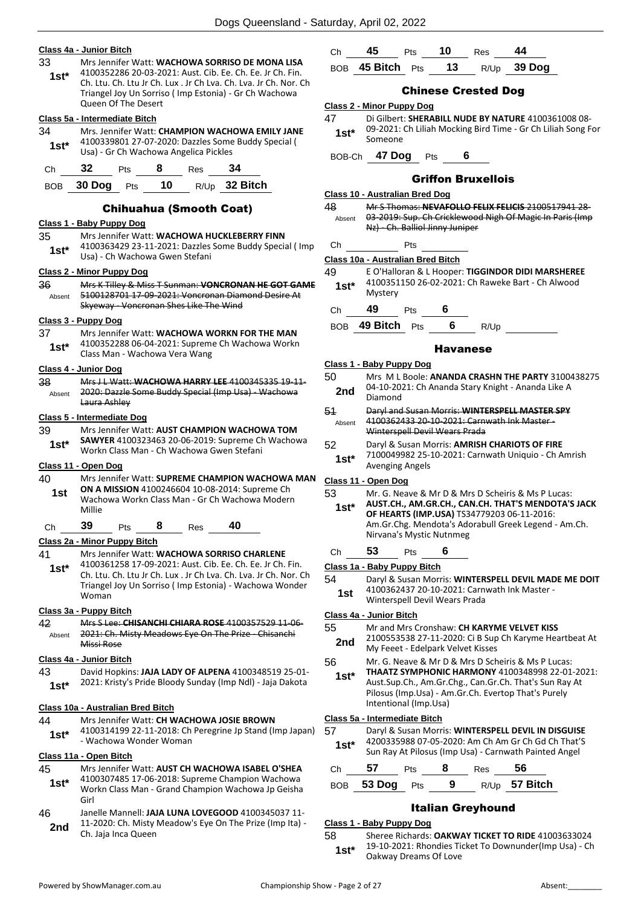#### Class 4a - Junior Bitch

33 **1st*** Mrs Jennifer Watt: **WACHOWA SORRISO DE MONA LISA** 4100352286 20-03-2021: Aust. Cib. Ee. Ch. Ee. Jr Ch. Fin. Ch. Ltu. Ch. Ltu Jr Ch. Lux . Jr Ch Lva. Ch. Lva. Jr Ch. Nor. Ch Triangel Joy Un Sorriso ( Imp Estonia) - Gr Ch Wachowa Queen Of The Desert

#### Class 5a - Intermediate Bitch

34 **1st*** Mrs. Jennifer Watt: **CHAMPION WACHOWA EMILY JANE** 4100339801 27-07-2020: Dazzles Some Buddy Special ( Usa) - Gr Ch Wachowa Angelica Pickles

Ch **32** Pts **8** Res **34**

BOB **30 Dog** Pts **10** R/Up **32 Bitch**

## Chihuahua (Smooth Coat)

#### Class 1 - Baby Puppy Dog

35 **1st*** Mrs Jennifer Watt: **WACHOWA HUCKLEBERRY FINN** 4100363429 23-11-2021: Dazzles Some Buddy Special ( Imp Usa) - Ch Wachowa Gwen Stefani

#### Class 2 - Minor Puppy Dog

36 Absent ~~Mrs K Tilley & Miss T Sunman: **VONCRONAN HE GOT GAME** 5100128701 17-09-2021: Voncronan Diamond Desire At Skyeway - Voncronan Shes Like The Wind~~

#### Class 3 - Puppy Dog

37 **1st*** Mrs Jennifer Watt: **WACHOWA WORKN FOR THE MAN** 4100352288 06-04-2021: Supreme Ch Wachowa Workn Class Man - Wachowa Vera Wang

#### Class 4 - Junior Dog

38 Absent ~~Mrs J L Watt: **WACHOWA HARRY LEE** 4100345335 19-11-2020: Dazzle Some Buddy Special (Imp Usa) - Wachowa Laura Ashley~~

#### Class 5 - Intermediate Dog

39 **1st*** Mrs Jennifer Watt: **AUST CHAMPION WACHOWA TOM SAWYER** 4100323463 20-06-2019: Supreme Ch Wachowa Workn Class Man - Ch Wachowa Gwen Stefani

#### Class 11 - Open Dog

40 **1st** Mrs Jennifer Watt: **SUPREME CHAMPION WACHOWA MAN ON A MISSION** 4100246604 10-08-2014: Supreme Ch Wachowa Workn Class Man - Gr Ch Wachowa Modern Millie

Ch **39** Pts **8** Res **40**

#### Class 2a - Minor Puppy Bitch

41 **1st*** Mrs Jennifer Watt: **WACHOWA SORRISO CHARLENE** 4100361258 17-09-2021: Aust. Cib. Ee. Ch. Ee. Jr Ch. Fin. Ch. Ltu. Ch. Ltu Jr Ch. Lux . Jr Ch Lva. Ch. Lva. Jr Ch. Nor. Ch Triangel Joy Un Sorriso ( Imp Estonia) - Wachowa Wonder Woman

#### Class 3a - Puppy Bitch

42 Absent ~~Mrs S Lee: **CHISANCHI CHIARA ROSE** 4100357529 11-06-2021: Ch. Misty Meadows Eye On The Prize - Chisanchi Missi Rose~~

#### Class 4a - Junior Bitch

43 **1st*** David Hopkins: **JAJA LADY OF ALPENA** 4100348519 25-01-2021: Kristy's Pride Bloody Sunday (Imp Ndl) - Jaja Dakota

#### Class 10a - Australian Bred Bitch

44 **1st*** Mrs Jennifer Watt: **CH WACHOWA JOSIE BROWN** 4100314199 22-11-2018: Ch Peregrine Jp Stand (Imp Japan) - Wachowa Wonder Woman

#### Class 11a - Open Bitch

45 **1st*** Mrs Jennifer Watt: **AUST CH WACHOWA ISABEL O'SHEA** 4100307485 17-06-2018: Supreme Champion Wachowa Workn Class Man - Grand Champion Wachowa Jp Geisha Girl

46 **2nd** Janelle Mannell: **JAJA LUNA LOVEGOOD** 4100345037 11-11-2020: Ch. Misty Meadow's Eye On The Prize (Imp Ita) - Ch. Jaja Inca Queen

Ch **45** Pts **10** Res **44**

BOB **45 Bitch** Pts **13** R/Up **39 Dog**

## Chinese Crested Dog

#### Class 2 - Minor Puppy Dog

47 **1st*** Di Gilbert: **SHERABILL NUDE BY NATURE** 4100361008 08-09-2021: Ch Liliah Mocking Bird Time - Gr Ch Liliah Song For Someone

BOB-Ch **47 Dog** Pts **6**

## Griffon Bruxellois

#### Class 10 - Australian Bred Dog

48 Absent ~~Mr S Thomas: **NEVAFOLLO FELIX FELICIS** 2100517941 28-03-2019: Sup. Ch Cricklewood Nigh Of Magic In Paris (Imp Nz) - Ch. Balliol Jinny Juniper~~

Ch ______ Pts ______

#### Class 10a - Australian Bred Bitch

49 **1st*** E O'Halloran & L Hooper: **TIGGINDOR DIDI MARSHEREE** 4100351150 26-02-2021: Ch Raweke Bart - Ch Alwood Mystery

Ch **49** Pts **6**

BOB **49 Bitch** Pts **6** R/Up ______

## Havanese

#### Class 1 - Baby Puppy Dog

50 **2nd** Mrs M L Boole: **ANANDA CRASHN THE PARTY** 3100438275 04-10-2021: Ch Ananda Stary Knight - Ananda Like A Diamond

51 Absent ~~Daryl and Susan Morris: **WINTERSPELL MASTER SPY** 4100362433 20-10-2021: Carnwath Ink Master - Winterspell Devil Wears Prada~~

52 **1st*** Daryl & Susan Morris: **AMRISH CHARIOTS OF FIRE** 7100049982 25-10-2021: Carnwath Uniquio - Ch Amrish Avenging Angels

#### Class 11 - Open Dog

53 **1st*** Mr. G. Neave & Mr D & Mrs D Scheiris & Ms P Lucas: **AUST.CH., AM.GR.CH., CAN.CH. THAT'S MENDOTA'S JACK OF HEARTS (IMP.USA)** TS34779203 06-11-2016: Am.Gr.Chg. Mendota's Adorabull Greek Legend - Am.Ch. Nirvana's Mystic Nutnmeg

Ch **53** Pts **6**

#### Class 1a - Baby Puppy Bitch

54 **1st** Daryl & Susan Morris: **WINTERSPELL DEVIL MADE ME DOIT** 4100362437 20-10-2021: Carnwath Ink Master - Winterspell Devil Wears Prada

#### Class 4a - Junior Bitch

55 **2nd** Mr and Mrs Cronshaw: **CH KARYME VELVET KISS** 2100553538 27-11-2020: Ci B Sup Ch Karyme Heartbeat At My Feeet - Edelpark Velvet Kisses

56 **1st*** Mr. G. Neave & Mr D & Mrs D Scheiris & Ms P Lucas: **THAATZ SYMPHONIC HARMONY** 4100348998 22-01-2021: Aust.Sup.Ch., Am.Gr.Chg., Can.Gr.Ch. That's Sun Ray At Pilosus (Imp.Usa) - Am.Gr.Ch. Evertop That's Purely Intentional (Imp.Usa)

#### Class 5a - Intermediate Bitch

57 **1st*** Daryl & Susan Morris: **WINTERSPELL DEVIL IN DISGUISE** 4200335988 07-05-2020: Am Ch Am Gr Ch Gd Ch That'S Sun Ray At Pilosus (Imp Usa) - Carnwath Painted Angel

Ch **57** Pts **8** Res **56**

BOB **53 Dog** Pts **9** R/Up **57 Bitch**

## Italian Greyhound

#### Class 1 - Baby Puppy Dog

58 **1st*** Sheree Richards: **OAKWAY TICKET TO RIDE** 41003633024 19-10-2021: Rhondies Ticket To Downunder(Imp Usa) - Ch Oakway Dreams Of Love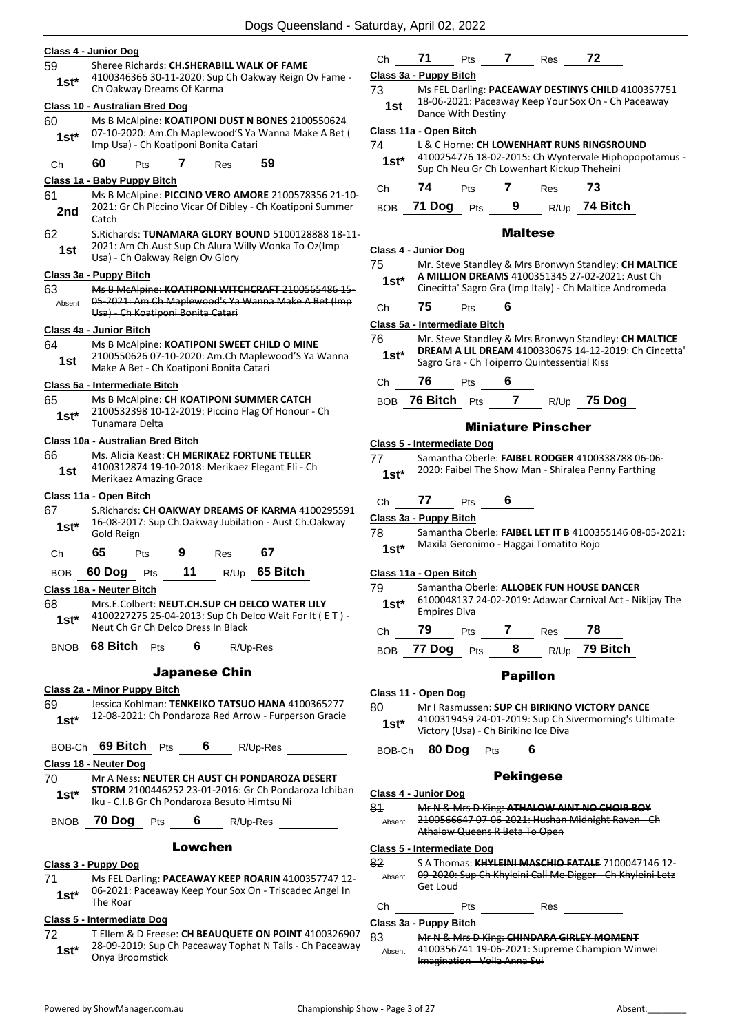**Class 4 - Junior Dog**

59 — 1st* — Sheree Richards: **CH.SHERABILL WALK OF FAME** 4100346366 30-11-2020: Sup Ch Oakway Reign Ov Fame - Ch Oakway Dreams Of Karma

**Class 10 - Australian Bred Dog**

60 — 1st* — Ms B McAlpine: **KOATIPONI DUST N BONES** 2100550624 07-10-2020: Am.Ch Maplewood'S Ya Wanna Make A Bet ( Imp Usa) - Ch Koatiponi Bonita Catari

Ch 60 Pts 7 Res 59

**Class 1a - Baby Puppy Bitch**

61 — 2nd — Ms B McAlpine: **PICCINO VERO AMORE** 2100578356 21-10-2021: Gr Ch Piccino Vicar Of Dibley - Ch Koatiponi Summer Catch

62 — 1st — S.Richards: **TUNAMARA GLORY BOUND** 5100128888 18-11-2021: Am Ch.Aust Sup Ch Alura Willy Wonka To Oz(Imp Usa) - Ch Oakway Reign Ov Glory

**Class 3a - Puppy Bitch**

63 — Absent — ~~Ms B McAlpine: **KOATIPONI WITCHCRAFT** 2100565486 15-05-2021: Am Ch Maplewood's Ya Wanna Make A Bet (Imp Usa) - Ch Koatiponi Bonita Catari~~

**Class 4a - Junior Bitch**

64 — 1st — Ms B McAlpine: **KOATIPONI SWEET CHILD O MINE** 2100550626 07-10-2020: Am.Ch Maplewood'S Ya Wanna Make A Bet - Ch Koatiponi Bonita Catari

**Class 5a - Intermediate Bitch**

65 — 1st* — Ms B McAlpine: **CH KOATIPONI SUMMER CATCH** 2100532398 10-12-2019: Piccino Flag Of Honour - Ch Tunamara Delta

**Class 10a - Australian Bred Bitch**

66 — 1st — Ms. Alicia Keast: **CH MERIKAEZ FORTUNE TELLER** 4100312874 19-10-2018: Merikaez Elegant Eli - Ch Merikaez Amazing Grace

**Class 11a - Open Bitch**

67 — 1st* — S.Richards: **CH OAKWAY DREAMS OF KARMA** 4100295591 16-08-2017: Sup Ch.Oakway Jubilation - Aust Ch.Oakway Gold Reign

Ch 65 Pts 9 Res 67

BOB 60 Dog Pts 11 R/Up 65 Bitch

**Class 18a - Neuter Bitch**

68 — 1st* — Mrs.E.Colbert: **NEUT.CH.SUP CH DELCO WATER LILY** 4100227275 25-04-2013: Sup Ch Delco Wait For It ( E T ) - Neut Ch Gr Ch Delco Dress In Black

BNOB 68 Bitch Pts 6 R/Up-Res

## Japanese Chin

**Class 2a - Minor Puppy Bitch**

69 — 1st* — Jessica Kohlman: **TENKEIKO TATSUO HANA** 4100365277 12-08-2021: Ch Pondaroza Red Arrow - Furperson Gracie

BOB-Ch 69 Bitch Pts 6 R/Up-Res

**Class 18 - Neuter Dog**

70 — 1st* — Mr A Ness: **NEUTER CH AUST CH PONDAROZA DESERT STORM** 2100446252 23-01-2016: Gr Ch Pondaroza Ichiban Iku - C.I.B Gr Ch Pondaroza Besuto Himtsu Ni

BNOB 70 Dog Pts 6 R/Up-Res

## Lowchen

**Class 3 - Puppy Dog**

71 — 1st* — Ms FEL Darling: **PACEAWAY KEEP ROARIN** 4100357747 12-06-2021: Paceaway Keep Your Sox On - Triscadec Angel In The Roar

**Class 5 - Intermediate Dog**

72 — 1st* — T Ellem & D Freese: **CH BEAUQUETE ON POINT** 4100326907 28-09-2019: Sup Ch Paceaway Tophat N Tails - Ch Paceaway Onya Broomstick

Ch 71 Pts 7 Res 72

**Class 3a - Puppy Bitch**

73 — 1st — Ms FEL Darling: **PACEAWAY DESTINYS CHILD** 4100357751 18-06-2021: Paceaway Keep Your Sox On - Ch Paceaway Dance With Destiny

**Class 11a - Open Bitch**

74 — 1st* — L & C Horne: **CH LOWENHART RUNS RINGSROUND** 4100254776 18-02-2015: Ch Wyntervale Hiphopopotamus - Sup Ch Neu Gr Ch Lowenhart Kickup Theheini

Ch 74 Pts 7 Res 73

BOB 71 Dog Pts 9 R/Up 74 Bitch

## Maltese

**Class 4 - Junior Dog**

75 — 1st* — Mr. Steve Standley & Mrs Bronwyn Standley: **CH MALTICE A MILLION DREAMS** 4100351345 27-02-2021: Aust Ch Cinecitta' Sagro Gra (Imp Italy) - Ch Maltice Andromeda

Ch 75 Pts 6

**Class 5a - Intermediate Bitch**

76 — 1st* — Mr. Steve Standley & Mrs Bronwyn Standley: **CH MALTICE DREAM A LIL DREAM** 4100330675 14-12-2019: Ch Cincetta' Sagro Gra - Ch Toiperro Quintessential Kiss

Ch 76 Pts 6

BOB 76 Bitch Pts 7 R/Up 75 Dog

## Miniature Pinscher

**Class 5 - Intermediate Dog**

77 — 1st* — Samantha Oberle: **FAIBEL RODGER** 4100338788 06-06-2020: Faibel The Show Man - Shiralea Penny Farthing

Ch 77 Pts 6

**Class 3a - Puppy Bitch**

78 — 1st* — Samantha Oberle: **FAIBEL LET IT B** 4100355146 08-05-2021: Maxila Geronimo - Haggai Tomatito Rojo

**Class 11a - Open Bitch**

79 — 1st* — Samantha Oberle: **ALLOBEK FUN HOUSE DANCER** 6100048137 24-02-2019: Adawar Carnival Act - Nikijay The Empires Diva

Ch 79 Pts 7 Res 78

BOB 77 Dog Pts 8 R/Up 79 Bitch

## Papillon

**Class 11 - Open Dog**

80 — 1st* — Mr I Rasmussen: **SUP CH BIRIKINO VICTORY DANCE** 4100319459 24-01-2019: Sup Ch Sivermorning's Ultimate Victory (Usa) - Ch Birikino Ice Diva

BOB-Ch 80 Dog Pts 6

## Pekingese

**Class 4 - Junior Dog**

81 — Absent — ~~Mr N & Mrs D King: **ATHALOW AINT NO CHOIR BOY** 2100566647 07-06-2021: Hushan Midnight Raven - Ch Athalow Queens R Beta To Open~~

**Class 5 - Intermediate Dog**

82 — Absent — ~~S A Thomas: **KHYLEINI MASCHIO FATALE** 7100047146 12-09-2020: Sup Ch Khyleini Call Me Digger - Ch Khyleini Letz Get Loud~~

Ch Pts Res

**Class 3a - Puppy Bitch**

83 — Absent — ~~Mr N & Mrs D King: **CHINDARA GIRLEY MOMENT** 4100356741 19-06-2021: Supreme Champion Winwei Imagination - Voila Anna Sui~~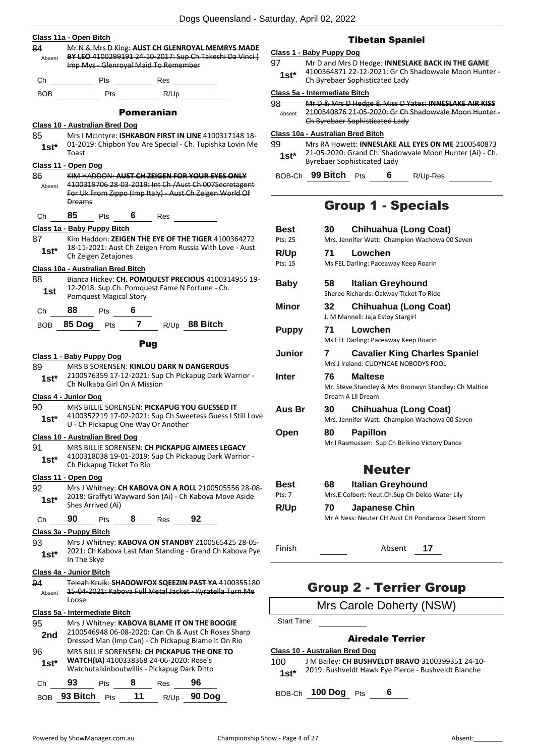#### Class 11a - Open Bitch

84 Absent — ~~Mr N & Mrs D King: **AUST CH GLENROYAL MEMRYS MADE BY LEO** 4100299191 24-10-2017: Sup Ch Takeshi Da Vinci ( Imp Mys - Glenroyal Maid To Remember~~

Ch ______ Pts ______ Res ______

BOB ______ Pts ______ R/Up ______

### Pomeranian

#### Class 10 - Australian Bred Dog

85 1st* — Mrs I McIntyre: **ISHKABON FIRST IN LINE** 4100317148 18-01-2019: Chipbon You Are Special - Ch. Tupishka Lovin Me Toast

#### Class 11 - Open Dog

86 Absent — ~~KIM HADDON: **AUST CH ZEIGEN FOR YOUR EYES ONLY** 4100319706 28-03-2019: Int Ch /Aust Ch 007Secretagent For Uk From Zippo (Imp Italy) - Aust Ch Zeigen World Of Dreams~~

Ch **85** Pts **6** Res ______

#### Class 1a - Baby Puppy Bitch

87 1st* — Kim Haddon: **ZEIGEN THE EYE OF THE TIGER** 4100364272 18-11-2021: Aust Ch Zeigen From Russia With Love - Aust Ch Zeigen Zetajones

#### Class 10a - Australian Bred Bitch

88 1st — Bianca Hickey: **CH. POMQUEST PRECIOUS** 4100314955 19-12-2018: Sup.Ch. Pomquest Fame N Fortune - Ch. Pomquest Magical Story

Ch **88** Pts **6**

BOB **85 Dog** Pts **7** R/Up **88 Bitch**

### Pug

#### Class 1 - Baby Puppy Dog

89 1st* — MRS B SORENSEN: **KINLOU DARK N DANGEROUS** 2100576359 17-12-2021: Sup Ch Pickapug Dark Warrior - Ch Nulkaba Girl On A Mission

#### Class 4 - Junior Dog

90 1st* — MRS BILLIE SORENSEN: **PICKAPUG YOU GUESSED IT** 4100352219 17-02-2021: Sup Ch Sweetess Guess I Still Love U - Ch Pickapug One Way Or Another

#### Class 10 - Australian Bred Dog

91 1st* — MRS BILLIE SORENSEN: **CH PICKAPUG AIMEES LEGACY** 4100318038 19-01-2019: Sup Ch Pickapug Dark Warrior - Ch Pickapug Ticket To Rio

#### Class 11 - Open Dog

92 1st* — Mrs J Whitney: **CH KABOVA ON A ROLL** 2100505556 28-08-2018: Graffyti Wayward Son (Ai) - Ch Kabova Move Aside Shes Arrived (Ai)

Ch **90** Pts **8** Res **92**

#### Class 3a - Puppy Bitch

93 1st* — Mrs J Whitney: **KABOVA ON STANDBY** 2100565425 28-05-2021: Ch Kabova Last Man Standing - Grand Ch Kabova Pye In The Skye

#### Class 4a - Junior Bitch

94 Absent — ~~Teleah Kruik: **SHADOWFOX SQEEZIN PAST YA** 4100355180 15-04-2021: Kabova Full Metal Jacket - Kyratella Turn Me Loose~~

#### Class 5a - Intermediate Bitch

95 2nd — Mrs J Whitney: **KABOVA BLAME IT ON THE BOOGIE** 2100546948 06-08-2020: Can Ch & Aust Ch Roses Sharp Dressed Man (Imp Can) - Ch Pickapug Blame It On Rio

96 1st* — MRS BILLIE SORENSEN: **CH PICKAPUG THE ONE TO WATCH(IA)** 4100338368 24-06-2020: Rose's Watchutalkinboutwillis - Pickapug Dark Ditto

Ch **93** Pts **8** Res **96**

BOB **93 Bitch** Pts **11** R/Up **90 Dog**

### Tibetan Spaniel

#### Class 1 - Baby Puppy Dog

97 1st* — Mr D and Mrs D Hedge: **INNESLAKE BACK IN THE GAME** 4100364871 22-12-2021: Gr Ch Shadowvale Moon Hunter - Ch Byrebaer Sophisticated Lady

#### Class 5a - Intermediate Bitch

98 Absent — ~~Mr D & Mrs D Hedge & Miss D Yates: **INNESLAKE AIR KISS** 2100540876 21-05-2020: Gr Ch Shadowvale Moon Hunter - Ch Byrebaer Sophisticated Lady~~

#### Class 10a - Australian Bred Bitch

99 1st* — Mrs RA Howett: **INNESLAKE ALL EYES ON ME** 2100540873 21-05-2020: Grand Ch. Shadowvale Moon Hunter (Ai) - Ch. Byrebaer Sophisticated Lady

BOB-Ch **99 Bitch** Pts **6** R/Up-Res ______

## Group 1 - Specials

| | | | |
|---|---|---|---|
| **Best** (Pts: 25) | 30 | **Chihuahua (Long Coat)** | Mrs. Jennifer Watt: Champion Wachowa 00 Seven |
| **R/Up** (Pts: 15) | 71 | **Lowchen** | Ms FEL Darling: Paceaway Keep Roarin |
| **Baby** | 58 | **Italian Greyhound** | Sheree Richards: Oakway Ticket To Ride |
| **Minor** | 32 | **Chihuahua (Long Coat)** | J. M Mannell: Jaja Estoy Stargirl |
| **Puppy** | 71 | **Lowchen** | Ms FEL Darling: Paceaway Keep Roarin |
| **Junior** | 7 | **Cavalier King Charles Spaniel** | Mrs J Ireland: CUDYNCAE NOBODYS FOOL |
| **Inter** | 76 | **Maltese** | Mr. Steve Standley & Mrs Bronwyn Standley: Ch Maltice Dream A Lil Dream |
| **Aus Br** | 30 | **Chihuahua (Long Coat)** | Mrs. Jennifer Watt: Champion Wachowa 00 Seven |
| **Open** | 80 | **Papillon** | Mr I Rasmussen: Sup Ch Birikino Victory Dance |

### Neuter

| | | | |
|---|---|---|---|
| **Best** (Pts: 7) | 68 | **Italian Greyhound** | Mrs.E.Colbert: Neut.Ch.Sup Ch Delco Water Lily |
| **R/Up** | 70 | **Japanese Chin** | Mr A Ness: Neuter CH Aust CH Pondaroza Desert Storm |

Finish ______ Absent **17**

## Group 2 - Terrier Group

Mrs Carole Doherty (NSW)

Start Time: ______

### Airedale Terrier

#### Class 10 - Australian Bred Dog

100 1st* — J M Bailey: **CH BUSHVELDT BRAVO** 3100399351 24-10-2019: Bushveldt Hawk Eye Pierce - Bushveldt Blanche

BOB-Ch **100 Dog** Pts **6**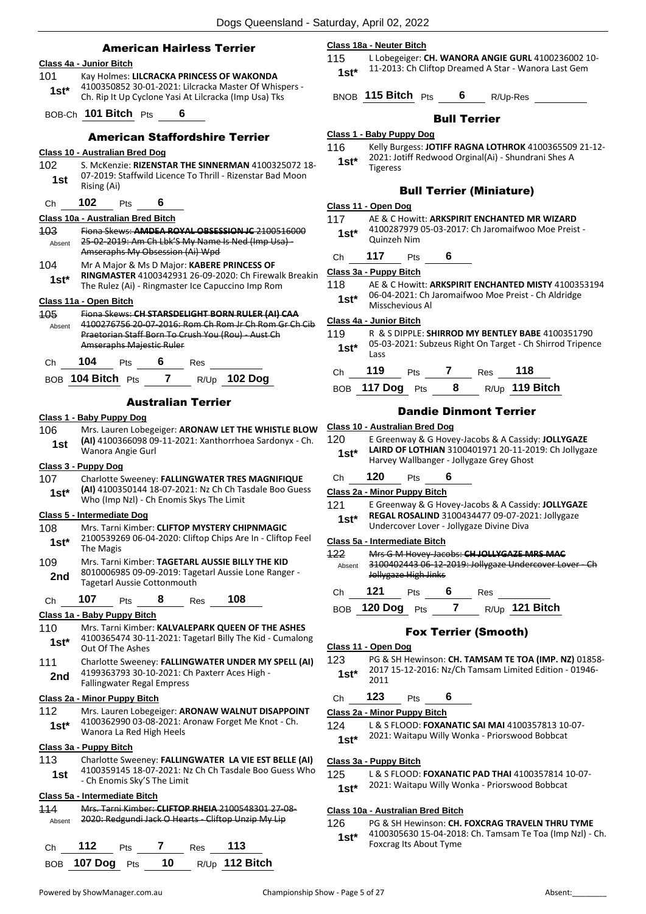## American Hairless Terrier

**Class 4a - Junior Bitch**

101 Kay Holmes: **LILCRACKA PRINCESS OF WAKONDA** 4100350852 30-01-2021: Lilcracka Master Of Whispers - Ch. Rip It Up Cyclone Yasi At Lilcracka (Imp Usa) Tks
**1st***

BOB-Ch **101 Bitch** Pts **6**

## American Staffordshire Terrier

**Class 10 - Australian Bred Dog**

102 S. McKenzie: **RIZENSTAR THE SINNERMAN** 4100325072 18-07-2019: Staffwild Licence To Thrill - Rizenstar Bad Moon Rising (Ai)
**1st**

Ch **102** Pts **6**

**Class 10a - Australian Bred Bitch**

103 ~~Fiona Skews: **AMDEA ROYAL OBSESSION JC** 2100516000 25-02-2019: Am Ch Lbk'S My Name Is Ned (Imp Usa) - Amseraphs My Obsession (Ai) Wpd~~
Absent

104 Mr A Major & Ms D Major: **KABERE PRINCESS OF RINGMASTER** 4100342931 26-09-2020: Ch Firewalk Breakin The Rulez (Ai) - Ringmaster Ice Capuccino Imp Rom
**1st***

**Class 11a - Open Bitch**

105 ~~Fiona Skews: **CH STARSDELIGHT BORN RULER (AI) CAA** 4100276756 20-07-2016: Rom Ch Rom Jr Ch Rom Gr Ch Cib Praetorian Staff Born To Crush You (Rou) - Aust Ch Amseraphs Majestic Ruler~~
Absent

Ch **104** Pts **6** Res

BOB **104 Bitch** Pts **7** R/Up **102 Dog**

## Australian Terrier

**Class 1 - Baby Puppy Dog**

106 Mrs. Lauren Lobegeiger: **ARONAW LET THE WHISTLE BLOW (AI)** 4100366098 09-11-2021: Xanthorrhoea Sardonyx - Ch. Wanora Angie Gurl
**1st**

**Class 3 - Puppy Dog**

107 Charlotte Sweeney: **FALLINGWATER TRES MAGNIFIQUE (AI)** 4100350144 18-07-2021: Nz Ch Ch Tasdale Boo Guess Who (Imp Nzl) - Ch Enomis Skys The Limit
**1st***

**Class 5 - Intermediate Dog**

108 Mrs. Tarni Kimber: **CLIFTOP MYSTERY CHIPNMAGIC** 2100539269 06-04-2020: Cliftop Chips Are In - Cliftop Feel The Magis
**1st***

109 Mrs. Tarni Kimber: **TAGETARL AUSSIE BILLY THE KID** 8010006985 09-09-2019: Tagetarl Aussie Lone Ranger - Tagetarl Aussie Cottonmouth
**2nd**

Ch **107** Pts **8** Res **108**

**Class 1a - Baby Puppy Bitch**

110 Mrs. Tarni Kimber: **KALVALEPARK QUEEN OF THE ASHES** 4100365474 30-11-2021: Tagetarl Billy The Kid - Cumalong Out Of The Ashes
**1st***

111 Charlotte Sweeney: **FALLINGWATER UNDER MY SPELL (AI)** 4199363793 30-10-2021: Ch Paxterr Aces High - Fallingwater Regal Empress
**2nd**

**Class 2a - Minor Puppy Bitch**

112 Mrs. Lauren Lobegeiger: **ARONAW WALNUT DISAPPOINT** 4100362990 03-08-2021: Aronaw Forget Me Knot - Ch. Wanora La Red High Heels
**1st***

**Class 3a - Puppy Bitch**

113 Charlotte Sweeney: **FALLINGWATER LA VIE EST BELLE (AI)** 4100359145 18-07-2021: Nz Ch Ch Tasdale Boo Guess Who - Ch Enomis Sky'S The Limit
**1st**

**Class 5a - Intermediate Bitch**

114 ~~Mrs. Tarni Kimber: **CLIFTOP RHEIA** 2100548301 27-08-2020: Redgundi Jack O Hearts - Cliftop Unzip My Lip~~
Absent

Ch **112** Pts **7** Res **113**

BOB **107 Dog** Pts **10** R/Up **112 Bitch**

**Class 18a - Neuter Bitch**

115 L Lobegeiger: **CH. WANORA ANGIE GURL** 4100236002 10-11-2013: Ch Cliftop Dreamed A Star - Wanora Last Gem
**1st***

BNOB **115 Bitch** Pts **6** R/Up-Res

## Bull Terrier

**Class 1 - Baby Puppy Dog**

116 Kelly Burgess: **JOTIFF RAGNA LOTHROK** 4100365509 21-12-2021: Jotiff Redwood Orginal(Ai) - Shundrani Shes A Tigeress
**1st***

## Bull Terrier (Miniature)

**Class 11 - Open Dog**

117 AE & C Howitt: **ARKSPIRIT ENCHANTED MR WIZARD** 4100287979 05-03-2017: Ch Jaromaifwoo Moe Preist - Quinzeh Nim
**1st***

Ch **117** Pts **6**

**Class 3a - Puppy Bitch**

118 AE & C Howitt: **ARKSPIRIT ENCHANTED MISTY** 4100353194 06-04-2021: Ch Jaromaifwoo Moe Preist - Ch Aldridge Misschevious Al
**1st***

**Class 4a - Junior Bitch**

119 R & S DIPPLE: **SHIRROD MY BENTLEY BABE** 4100351790 05-03-2021: Subzeus Right On Target - Ch Shirrod Tripence Lass
**1st***

Ch **119** Pts **7** Res **118**

BOB **117 Dog** Pts **8** R/Up **119 Bitch**

## Dandie Dinmont Terrier

**Class 10 - Australian Bred Dog**

120 E Greenway & G Hovey-Jacobs & A Cassidy: **JOLLYGAZE LAIRD OF LOTHIAN** 3100401971 20-11-2019: Ch Jollygaze Harvey Wallbanger - Jollygaze Grey Ghost
**1st***

Ch **120** Pts **6**

**Class 2a - Minor Puppy Bitch**

121 E Greenway & G Hovey-Jacobs & A Cassidy: **JOLLYGAZE REGAL ROSALIND** 3100434477 09-07-2021: Jollygaze Undercover Lover - Jollygaze Divine Diva
**1st***

**Class 5a - Intermediate Bitch**

122 ~~Mrs G M Hovey-Jacobs: **CH JOLLYGAZE MRS MAC** 3100402443 06-12-2019: Jollygaze Undercover Lover - Ch Jollygaze High Jinks~~
Absent

Ch **121** Pts **6** Res

BOB **120 Dog** Pts **7** R/Up **121 Bitch**

## Fox Terrier (Smooth)

**Class 11 - Open Dog**

123 PG & SH Hewinson: **CH. TAMSAM TE TOA (IMP. NZ)** 01858-2017 15-12-2016: Nz/Ch Tamsam Limited Edition - 01946-2011
**1st***

Ch **123** Pts **6**

**Class 2a - Minor Puppy Bitch**

124 L & S FLOOD: **FOXANATIC SAI MAI** 4100357813 10-07-2021: Waitapu Willy Wonka - Priorswood Bobbcat
**1st***

**Class 3a - Puppy Bitch**

125 L & S FLOOD: **FOXANATIC PAD THAI** 4100357814 10-07-2021: Waitapu Willy Wonka - Priorswood Bobbcat
**1st***

**Class 10a - Australian Bred Bitch**

126 PG & SH Hewinson: **CH. FOXCRAG TRAVELN THRU TYME** 4100305630 15-04-2018: Ch. Tamsam Te Toa (Imp Nzl) - Ch. Foxcrag Its About Tyme
**1st***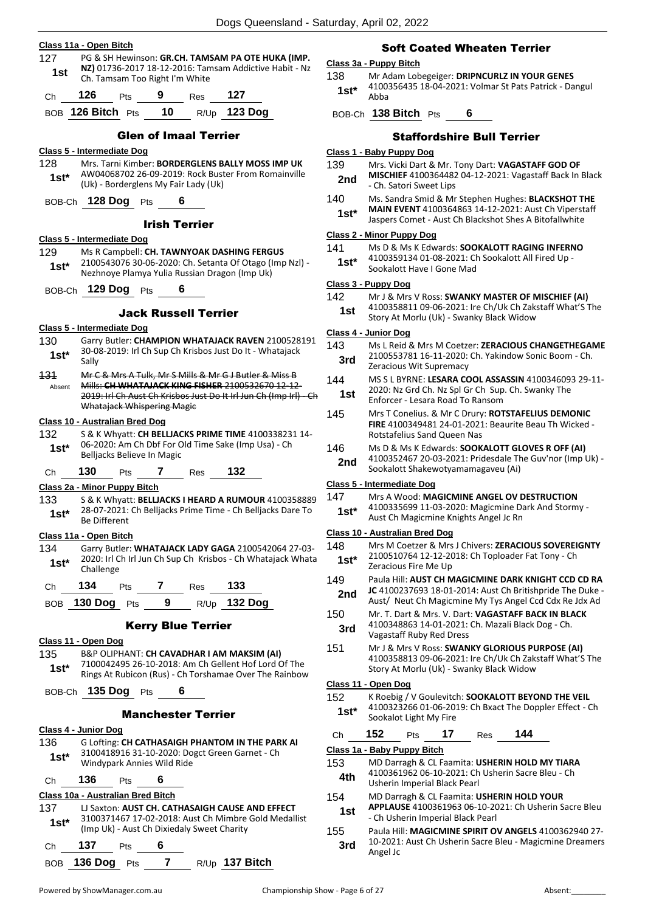### Class 11a - Open Bitch

127 **1st** — PG & SH Hewinson: **GR.CH. TAMSAM PA OTE HUKA (IMP. NZ)** 01736-2017 18-12-2016: Tamsam Addictive Habit - Nz Ch. Tamsam Too Right I'm White

Ch **126** Pts **9** Res **127**

BOB **126 Bitch** Pts **10** R/Up **123 Dog**

## Glen of Imaal Terrier

### Class 5 - Intermediate Dog

128 **1st*** — Mrs. Tarni Kimber: **BORDERGLENS BALLY MOSS IMP UK** AW04068702 26-09-2019: Rock Buster From Romainville (Uk) - Borderglens My Fair Lady (Uk)

BOB-Ch **128 Dog** Pts **6**

## Irish Terrier

### Class 5 - Intermediate Dog

129 **1st*** — Ms R Campbell: **CH. TAWNYOAK DASHING FERGUS** 2100543076 30-06-2020: Ch. Setanta Of Otago (Imp Nzl) - Nezhnoye Plamya Yulia Russian Dragon (Imp Uk)

BOB-Ch **129 Dog** Pts **6**

## Jack Russell Terrier

### Class 5 - Intermediate Dog

130 **1st*** — Garry Butler: **CHAMPION WHATAJACK RAVEN** 2100528191 30-08-2019: Irl Ch Sup Ch Krisbos Just Do It - Whatajack Sally

~~131 Absent — Mr C & Mrs A Tulk, Mr S Mills & Mr G J Butler & Miss B Mills: **CH WHATAJACK KING FISHER** 2100532670 12-12-2019: Irl Ch Aust Ch Krisbos Just Do It Irl Jun Ch (Imp Irl) - Ch Whatajack Whispering Magic~~

### Class 10 - Australian Bred Dog

132 **1st*** — S & K Whyatt: **CH BELLJACKS PRIME TIME** 4100338231 14-06-2020: Am Ch Dbf For Old Time Sake (Imp Usa) - Ch Belljacks Believe In Magic

Ch **130** Pts **7** Res **132**

### Class 2a - Minor Puppy Bitch

133 **1st*** — S & K Whyatt: **BELLJACKS I HEARD A RUMOUR** 4100358889 28-07-2021: Ch Belljacks Prime Time - Ch Belljacks Dare To Be Different

### Class 11a - Open Bitch

134 **1st*** — Garry Butler: **WHATAJACK LADY GAGA** 2100542064 27-03-2020: Irl Ch Irl Jun Ch Sup Ch Krisbos - Ch Whatajack Whata Challenge

Ch **134** Pts **7** Res **133**

BOB **130 Dog** Pts **9** R/Up **132 Dog**

## Kerry Blue Terrier

### Class 11 - Open Dog

135 **1st*** — B&P OLIPHANT: **CH CAVADHAR I AM MAKSIM (AI)** 7100042495 26-10-2018: Am Ch Gellent Hof Lord Of The Rings At Rubicon (Rus) - Ch Torshamae Over The Rainbow

BOB-Ch **135 Dog** Pts **6**

## Manchester Terrier

### Class 4 - Junior Dog

136 **1st*** — G Lofting: **CH CATHASAIGH PHANTOM IN THE PARK AI** 3100418916 31-10-2020: Dogct Green Garnet - Ch Windypark Annies Wild Ride

Ch **136** Pts **6**

### Class 10a - Australian Bred Bitch

137 **1st*** — LJ Saxton: **AUST CH. CATHASAIGH CAUSE AND EFFECT** 3100371467 17-02-2018: Aust Ch Mimbre Gold Medallist (Imp Uk) - Aust Ch Dixiedaly Sweet Charity

Ch **137** Pts **6**

BOB **136 Dog** Pts **7** R/Up **137 Bitch**

## Soft Coated Wheaten Terrier

### Class 3a - Puppy Bitch

138 **1st*** — Mr Adam Lobegeiger: **DRIPNCURLZ IN YOUR GENES** 4100356435 18-04-2021: Volmar St Pats Patrick - Dangul Abba

BOB-Ch **138 Bitch** Pts **6**

## Staffordshire Bull Terrier

### Class 1 - Baby Puppy Dog

139 **2nd** — Mrs. Vicki Dart & Mr. Tony Dart: **VAGASTAFF GOD OF MISCHIEF** 4100364482 04-12-2021: Vagastaff Back In Black - Ch. Satori Sweet Lips

140 **1st*** — Ms. Sandra Smid & Mr Stephen Hughes: **BLACKSHOT THE MAIN EVENT** 4100364863 14-12-2021: Aust Ch Viperstaff Jaspers Comet - Aust Ch Blackshot Shes A Bitofallwhite

### Class 2 - Minor Puppy Dog

141 **1st*** — Ms D & Ms K Edwards: **SOOKALOTT RAGING INFERNO** 4100359134 01-08-2021: Ch Sookalott All Fired Up - Sookalott Have I Gone Mad

### Class 3 - Puppy Dog

142 **1st** — Mr J & Mrs V Ross: **SWANKY MASTER OF MISCHIEF (AI)** 4100358811 09-06-2021: Ire Ch/Uk Ch Zakstaff What'S The Story At Morlu (Uk) - Swanky Black Widow

### Class 4 - Junior Dog

143 **3rd** — Ms L Reid & Mrs M Coetzer: **ZERACIOUS CHANGETHEGAME** 2100553781 16-11-2020: Ch. Yakindow Sonic Boom - Ch. Zeracious Wit Supremacy

144 **1st** — MS S L BYRNE: **LESARA COOL ASSASSIN** 4100346093 29-11-2020: Nz Grd Ch. Nz Spl Gr Ch Sup. Ch. Swanky The Enforcer - Lesara Road To Ransom

145 — Mrs T Conelius. & Mr C Drury: **ROTSTAFELIUS DEMONIC FIRE** 4100349481 24-01-2021: Beaurite Beau Th Wicked - Rotstafelius Sand Queen Nas

146 **2nd** — Ms D & Ms K Edwards: **SOOKALOTT GLOVES R OFF (AI)** 4100352467 20-03-2021: Pridesdale The Guv'nor (Imp Uk) - Sookalott Shakewotyamamagaveu (Ai)

### Class 5 - Intermediate Dog

147 **1st*** — Mrs A Wood: **MAGICMINE ANGEL OV DESTRUCTION** 4100335699 11-03-2020: Magicmine Dark And Stormy - Aust Ch Magicmine Knights Angel Jc Rn

### Class 10 - Australian Bred Dog

148 **1st*** — Mrs M Coetzer & Mrs J Chivers: **ZERACIOUS SOVEREIGNTY** 2100510764 12-12-2018: Ch Toploader Fat Tony - Ch Zeracious Fire Me Up

149 **2nd** — Paula Hill: **AUST CH MAGICMINE DARK KNIGHT CCD CD RA JC** 4100237693 18-01-2014: Aust Ch Britishpride The Duke - Aust/ Neut Ch Magicmine My Tys Angel Ccd Cdx Re Jdx Ad

150 **3rd** — Mr. T. Dart & Mrs. V. Dart: **VAGASTAFF BACK IN BLACK** 4100348863 14-01-2021: Ch. Mazali Black Dog - Ch. Vagastaff Ruby Red Dress

151 — Mr J & Mrs V Ross: **SWANKY GLORIOUS PURPOSE (AI)** 4100358813 09-06-2021: Ire Ch/Uk Ch Zakstaff What'S The Story At Morlu (Uk) - Swanky Black Widow

### Class 11 - Open Dog

152 **1st*** — K Roebig / V Goulevitch: **SOOKALOTT BEYOND THE VEIL** 4100323266 01-06-2019: Ch Bxact The Doppler Effect - Ch Sookalot Light My Fire

Ch **152** Pts **17** Res **144**

### Class 1a - Baby Puppy Bitch

153 **4th** — MD Darragh & CL Faamita: **USHERIN HOLD MY TIARA** 4100361962 06-10-2021: Ch Usherin Sacre Bleu - Ch Usherin Imperial Black Pearl

154 **1st** — MD Darragh & CL Faamita: **USHERIN HOLD YOUR APPLAUSE** 4100361963 06-10-2021: Ch Usherin Sacre Bleu - Ch Usherin Imperial Black Pearl

155 **3rd** — Paula Hill: **MAGICMINE SPIRIT OV ANGELS** 4100362940 27-10-2021: Aust Ch Usherin Sacre Bleu - Magicmine Dreamers Angel Jc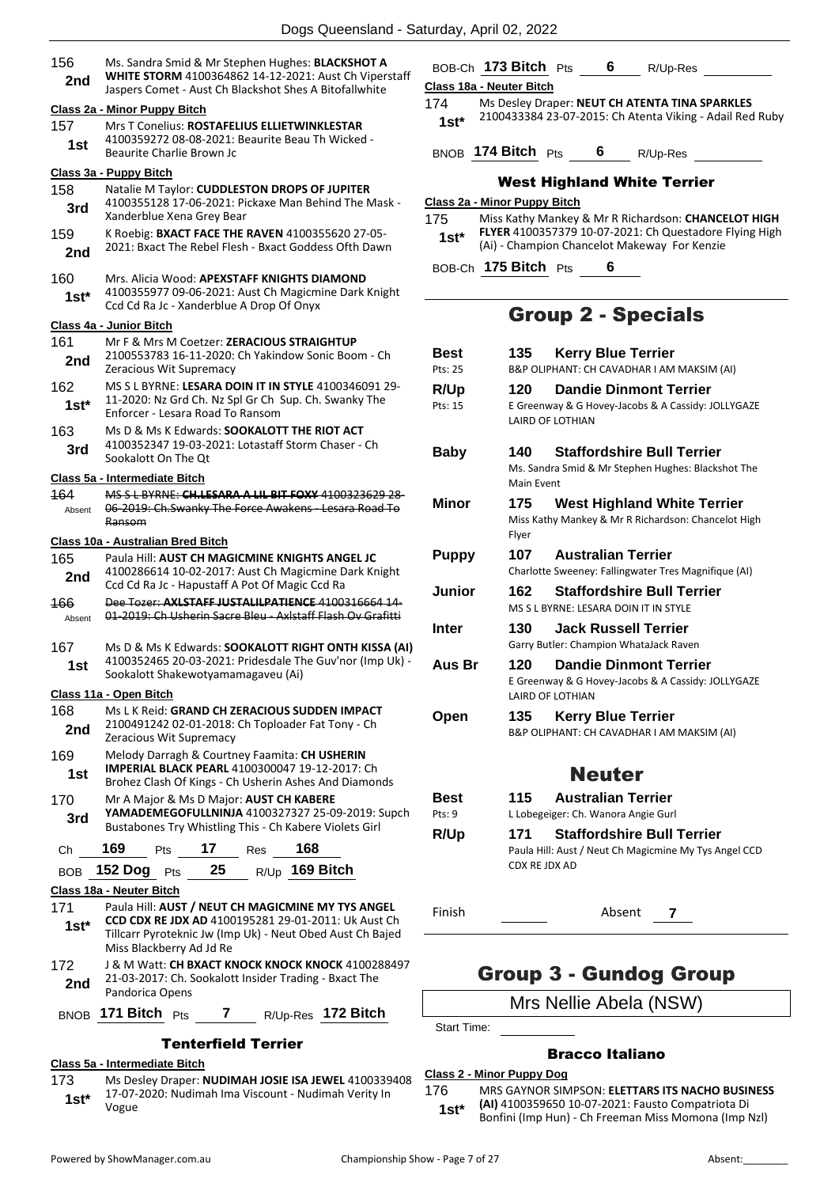156 **2nd** Ms. Sandra Smid & Mr Stephen Hughes: **BLACKSHOT A WHITE STORM** 4100364862 14-12-2021: Aust Ch Viperstaff Jaspers Comet - Aust Ch Blackshot Shes A Bitofallwhite

**Class 2a - Minor Puppy Bitch**

157 **1st** Mrs T Conelius: **ROSTAFELIUS ELLIETWINKLESTAR** 4100359272 08-08-2021: Beaurite Beau Th Wicked - Beaurite Charlie Brown Jc

**Class 3a - Puppy Bitch**

158 **3rd** Natalie M Taylor: **CUDDLESTON DROPS OF JUPITER** 4100355128 17-06-2021: Pickaxe Man Behind The Mask - Xanderblue Xena Grey Bear

159 **2nd** K Roebig: **BXACT FACE THE RAVEN** 4100355620 27-05-2021: Bxact The Rebel Flesh - Bxact Goddess Ofth Dawn

160 **1st*** Mrs. Alicia Wood: **APEXSTAFF KNIGHTS DIAMOND** 4100355977 09-06-2021: Aust Ch Magicmine Dark Knight Ccd Cd Ra Jc - Xanderblue A Drop Of Onyx

**Class 4a - Junior Bitch**

161 **2nd** Mr F & Mrs M Coetzer: **ZERACIOUS STRAIGHTUP** 2100553783 16-11-2020: Ch Yakindow Sonic Boom - Ch Zeracious Wit Supremacy

162 **1st*** MS S L BYRNE: **LESARA DOIN IT IN STYLE** 4100346091 29-11-2020: Nz Grd Ch. Nz Spl Gr Ch Sup. Ch. Swanky The Enforcer - Lesara Road To Ransom

163 **3rd** Ms D & Ms K Edwards: **SOOKALOTT THE RIOT ACT** 4100352347 19-03-2021: Lotastaff Storm Chaser - Ch Sookalott On The Qt

**Class 5a - Intermediate Bitch**

~~164~~ Absent ~~MS S L BYRNE: **CH.LESARA A LIL BIT FOXY** 4100323629 28-06-2019: Ch.Swanky The Force Awakens - Lesara Road To Ransom~~

**Class 10a - Australian Bred Bitch**

165 **2nd** Paula Hill: **AUST CH MAGICMINE KNIGHTS ANGEL JC** 4100286614 10-02-2017: Aust Ch Magicmine Dark Knight Ccd Cd Ra Jc - Hapustaff A Pot Of Magic Ccd Ra

~~166~~ Absent ~~Dee Tozer: **AXLSTAFF JUSTALILPATIENCE** 4100316664 14-01-2019: Ch Usherin Sacre Bleu - Axlstaff Flash Ov Grafitti~~

167 **1st** Ms D & Ms K Edwards: **SOOKALOTT RIGHT ONTH KISSA (AI)** 4100352465 20-03-2021: Pridesdale The Guv'nor (Imp Uk) - Sookalott Shakewotyamamagaveu (Ai)

**Class 11a - Open Bitch**

168 **2nd** Ms L K Reid: **GRAND CH ZERACIOUS SUDDEN IMPACT** 2100491242 02-01-2018: Ch Toploader Fat Tony - Ch Zeracious Wit Supremacy

169 **1st** Melody Darragh & Courtney Faamita: **CH USHERIN IMPERIAL BLACK PEARL** 4100300047 19-12-2017: Ch Brohez Clash Of Kings - Ch Usherin Ashes And Diamonds

170 **3rd** Mr A Major & Ms D Major: **AUST CH KABERE YAMADEMEGOFULLNINJA** 4100327327 25-09-2019: Supch Bustabones Try Whistling This - Ch Kabere Violets Girl

Ch **169** Pts **17** Res **168**

BOB **152 Dog** Pts **25** R/Up **169 Bitch**

**Class 18a - Neuter Bitch**

171 **1st*** Paula Hill: **AUST / NEUT CH MAGICMINE MY TYS ANGEL CCD CDX RE JDX AD** 4100195281 29-01-2011: Uk Aust Ch Tillcarr Pyroteknic Jw (Imp Uk) - Neut Obed Aust Ch Bajed Miss Blackberry Ad Jd Re

172 **2nd** J & M Watt: **CH BXACT KNOCK KNOCK KNOCK** 4100288497 21-03-2017: Ch. Sookalott Insider Trading - Bxact The Pandorica Opens

BNOB **171 Bitch** Pts **7** R/Up-Res **172 Bitch**

### Tenterfield Terrier

**Class 5a - Intermediate Bitch**

173 **1st*** Ms Desley Draper: **NUDIMAH JOSIE ISA JEWEL** 4100339408 17-07-2020: Nudimah Ima Viscount - Nudimah Verity In Vogue

BOB-Ch **173 Bitch** Pts **6** R/Up-Res

**Class 18a - Neuter Bitch**

174 **1st*** Ms Desley Draper: **NEUT CH ATENTA TINA SPARKLES** 2100433384 23-07-2015: Ch Atenta Viking - Adail Red Ruby

BNOB **174 Bitch** Pts **6** R/Up-Res

### West Highland White Terrier

**Class 2a - Minor Puppy Bitch**

175 **1st*** Miss Kathy Mankey & Mr R Richardson: **CHANCELOT HIGH FLYER** 4100357379 10-07-2021: Ch Questadore Flying High (Ai) - Champion Chancelot Makeway For Kenzie

BOB-Ch **175 Bitch** Pts **6**

## Group 2 - Specials

| | | |
|---|---|---|
| **Best** Pts: 25 | **135** | **Kerry Blue Terrier** B&P OLIPHANT: CH CAVADHAR I AM MAKSIM (AI) |
| **R/Up** Pts: 15 | **120** | **Dandie Dinmont Terrier** E Greenway & G Hovey-Jacobs & A Cassidy: JOLLYGAZE LAIRD OF LOTHIAN |
| **Baby** | **140** | **Staffordshire Bull Terrier** Ms. Sandra Smid & Mr Stephen Hughes: Blackshot The Main Event |
| **Minor** | **175** | **West Highland White Terrier** Miss Kathy Mankey & Mr R Richardson: Chancelot High Flyer |
| **Puppy** | **107** | **Australian Terrier** Charlotte Sweeney: Fallingwater Tres Magnifique (AI) |
| **Junior** | **162** | **Staffordshire Bull Terrier** MS S L BYRNE: LESARA DOIN IT IN STYLE |
| **Inter** | **130** | **Jack Russell Terrier** Garry Butler: Champion WhataJack Raven |
| **Aus Br** | **120** | **Dandie Dinmont Terrier** E Greenway & G Hovey-Jacobs & A Cassidy: JOLLYGAZE LAIRD OF LOTHIAN |
| **Open** | **135** | **Kerry Blue Terrier** B&P OLIPHANT: CH CAVADHAR I AM MAKSIM (AI) |

### Neuter

| | | |
|---|---|---|
| **Best** Pts: 9 | **115** | **Australian Terrier** L Lobegeiger: Ch. Wanora Angie Gurl |
| **R/Up** | **171** | **Staffordshire Bull Terrier** Paula Hill: Aust / Neut Ch Magicmine My Tys Angel CCD CDX RE JDX AD |

Finish ______ Absent **7**

## Group 3 - Gundog Group

Mrs Nellie Abela (NSW)

Start Time:

### Bracco Italiano

**Class 2 - Minor Puppy Dog**

176 **1st*** MRS GAYNOR SIMPSON: **ELETTARS ITS NACHO BUSINESS (AI)** 4100359650 10-07-2021: Fausto Compatriota Di Bonfini (Imp Hun) - Ch Freeman Miss Momona (Imp Nzl)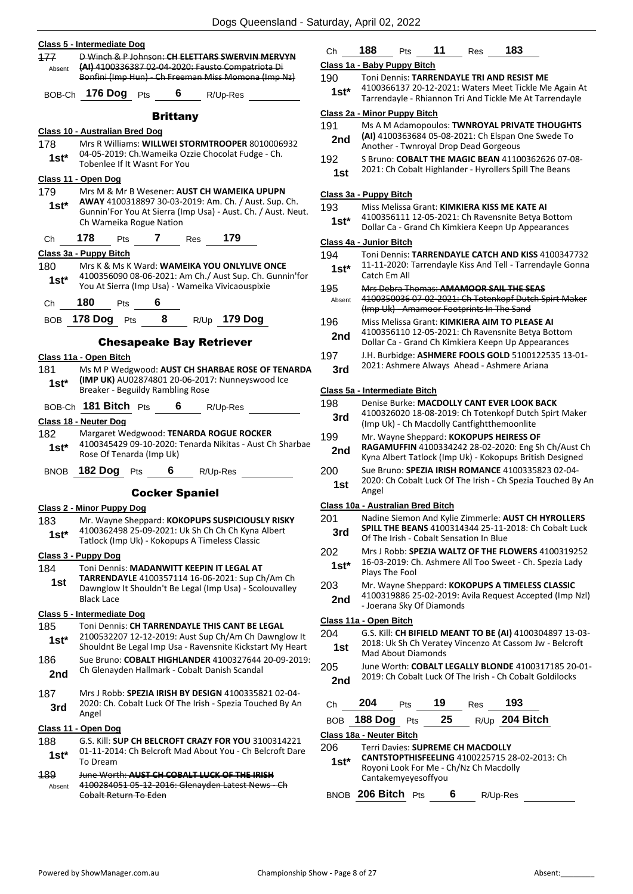**Class 5 - Intermediate Dog**

177 Absent ~~D Winch & P Johnson: CH ELETTARS SWERVIN MERVYN (AI) 4100336387 02-04-2020: Fausto Compatriota Di Bonfini (Imp Hun) - Ch Freeman Miss Momona (Imp Nz)~~

BOB-Ch **176 Dog** Pts **6** R/Up-Res

## Brittany

**Class 10 - Australian Bred Dog**

178 **1st*** Mrs R Williams: **WILLWEI STORMTROOPER** 8010006932 04-05-2019: Ch.Wameika Ozzie Chocolat Fudge - Ch. Tobenlee If It Wasnt For You

**Class 11 - Open Dog**

179 **1st*** Mrs M & Mr B Wesener: **AUST CH WAMEIKA UPUPN AWAY** 4100318897 30-03-2019: Am. Ch. / Aust. Sup. Ch. Gunnin'For You At Sierra (Imp Usa) - Aust. Ch. / Aust. Neut. Ch Wameika Rogue Nation

Ch **178** Pts **7** Res **179**

**Class 3a - Puppy Bitch**

180 **1st*** Mrs K & Ms K Ward: **WAMEIKA YOU ONLYLIVE ONCE** 4100356090 08-06-2021: Am Ch./ Aust Sup. Ch. Gunnin'for You At Sierra (Imp Usa) - Wameika Vivicaouspixie

Ch **180** Pts **6**

BOB **178 Dog** Pts **8** R/Up **179 Dog**

## Chesapeake Bay Retriever

**Class 11a - Open Bitch**

181 **1st*** Ms M P Wedgwood: **AUST CH SHARBAE ROSE OF TENARDA (IMP UK)** AU02874801 20-06-2017: Nunneyswood Ice Breaker - Beguildy Rambling Rose

BOB-Ch **181 Bitch** Pts **6** R/Up-Res

**Class 18 - Neuter Dog**

182 **1st*** Margaret Wedgwood: **TENARDA ROGUE ROCKER** 4100345429 09-10-2020: Tenarda Nikitas - Aust Ch Sharbae Rose Of Tenarda (Imp Uk)

BNOB **182 Dog** Pts **6** R/Up-Res

## Cocker Spaniel

**Class 2 - Minor Puppy Dog**

183 **1st*** Mr. Wayne Sheppard: **KOKOPUPS SUSPICIOUSLY RISKY** 4100362498 25-09-2021: Uk Sh Ch Ch Ch Kyna Albert Tatlock (Imp Uk) - Kokopups A Timeless Classic

**Class 3 - Puppy Dog**

184 **1st** Toni Dennis: **MADANWITT KEEPIN IT LEGAL AT TARRENDAYLE** 4100357114 16-06-2021: Sup Ch/Am Ch Dawnglow It Shouldn't Be Legal (Imp Usa) - Scolouvalley Black Lace

**Class 5 - Intermediate Dog**

185 **1st*** Toni Dennis: **CH TARRENDAYLE THIS CANT BE LEGAL** 2100532207 12-12-2019: Aust Sup Ch/Am Ch Dawnglow It Shouldnt Be Legal Imp Usa - Ravensnite Kickstart My Heart

186 **2nd** Sue Bruno: **COBALT HIGHLANDER** 4100327644 20-09-2019: Ch Glenayden Hallmark - Cobalt Danish Scandal

187 **3rd** Mrs J Robb: **SPEZIA IRISH BY DESIGN** 4100335821 02-04-2020: Ch. Cobalt Luck Of The Irish - Spezia Touched By An Angel

**Class 11 - Open Dog**

188 **1st*** G.S. Kill: **SUP CH BELCROFT CRAZY FOR YOU** 3100314221 01-11-2014: Ch Belcroft Mad About You - Ch Belcroft Dare To Dream

189 Absent ~~June Worth: AUST CH COBALT LUCK OF THE IRISH 4100284051 05-12-2016: Glenayden Latest News - Ch Cobalt Return To Eden~~

Ch **188** Pts **11** Res **183**

**Class 1a - Baby Puppy Bitch**

190 **1st*** Toni Dennis: **TARRENDAYLE TRI AND RESIST ME** 4100366137 20-12-2021: Waters Meet Tickle Me Again At Tarrendayle - Rhiannon Tri And Tickle Me At Tarrendayle

**Class 2a - Minor Puppy Bitch**

191 **2nd** Ms A M Adamopoulos: **TWNROYAL PRIVATE THOUGHTS (AI)** 4100363684 05-08-2021: Ch Elspan One Swede To Another - Twnroyal Drop Dead Gorgeous

192 **1st** S Bruno: **COBALT THE MAGIC BEAN** 41100362626 07-08-2021: Ch Cobalt Highlander - Hyrollers Spill The Beans

**Class 3a - Puppy Bitch**

193 **1st*** Miss Melissa Grant: **KIMKIERA KISS ME KATE AI** 4100356111 12-05-2021: Ch Ravensnite Betya Bottom Dollar Ca - Grand Ch Kimkiera Keepn Up Appearances

**Class 4a - Junior Bitch**

194 **1st*** Toni Dennis: **TARRENDAYLE CATCH AND KISS** 4100347732 11-11-2020: Tarrendayle Kiss And Tell - Tarrendayle Gonna Catch Em All

195 Absent ~~Mrs Debra Thomas: AMAMOOR SAIL THE SEAS 4100350036 07-02-2021: Ch Totenkopf Dutch Spirt Maker (Imp Uk) - Amamoor Footprints In The Sand~~

196 **2nd** Miss Melissa Grant: **KIMKIERA AIM TO PLEASE AI** 4100356110 12-05-2021: Ch Ravensnite Betya Bottom Dollar Ca - Grand Ch Kimkiera Keepn Up Appearances

197 **3rd** J.H. Burbidge: **ASHMERE FOOLS GOLD** 5100122535 13-01-2021: Ashmere Always Ahead - Ashmere Ariana

**Class 5a - Intermediate Bitch**

198 **3rd** Denise Burke: **MACDOLLY CANT EVER LOOK BACK** 4100326020 18-08-2019: Ch Totenkopf Dutch Spirt Maker (Imp Uk) - Ch Macdolly Cantfightthemoonlite

199 **2nd** Mr. Wayne Sheppard: **KOKOPUPS HEIRESS OF RAGAMUFFIN** 4100334242 28-02-2020: Eng Sh Ch/Aust Ch Kyna Albert Tatlock (Imp Uk) - Kokopups British Designed

200 **1st** Sue Bruno: **SPEZIA IRISH ROMANCE** 4100335823 02-04-2020: Ch Cobalt Luck Of The Irish - Ch Spezia Touched By An Angel

**Class 10a - Australian Bred Bitch**

201 **3rd** Nadine Siemon And Kylie Zimmerle: **AUST CH HYROLLERS SPILL THE BEANS** 4100314344 25-11-2018: Ch Cobalt Luck Of The Irish - Cobalt Sensation In Blue

202 **1st*** Mrs J Robb: **SPEZIA WALTZ OF THE FLOWERS** 4100319252 16-03-2019: Ch. Ashmere All Too Sweet - Ch. Spezia Lady Plays The Fool

203 **2nd** Mr. Wayne Sheppard: **KOKOPUPS A TIMELESS CLASSIC** 4100319886 25-02-2019: Avila Request Accepted (Imp Nzl) - Joerana Sky Of Diamonds

**Class 11a - Open Bitch**

204 **1st** G.S. Kill: **CH BIFIELD MEANT TO BE (AI)** 4100304897 13-03-2018: Uk Sh Ch Veratey Vincenzo At Cassom Jw - Belcroft Mad About Diamonds

205 **2nd** June Worth: **COBALT LEGALLY BLONDE** 4100317185 20-01-2019: Ch Cobalt Luck Of The Irish - Ch Cobalt Goldilocks

Ch **204** Pts **19** Res **193**

BOB **188 Dog** Pts **25** R/Up **204 Bitch**

**Class 18a - Neuter Bitch**

206 **1st*** Terri Davies: **SUPREME CH MACDOLLY CANTSTOPTHISFEELING** 4100225715 28-02-2013: Ch Royoni Look For Me - Ch/Nz Ch Macdolly Cantakemyeyesoffyou

BNOB **206 Bitch** Pts **6** R/Up-Res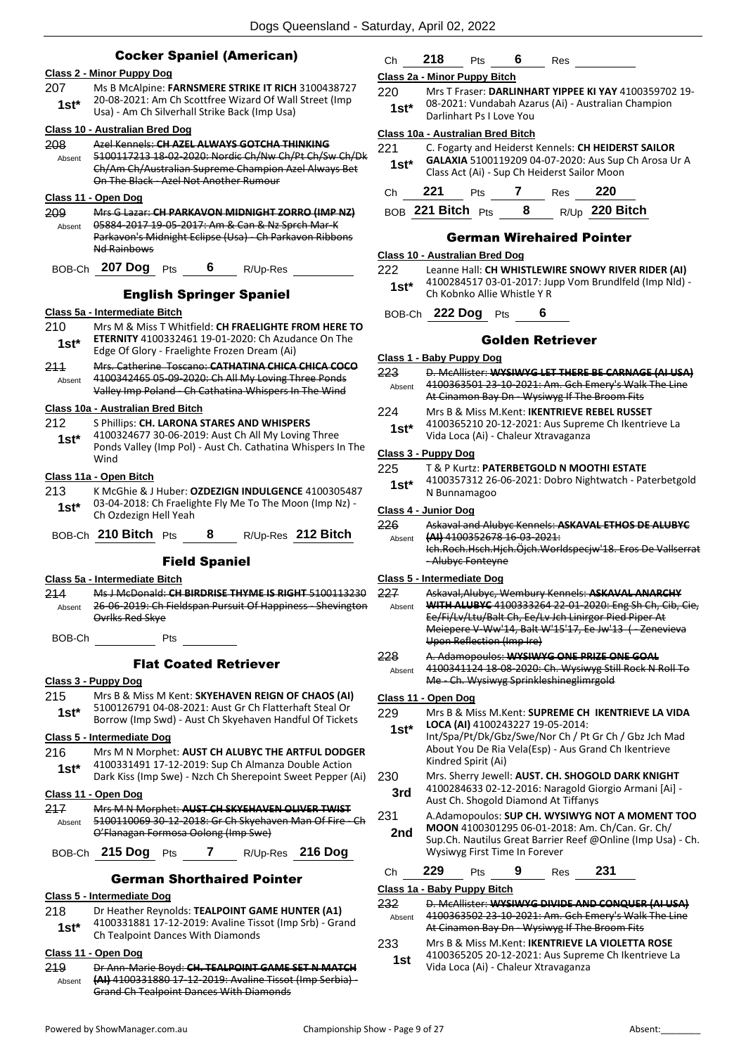## Cocker Spaniel (American)

**Class 2 - Minor Puppy Dog**

207 **1st*** Ms B McAlpine: **FARNSMERE STRIKE IT RICH** 3100438727 20-08-2021: Am Ch Scottfree Wizard Of Wall Street (Imp Usa) - Am Ch Silverhall Strike Back (Imp Usa)

**Class 10 - Australian Bred Dog**

208 Absent ~~Azel Kennels: **CH AZEL ALWAYS GOTCHA THINKING** 5100117213 18-02-2020: Nordic Ch/Nw Ch/Pt Ch/Sw Ch/Dk Ch/Am Ch/Australian Supreme Champion Azel Always Bet On The Black - Azel Not Another Rumour~~

**Class 11 - Open Dog**

209 Absent ~~Mrs G Lazar: **CH PARKAVON MIDNIGHT ZORRO (IMP NZ)** 05884-2017 19-05-2017: Am & Can & Nz Sprch Mar-K Parkavon's Midnight Eclipse (Usa) - Ch Parkavon Ribbons Nd Rainbows~~

BOB-Ch **207 Dog** Pts **6** R/Up-Res

## English Springer Spaniel

**Class 5a - Intermediate Bitch**

210 **1st*** Mrs M & Miss T Whitfield: **CH FRAELIGHTE FROM HERE TO ETERNITY** 4100332461 19-01-2020: Ch Azudance On The Edge Of Glory - Fraelighte Frozen Dream (Ai)

211 Absent ~~Mrs. Catherine Toscano: **CATHATINA CHICA CHICA COCO** 4100342465 05-09-2020: Ch All My Loving Three Ponds Valley Imp Poland - Ch Cathatina Whispers In The Wind~~

**Class 10a - Australian Bred Bitch**

212 **1st*** S Phillips: **CH. LARONA STARES AND WHISPERS** 4100324677 30-06-2019: Aust Ch All My Loving Three Ponds Valley (Imp Pol) - Aust Ch. Cathatina Whispers In The Wind

**Class 11a - Open Bitch**

213 **1st*** K McGhie & J Huber: **OZDEZIGN INDULGENCE** 4100305487 03-04-2018: Ch Fraelighte Fly Me To The Moon (Imp Nz) - Ch Ozdezign Hell Yeah

BOB-Ch **210 Bitch** Pts **8** R/Up-Res **212 Bitch**

## Field Spaniel

**Class 5a - Intermediate Bitch**

214 Absent ~~Ms J McDonald: **CH BIRDRISE THYME IS RIGHT** 5100113230 26-06-2019: Ch Fieldspan Pursuit Of Happiness - Shevington Ovrlks Red Skye~~

BOB-Ch Pts

## Flat Coated Retriever

**Class 3 - Puppy Dog**

215 **1st*** Mrs B & Miss M Kent: **SKYEHAVEN REIGN OF CHAOS (AI)** 5100126791 04-08-2021: Aust Gr Ch Flatterhaft Steal Or Borrow (Imp Swd) - Aust Ch Skyehaven Handful Of Tickets

**Class 5 - Intermediate Dog**

216 **1st*** Mrs M N Morphet: **AUST CH ALUBYC THE ARTFUL DODGER** 4100331491 17-12-2019: Sup Ch Almanza Double Action Dark Kiss (Imp Swe) - Nzch Ch Sherepoint Sweet Pepper (Ai)

**Class 11 - Open Dog**

217 Absent ~~Mrs M N Morphet: **AUST CH SKYEHAVEN OLIVER TWIST** 5100110069 30-12-2018: Gr Ch Skyehaven Man Of Fire - Ch O'Flanagan Formosa Oolong (Imp Swe)~~

BOB-Ch **215 Dog** Pts **7** R/Up-Res **216 Dog**

## German Shorthaired Pointer

**Class 5 - Intermediate Dog**

218 **1st*** Dr Heather Reynolds: **TEALPOINT GAME HUNTER (A1)** 4100331881 17-12-2019: Avaline Tissot (Imp Srb) - Grand Ch Tealpoint Dances With Diamonds

**Class 11 - Open Dog**

219 Absent ~~Dr Ann-Marie Boyd: **CH. TEALPOINT GAME SET N MATCH (AI)** 4100331880 17-12-2019: Avaline Tissot (Imp Serbia) - Grand Ch Tealpoint Dances With Diamonds~~

Ch **218** Pts **6** Res

**Class 2a - Minor Puppy Bitch**

220 **1st*** Mrs T Fraser: **DARLINHART YIPPEE KI YAY** 4100359702 19-08-2021: Vundabah Azarus (Ai) - Australian Champion Darlinhart Ps I Love You

**Class 10a - Australian Bred Bitch**

221 **1st*** C. Fogarty and Heiderst Kennels: **CH HEIDERST SAILOR GALAXIA** 5100119209 04-07-2020: Aus Sup Ch Arosa Ur A Class Act (Ai) - Sup Ch Heiderst Sailor Moon

Ch **221** Pts **7** Res **220**

BOB **221 Bitch** Pts **8** R/Up **220 Bitch**

## German Wirehaired Pointer

**Class 10 - Australian Bred Dog**

222 **1st*** Leanne Hall: **CH WHISTLEWIRE SNOWY RIVER RIDER (AI)** 4100284517 03-01-2017: Jupp Vom Brundlfeld (Imp Nld) - Ch Kobnko Allie Whistle Y R

BOB-Ch **222 Dog** Pts **6**

## Golden Retriever

**Class 1 - Baby Puppy Dog**

223 Absent ~~D. McAllister: **WYSIWYG LET THERE BE CARNAGE (AI USA)** 4100363501 23-10-2021: Am. Gch Emery's Walk The Line At Cinamon Bay Dn - Wysiwyg If The Broom Fits~~

224 **1st*** Mrs B & Miss M.Kent: **IKENTRIEVE REBEL RUSSET** 4100365210 20-12-2021: Aus Supreme Ch Ikentrieve La Vida Loca (Ai) - Chaleur Xtravaganza

**Class 3 - Puppy Dog**

225 **1st*** T & P Kurtz: **PATERBETGOLD N MOOTHI ESTATE** 4100357312 26-06-2021: Dobro Nightwatch - Paterbetgold N Bunnamagoo

**Class 4 - Junior Dog**

226 Absent ~~Askaval and Alubyc Kennels: **ASKAVAL ETHOS DE ALUBYC (AI)** 4100352678 16-03-2021: Ich.Roch.Hsch.Hjch.Öjch.Worldspecjw'18. Eros De Vallserrat - Alubyc Fonteyne~~

**Class 5 - Intermediate Dog**

227 Absent ~~Askaval,Alubyc, Wembury Kennels: **ASKAVAL ANARCHY WITH ALUBYC** 4100333264 22-01-2020: Eng Sh Ch, Cib, Cie, Ee/Fi/Lv/Ltu/Balt Ch, Ee/Lv Jch Linirgor Pied Piper At Meiepere V-Ww'14, Balt W'15'17, Ee Jw'13 ( - Zenevieva Upon Reflection (Imp Ire)~~

228 Absent ~~A. Adamopoulos: **WYSIWYG ONE PRIZE ONE GOAL** 4100341124 18-08-2020: Ch. Wysiwyg Still Rock N Roll To Me - Ch. Wysiwyg Sprinkleshineglimrgold~~

**Class 11 - Open Dog**

229 **1st*** Mrs B & Miss M.Kent: **SUPREME CH IKENTRIEVE LA VIDA LOCA (AI)** 4100243227 19-05-2014: Int/Spa/Pt/Dk/Gbz/Swe/Nor Ch / Pt Gr Ch / Gbz Jch Mad About You De Ria Vela(Esp) - Aus Grand Ch Ikentrieve Kindred Spirit (Ai)

230 **3rd** Mrs. Sherry Jewell: **AUST. CH. SHOGOLD DARK KNIGHT** 4100284633 02-12-2016: Naragold Giorgio Armani [Ai] - Aust Ch. Shogold Diamond At Tiffanys

231 **2nd** A.Adamopoulos: **SUP CH. WYSIWYG NOT A MOMENT TOO MOON** 4100301295 06-01-2018: Am. Ch/Can. Gr. Ch/ Sup.Ch. Nautilus Great Barrier Reef @Online (Imp Usa) - Ch. Wysiwyg First Time In Forever

Ch **229** Pts **9** Res **231**

**Class 1a - Baby Puppy Bitch**

232 Absent ~~D. McAllister: **WYSIWYG DIVIDE AND CONQUER (AI USA)** 4100363502 23-10-2021: Am. Gch Emery's Walk The Line At Cinamon Bay Dn - Wysiwyg If The Broom Fits~~

233 **1st** Mrs B & Miss M.Kent: **IKENTRIEVE LA VIOLETTA ROSE** 4100365205 20-12-2021: Aus Supreme Ch Ikentrieve La Vida Loca (Ai) - Chaleur Xtravaganza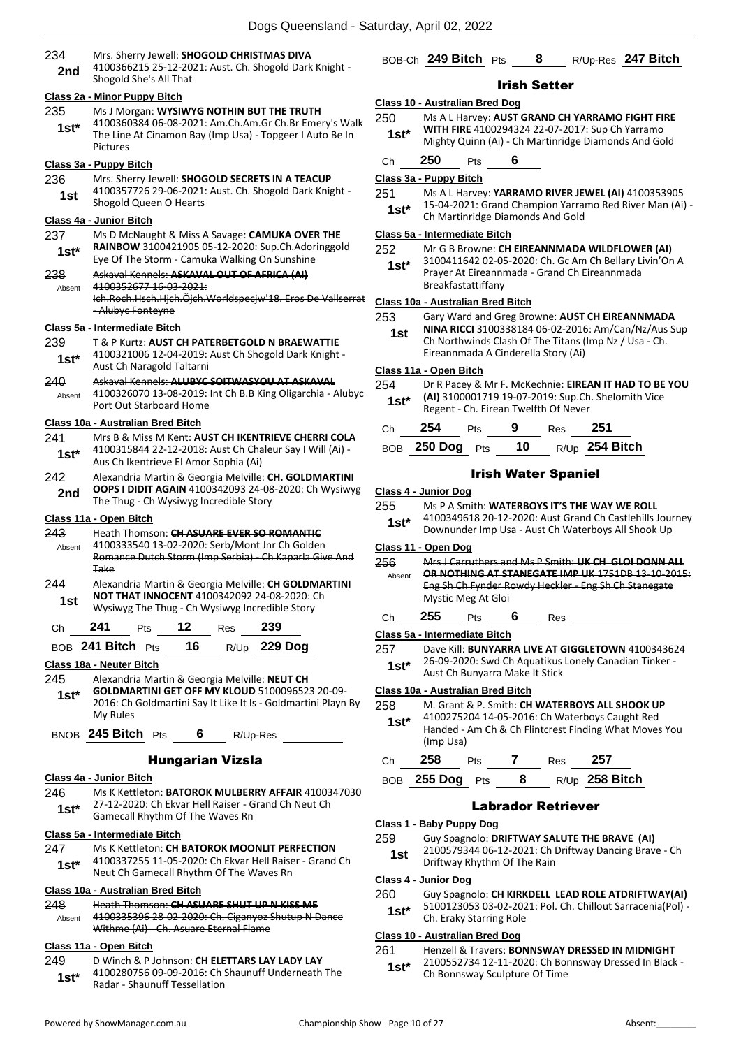234 **2nd** Mrs. Sherry Jewell: **SHOGOLD CHRISTMAS DIVA** 4100366215 25-12-2021: Aust. Ch. Shogold Dark Knight - Shogold She's All That

**Class 2a - Minor Puppy Bitch**

235 **1st*** Ms J Morgan: **WYSIWYG NOTHIN BUT THE TRUTH** 4100360384 06-08-2021: Am.Ch.Am.Gr Ch.Br Emery's Walk The Line At Cinamon Bay (Imp Usa) - Topgeer I Auto Be In Pictures

**Class 3a - Puppy Bitch**

236 **1st** Mrs. Sherry Jewell: **SHOGOLD SECRETS IN A TEACUP** 4100357726 29-06-2021: Aust. Ch. Shogold Dark Knight - Shogold Queen O Hearts

**Class 4a - Junior Bitch**

237 **1st*** Ms D McNaught & Miss A Savage: **CAMUKA OVER THE RAINBOW** 3100421905 05-12-2020: Sup.Ch.Adoringgold Eye Of The Storm - Camuka Walking On Sunshine

238 Absent ~~Askaval Kennels: **ASKAVAL OUT OF AFRICA (AI)** 4100352677 16-03-2021: Ich.Roch.Hsch.Hjch.Ójch.Worldspecjw'18. Eros De Vallserrat - Alubyc Fonteyne~~

**Class 5a - Intermediate Bitch**

239 **1st*** T & P Kurtz: **AUST CH PATERBETGOLD N BRAEWATTIE** 4100321006 12-04-2019: Aust Ch Shogold Dark Knight - Aust Ch Naragold Taltarni

240 Absent ~~Askaval Kennels: **ALUBYC SOITWASYOU AT ASKAVAL** 4100326070 13-08-2019: Int Ch B.B King Oligarchia - Alubyc Port Out Starboard Home~~

**Class 10a - Australian Bred Bitch**

241 **1st*** Mrs B & Miss M Kent: **AUST CH IKENTRIEVE CHERRI COLA** 4100315844 22-12-2018: Aust Ch Chaleur Say I Will (Ai) - Aus Ch Ikentrieve El Amor Sophia (Ai)

242 **2nd** Alexandria Martin & Georgia Melville: **CH. GOLDMARTINI OOPS I DIDIT AGAIN** 4100342093 24-08-2020: Ch Wysiwyg The Thug - Ch Wysiwyg Incredible Story

**Class 11a - Open Bitch**

243 Absent ~~Heath Thomson: **CH ASUARE EVER SO ROMANTIC** 4100333540 13-02-2020: Serb/Mont Jnr Ch Golden Romance Dutch Storm (Imp Serbia) - Ch Kaparla Give And Take~~

244 **1st** Alexandria Martin & Georgia Melville: **CH GOLDMARTINI NOT THAT INNOCENT** 4100342092 24-08-2020: Ch Wysiwyg The Thug - Ch Wysiwyg Incredible Story

Ch **241** Pts **12** Res **239**

BOB **241 Bitch** Pts **16** R/Up **229 Dog**

**Class 18a - Neuter Bitch**

245 **1st*** Alexandria Martin & Georgia Melville: **NEUT CH GOLDMARTINI GET OFF MY KLOUD** 5100096523 20-09-2016: Ch Goldmartini Say It Like It Is - Goldmartini Playn By My Rules

BNOB **245 Bitch** Pts **6** R/Up-Res

## Hungarian Vizsla

**Class 4a - Junior Bitch**

246 **1st*** Ms K Kettleton: **BATOROK MULBERRY AFFAIR** 4100347030 27-12-2020: Ch Ekvar Hell Raiser - Grand Ch Neut Ch Gamecall Rhythm Of The Waves Rn

**Class 5a - Intermediate Bitch**

247 **1st*** Ms K Kettleton: **CH BATOROK MOONLIT PERFECTION** 4100337255 11-05-2020: Ch Ekvar Hell Raiser - Grand Ch Neut Ch Gamecall Rhythm Of The Waves Rn

**Class 10a - Australian Bred Bitch**

248 Absent ~~Heath Thomson: **CH ASUARE SHUT UP N KISS ME** 4100335396 28-02-2020: Ch. Ciganyoz Shutup N Dance Withme (Ai) - Ch. Asuare Eternal Flame~~

**Class 11a - Open Bitch**

249 **1st*** D Winch & P Johnson: **CH ELETTARS LAY LADY LAY** 4100280756 09-09-2016: Ch Shaunuff Underneath The Radar - Shaunuff Tessellation

BOB-Ch **249 Bitch** Pts **8** R/Up-Res **247 Bitch**

## Irish Setter

**Class 10 - Australian Bred Dog**

250 **1st*** Ms A L Harvey: **AUST GRAND CH YARRAMO FIGHT FIRE WITH FIRE** 4100294324 22-07-2017: Sup Ch Yarramo Mighty Quinn (Ai) - Ch Martinridge Diamonds And Gold

Ch **250** Pts **6**

**Class 3a - Puppy Bitch**

251 **1st*** Ms A L Harvey: **YARRAMO RIVER JEWEL (AI)** 4100353905 15-04-2021: Grand Champion Yarramo Red River Man (Ai) - Ch Martinridge Diamonds And Gold

**Class 5a - Intermediate Bitch**

252 **1st*** Mr G B Browne: **CH EIREANNMADA WILDFLOWER (AI)** 3100411642 02-05-2020: Ch. Gc Am Ch Bellary Livin'On A Prayer At Eireannmada - Grand Ch Eireannmada Breakfastattiffany

**Class 10a - Australian Bred Bitch**

253 **1st** Gary Ward and Greg Browne: **AUST CH EIREANNMADA NINA RICCI** 3100338184 06-02-2016: Am/Can/Nz/Aus Sup Ch Northwinds Clash Of The Titans (Imp Nz / Usa - Ch. Eireannmada A Cinderella Story (Ai)

**Class 11a - Open Bitch**

254 **1st*** Dr R Pacey & Mr F. McKechnie: **EIREAN IT HAD TO BE YOU (AI)** 3100001719 19-07-2019: Sup.Ch. Shelomith Vice Regent - Ch. Eirean Twelfth Of Never

Ch **254** Pts **9** Res **251**

BOB **250 Dog** Pts **10** R/Up **254 Bitch**

## Irish Water Spaniel

**Class 4 - Junior Dog**

255 **1st*** Ms P A Smith: **WATERBOYS IT'S THE WAY WE ROLL** 4100349618 20-12-2020: Aust Grand Ch Castlehills Journey Downunder Imp Usa - Aust Ch Waterboys All Shook Up

**Class 11 - Open Dog**

256 Absent ~~Mrs J Carruthers and Ms P Smith: **UK CH GLOI DONN ALL OR NOTHING AT STANEGATE IMP UK** 1751DB 13-10-2015: Eng Sh Ch Fynder Rowdy Heckler - Eng Sh Ch Stanegate Mystic Meg At Gloi~~

Ch **255** Pts **6** Res

**Class 5a - Intermediate Bitch**

257 **1st*** Dave Kill: **BUNYARRA LIVE AT GIGGLETOWN** 4100343624 26-09-2020: Swd Ch Aquatikus Lonely Canadian Tinker - Aust Ch Bunyarra Make It Stick

**Class 10a - Australian Bred Bitch**

258 **1st*** M. Grant & P. Smith: **CH WATERBOYS ALL SHOOK UP** 4100275204 14-05-2016: Ch Waterboys Caught Red Handed - Am Ch & Ch Flintcrest Finding What Moves You (Imp Usa)

Ch **258** Pts **7** Res **257**

BOB **255 Dog** Pts **8** R/Up **258 Bitch**

## Labrador Retriever

**Class 1 - Baby Puppy Dog**

259 **1st** Guy Spagnolo: **DRIFTWAY SALUTE THE BRAVE (AI)** 2100579344 06-12-2021: Ch Driftway Dancing Brave - Ch Driftway Rhythm Of The Rain

**Class 4 - Junior Dog**

260 **1st*** Guy Spagnolo: **CH KIRKDELL LEAD ROLE ATDRIFTWAY(AI)** 5100123053 03-02-2021: Pol. Ch. Chillout Sarracenia(Pol) - Ch. Eraky Starring Role

**Class 10 - Australian Bred Dog**

261 **1st*** Henzell & Travers: **BONNSWAY DRESSED IN MIDNIGHT** 2100552734 12-11-2020: Ch Bonnsway Dressed In Black - Ch Bonnsway Sculpture Of Time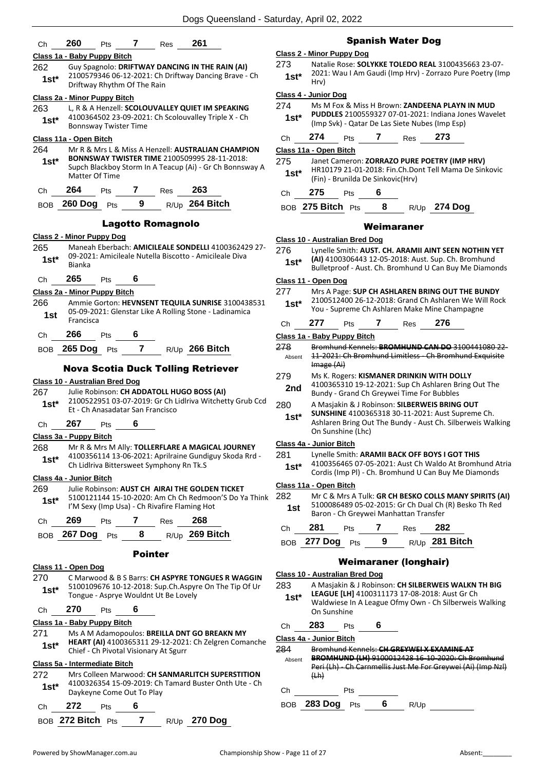| Ch | 260 | Pts | 7 | Res | 261 |
|---|---|---|---|---|---|

**Class 1a - Baby Puppy Bitch**

262 1st* Guy Spagnolo: **DRIFTWAY DANCING IN THE RAIN (AI)** 2100579346 06-12-2021: Ch Driftway Dancing Brave - Ch Driftway Rhythm Of The Rain

**Class 2a - Minor Puppy Bitch**

263 1st* L, R & A Henzell: **SCOLOUVALLEY QUIET IM SPEAKING** 4100364502 23-09-2021: Ch Scolouvalley Triple X - Ch Bonnsway Twister Time

**Class 11a - Open Bitch**

264 1st* Mr R & Mrs L & Miss A Henzell: **AUSTRALIAN CHAMPION BONNSWAY TWISTER TIME** 2100509995 28-11-2018: Supch Blackboy Storm In A Teacup (Ai) - Gr Ch Bonnsway A Matter Of Time

| Ch | 264 | Pts | 7 | Res | 263 |
|---|---|---|---|---|---|
| BOB | 260 Dog | Pts | 9 | R/Up | 264 Bitch |

## Lagotto Romagnolo

**Class 2 - Minor Puppy Dog**

265 1st* Maneah Eberbach: **AMICILEALE SONDELLI** 4100362429 27-09-2021: Amicileale Nutella Biscotto - Amicileale Diva Bianka

| Ch | 265 | Pts | 6 |
|---|---|---|---|

**Class 2a - Minor Puppy Bitch**

266 1st Ammie Gorton: **HEVNSENT TEQUILA SUNRISE** 3100438531 05-09-2021: Glenstar Like A Rolling Stone - Ladinamica Francisca

| Ch | 266 | Pts | 6 |
|---|---|---|---|
| BOB | 265 Dog | Pts | 7 | R/Up | 266 Bitch |

## Nova Scotia Duck Tolling Retriever

**Class 10 - Australian Bred Dog**

267 1st* Julie Robinson: **CH ADDATOLL HUGO BOSS (AI)** 2100522951 03-07-2019: Gr Ch Lidlriva Witchetty Grub Ccd Et - Ch Anasadatar San Francisco

| Ch | 267 | Pts | 6 |
|---|---|---|---|

**Class 3a - Puppy Bitch**

268 1st* Mr R & Mrs M Ally: **TOLLERFLARE A MAGICAL JOURNEY** 4100356114 13-06-2021: Aprilraine Gundiguy Skoda Rrd - Ch Lidlriva Bittersweet Symphony Rn Tk.S

**Class 4a - Junior Bitch**

269 1st* Julie Robinson: **AUST CH AIRAI THE GOLDEN TICKET** 5100121144 15-10-2020: Am Ch Ch Redmoon'S Do Ya Think I'M Sexy (Imp Usa) - Ch Rivafire Flaming Hot

| Ch | 269 | Pts | 7 | Res | 268 |
|---|---|---|---|---|---|
| BOB | 267 Dog | Pts | 8 | R/Up | 269 Bitch |

## Pointer

**Class 11 - Open Dog**

270 1st* C Marwood & B S Barrs: **CH ASPYRE TONGUES R WAGGIN** 5100109676 10-12-2018: Sup.Ch.Aspyre On The Tip Of Ur Tongue - Asprye Wouldnt Ut Be Lovely

| Ch | 270 | Pts | 6 |
|---|---|---|---|

**Class 1a - Baby Puppy Bitch**

271 1st* Ms A M Adamopoulos: **BREILLA DNT GO BREAKN MY HEART (AI)** 4100365311 29-12-2021: Ch Zelgren Comanche Chief - Ch Pivotal Visionary At Sgurr

**Class 5a - Intermediate Bitch**

272 1st* Mrs Colleen Marwood: **CH SANMARLITCH SUPERSTITION** 4100326354 15-09-2019: Ch Tamard Buster Onth Ute - Ch Daykeyne Come Out To Play

| Ch | 272 | Pts | 6 |
|---|---|---|---|
| BOB | 272 Bitch | Pts | 7 | R/Up | 270 Dog |

## Spanish Water Dog

**Class 2 - Minor Puppy Dog**

273 1st* Natalie Rose: **SOLYKKE TOLEDO REAL** 3100435663 23-07-2021: Wau I Am Gaudi (Imp Hrv) - Zorrazo Pure Poetry (Imp Hrv)

**Class 4 - Junior Dog**

274 1st* Ms M Fox & Miss H Brown: **ZANDEENA PLAYN IN MUD PUDDLES** 2100559327 07-01-2021: Indiana Jones Wavelet (Imp Svk) - Qatar De Las Siete Nubes (Imp Esp)

| Ch | 274 | Pts | 7 | Res | 273 |
|---|---|---|---|---|---|

**Class 11a - Open Bitch**

275 1st* Janet Cameron: **ZORRAZO PURE POETRY (IMP HRV)** HR10179 21-01-2018: Fin.Ch.Dont Tell Mama De Sinkovic (Fin) - Brunilda De Sinkovic(Hrv)

| Ch | 275 | Pts | 6 |
|---|---|---|---|
| BOB | 275 Bitch | Pts | 8 | R/Up | 274 Dog |

## Weimaraner

**Class 10 - Australian Bred Dog**

276 1st* Lynelle Smith: **AUST. CH. ARAMII AINT SEEN NOTHIN YET (AI)** 4100306443 12-05-2018: Aust. Sup. Ch. Bromhund Bulletproof - Aust. Ch. Bromhund U Can Buy Me Diamonds

**Class 11 - Open Dog**

277 1st* Mrs A Page: **SUP CH ASHLAREN BRING OUT THE BUNDY** 2100512400 26-12-2018: Grand Ch Ashlaren We Will Rock You - Supreme Ch Ashlaren Make Mine Champagne

| Ch | 277 | Pts | 7 | Res | 276 |
|---|---|---|---|---|---|

**Class 1a - Baby Puppy Bitch**

278 Absent ~~Bromhund Kennels: **BROMHUND CAN DO** 3100441080 22-11-2021: Ch Bromhund Limitless - Ch Bromhund Exquisite Image (Ai)~~

279 2nd Ms K. Rogers: **KISMANER DRINKIN WITH DOLLY** 4100365310 19-12-2021: Sup Ch Ashlaren Bring Out The Bundy - Grand Ch Greywei Time For Bubbles

280 1st* A Masjakin & J Robinson: **SILBERWEIS BRING OUT SUNSHINE** 4100365318 30-11-2021: Aust Supreme Ch. Ashlaren Bring Out The Bundy - Aust Ch. Silberweis Walking On Sunshine (Lhc)

**Class 4a - Junior Bitch**

281 1st* Lynelle Smith: **ARAMII BACK OFF BOYS I GOT THIS** 4100356465 07-05-2021: Aust Ch Waldo At Bromhund Atria Cordis (Imp Pl) - Ch. Bromhund U Can Buy Me Diamonds

**Class 11a - Open Bitch**

282 1st Mr C & Mrs A Tulk: **GR CH BESKO COLLS MANY SPIRITS (AI)** 5100086489 05-02-2015: Gr Ch Dual Ch (R) Besko Th Red Baron - Ch Greywei Manhattan Transfer

| Ch | 281 | Pts | 7 | Res | 282 |
|---|---|---|---|---|---|
| BOB | 277 Dog | Pts | 9 | R/Up | 281 Bitch |

## Weimaraner (longhair)

**Class 10 - Australian Bred Dog**

283 1st* A Masjakin & J Robinson: **CH SILBERWEIS WALKN TH BIG LEAGUE [LH]** 4100311173 17-08-2018: Aust Gr Ch Waldwiese In A League Ofmy Own - Ch Silberweis Walking On Sunshine

| Ch | 283 | Pts | 6 |
|---|---|---|---|

**Class 4a - Junior Bitch**

284 Absent ~~Bromhund Kennels: **CH GREYWEI X EXAMINE AT BROMHUND (LH)** 9100012428 16-10-2020: Ch Bromhund Peri (Lh) - Ch Carnmellis Just Me For Greywei (Ai) (Imp Nzl) (Lh)~~

| Ch | | Pts | |
|---|---|---|---|
| BOB | 283 Dog | Pts | 6 | R/Up | |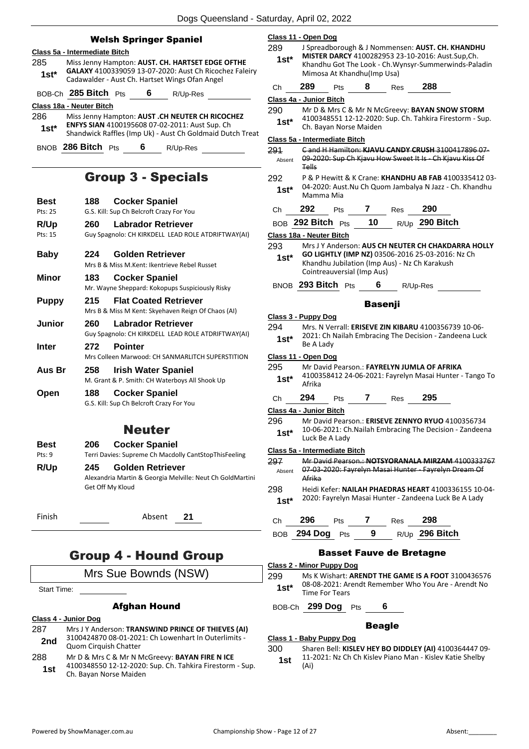### Welsh Springer Spaniel

**Class 5a - Intermediate Bitch**

285 1st* Miss Jenny Hampton: **AUST. CH. HARTSET EDGE OFTHE GALAXY** 4100339059 13-07-2020: Aust Ch Ricochez Faleiry Cadawalder - Aust Ch. Hartset Wings Ofan Angel

BOB-Ch **285 Bitch** Pts 6 R/Up-Res

**Class 18a - Neuter Bitch**

286 1st* Miss Jenny Hampton: **AUST .CH NEUTER CH RICOCHEZ ENFYS SIAN** 4100195608 07-02-2011: Aust Sup. Ch Shandwick Raffles (Imp Uk) - Aust Ch Goldmaid Dutch Treat

BNOB **286 Bitch** Pts 6 R/Up-Res

## Group 3 - Specials

| | | |
|---|---|---|
| **Best** Pts: 25 | **188** | **Cocker Spaniel** G.S. Kill: Sup Ch Belcroft Crazy For You |
| **R/Up** Pts: 15 | **260** | **Labrador Retriever** Guy Spagnolo: CH KIRKDELL LEAD ROLE ATDRIFTWAY(AI) |
| **Baby** | **224** | **Golden Retriever** Mrs B & Miss M.Kent: Ikentrieve Rebel Russet |
| **Minor** | **183** | **Cocker Spaniel** Mr. Wayne Sheppard: Kokopups Suspiciously Risky |
| **Puppy** | **215** | **Flat Coated Retriever** Mrs B & Miss M Kent: Skyehaven Reign Of Chaos (AI) |
| **Junior** | **260** | **Labrador Retriever** Guy Spagnolo: CH KIRKDELL LEAD ROLE ATDRIFTWAY(AI) |
| **Inter** | **272** | **Pointer** Mrs Colleen Marwood: CH SANMARLITCH SUPERSTITION |
| **Aus Br** | **258** | **Irish Water Spaniel** M. Grant & P. Smith: CH Waterboys All Shook Up |
| **Open** | **188** | **Cocker Spaniel** G.S. Kill: Sup Ch Belcroft Crazy For You |

## Neuter

| | | |
|---|---|---|
| **Best** Pts: 9 | **206** | **Cocker Spaniel** Terri Davies: Supreme Ch Macdolly CantStopThisFeeling |
| **R/Up** | **245** | **Golden Retriever** Alexandria Martin & Georgia Melville: Neut Ch GoldMartini Get Off My Kloud |

Finish Absent 21

## Group 4 - Hound Group

Mrs Sue Bownds (NSW)

Start Time:

### Afghan Hound

**Class 4 - Junior Dog**

287 2nd Mrs J Y Anderson: **TRANSWIND PRINCE OF THIEVES (AI)** 3100424870 08-01-2021: Ch Lowenhart In Outerlimits - Quom Cirquish Chatter

288 1st Mr D & Mrs C & Mr N McGreevy: **BAYAN FIRE N ICE** 4100348550 12-12-2020: Sup. Ch. Tahkira Firestorm - Sup. Ch. Bayan Norse Maiden

**Class 11 - Open Dog**

289 1st* J Spreadborough & J Nommensen: **AUST. CH. KHANDHU MISTER DARCY** 4100282953 23-10-2016: Aust.Sup,Ch. Khandhu Got The Look - Ch.Wynsyr-Summerwinds-Paladin Mimosa At Khandhu(Imp Usa)

Ch 289 Pts 8 Res 288

**Class 4a - Junior Bitch**

290 1st* Mr D & Mrs C & Mr N McGreevy: **BAYAN SNOW STORM** 4100348551 12-12-2020: Sup. Ch. Tahkira Firestorm - Sup. Ch. Bayan Norse Maiden

**Class 5a - Intermediate Bitch**

291 Absent ~~C and H Hamilton: KJAVU CANDY CRUSH 3100417896 07-09-2020: Sup Ch Kjavu How Sweet It Is - Ch Kjavu Kiss Of Tells~~

292 1st* P & P Hewitt & K Crane: **KHANDHU AB FAB** 4100335412 03-04-2020: Aust.Nu Ch Quom Jambalya N Jazz - Ch. Khandhu Mamma Mia

Ch 292 Pts 7 Res 290

BOB **292 Bitch** Pts 10 R/Up **290 Bitch**

**Class 18a - Neuter Bitch**

293 1st* Mrs J Y Anderson: **AUS CH NEUTER CH CHAKDARRA HOLLY GO LIGHTLY (IMP NZ)** 03506-2016 25-03-2016: Nz Ch Khandhu Jubilation (Imp Aus) - Nz Ch Karakush Cointreauversial (Imp Aus)

BNOB **293 Bitch** Pts 6 R/Up-Res

### Basenji

**Class 3 - Puppy Dog**

294 1st* Mrs. N Verrall: **ERISEVE ZIN KIBARU** 4100356739 10-06-2021: Ch Nailah Embracing The Decision - Zandeena Luck Be A Lady

**Class 11 - Open Dog**

295 1st* Mr David Pearson.: **FAYRELYN JUMLA OF AFRIKA** 4100358412 24-06-2021: Fayrelyn Masai Hunter - Tango To Afrika

Ch 294 Pts 7 Res 295

**Class 4a - Junior Bitch**

296 1st* Mr David Pearson.: **ERISEVE ZENNYO RYUO** 4100356734 10-06-2021: Ch.Nailah Embracing The Decision - Zandeena Luck Be A Lady

**Class 5a - Intermediate Bitch**

297 Absent ~~Mr David Pearson.: NOTSYORANALA MIRZAM 4100333767 07-03-2020: Fayrelyn Masai Hunter - Fayrelyn Dream Of Afrika~~

298 1st* Heidi Kefer: **NAILAH PHAEDRAS HEART** 4100336155 10-04-2020: Fayrelyn Masai Hunter - Zandeena Luck Be A Lady

Ch 296 Pts 7 Res 298

BOB **294 Dog** Pts 9 R/Up **296 Bitch**

### Basset Fauve de Bretagne

**Class 2 - Minor Puppy Dog**

299 1st* Ms K Wishart: **ARENDT THE GAME IS A FOOT** 3100436576 08-08-2021: Arendt Remember Who You Are - Arendt No Time For Tears

BOB-Ch **299 Dog** Pts 6

### Beagle

**Class 1 - Baby Puppy Dog**

300 1st Sharen Bell: **KISLEV HEY BO DIDDLEY (AI)** 4100364447 09-11-2021: Nz Ch Ch Kislev Piano Man - Kislev Katie Shelby (Ai)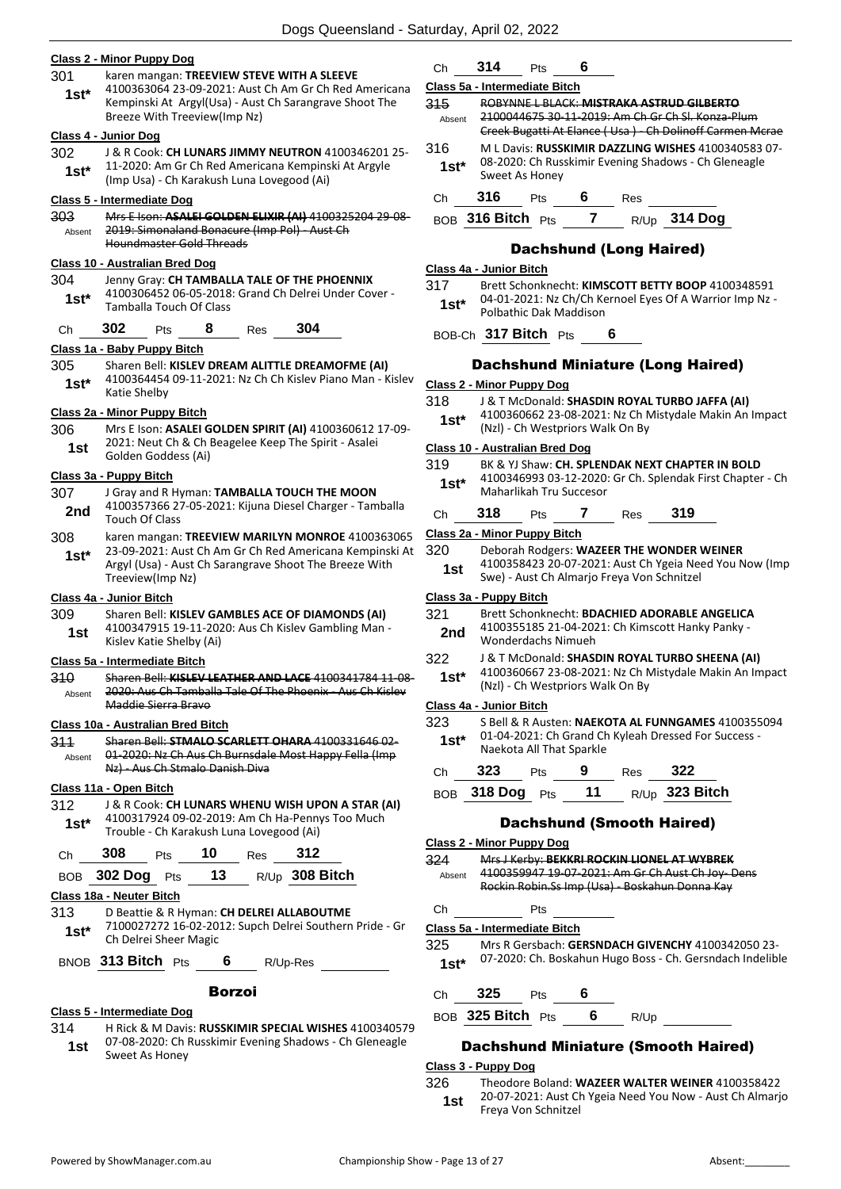#### Class 2 - Minor Puppy Dog

301 **1st*** karen mangan: **TREEVIEW STEVE WITH A SLEEVE** 4100363064 23-09-2021: Aust Ch Am Gr Ch Red Americana Kempinski At Argyl(Usa) - Aust Ch Sarangrave Shoot The Breeze With Treeview(Imp Nz)

#### Class 4 - Junior Dog

302 **1st*** J & R Cook: **CH LUNARS JIMMY NEUTRON** 4100346201 25-11-2020: Am Gr Ch Red Americana Kempinski At Argyle (Imp Usa) - Ch Karakush Luna Lovegood (Ai)

#### Class 5 - Intermediate Dog

303 Absent ~~Mrs E Ison: **ASALEI GOLDEN ELIXIR (AI)** 4100325204 29-08-2019: Simonaland Bonacure (Imp Pol) - Aust Ch Houndmaster Gold Threads~~

#### Class 10 - Australian Bred Dog

304 **1st*** Jenny Gray: **CH TAMBALLA TALE OF THE PHOENNIX** 4100306452 06-05-2018: Grand Ch Delrei Under Cover - Tamballa Touch Of Class

Ch **302** Pts **8** Res **304**

#### Class 1a - Baby Puppy Bitch

305 **1st*** Sharen Bell: **KISLEV DREAM ALITTLE DREAMOFME (AI)** 4100364454 09-11-2021: Nz Ch Ch Kislev Piano Man - Kislev Katie Shelby

#### Class 2a - Minor Puppy Bitch

306 **1st** Mrs E Ison: **ASALEI GOLDEN SPIRIT (AI)** 4100360612 17-09-2021: Neut Ch & Ch Beagelee Keep The Spirit - Asalei Golden Goddess (Ai)

#### Class 3a - Puppy Bitch

307 **2nd** J Gray and R Hyman: **TAMBALLA TOUCH THE MOON** 4100357366 27-05-2021: Kijuna Diesel Charger - Tamballa Touch Of Class

308 **1st*** karen mangan: **TREEVIEW MARILYN MONROE** 4100363065 23-09-2021: Aust Ch Am Gr Ch Red Americana Kempinski At Argyl (Usa) - Aust Ch Sarangrave Shoot The Breeze With Treeview(Imp Nz)

#### Class 4a - Junior Bitch

309 **1st** Sharen Bell: **KISLEV GAMBLES ACE OF DIAMONDS (AI)** 4100347915 19-11-2020: Aus Ch Kislev Gambling Man - Kislev Katie Shelby (Ai)

#### Class 5a - Intermediate Bitch

310 Absent ~~Sharen Bell: **KISLEV LEATHER AND LACE** 4100341784 11-08-2020: Aus Ch Tamballa Tale Of The Phoenix - Aus Ch Kislev Maddie Sierra Bravo~~

#### Class 10a - Australian Bred Bitch

311 Absent ~~Sharen Bell: **STMALO SCARLETT OHARA** 4100331646 02-01-2020: Nz Ch Aus Ch Burnsdale Most Happy Fella (Imp Nz) - Aus Ch Stmalo Danish Diva~~

#### Class 11a - Open Bitch

312 **1st*** J & R Cook: **CH LUNARS WHENU WISH UPON A STAR (AI)** 4100317924 09-02-2019: Am Ch Ha-Pennys Too Much Trouble - Ch Karakush Luna Lovegood (Ai)

Ch **308** Pts **10** Res **312**

BOB **302 Dog** Pts **13** R/Up **308 Bitch**

#### Class 18a - Neuter Bitch

313 **1st*** D Beattie & R Hyman: **CH DELREI ALLABOUTME** 7100027272 16-02-2012: Supch Delrei Southern Pride - Gr Ch Delrei Sheer Magic

BNOB **313 Bitch** Pts **6** R/Up-Res

## Borzoi

#### Class 5 - Intermediate Dog

314 **1st** H Rick & M Davis: **RUSSKIMIR SPECIAL WISHES** 4100340579 07-08-2020: Ch Russkimir Evening Shadows - Ch Gleneagle Sweet As Honey

Ch **314** Pts **6**

#### Class 5a - Intermediate Bitch

315 Absent ~~ROBYNNE L BLACK: **MISTRAKA ASTRUD GILBERTO** 2100044675 30-11-2019: Am Ch Gr Ch Sl. Konza-Plum Creek Bugatti At Elance ( Usa ) - Ch Dolinoff Carmen Mcrae~~

316 **1st*** M L Davis: **RUSSKIMIR DAZZLING WISHES** 4100340583 07-08-2020: Ch Russkimir Evening Shadows - Ch Gleneagle Sweet As Honey

Ch **316** Pts **6** Res

BOB **316 Bitch** Pts **7** R/Up **314 Dog**

## Dachshund (Long Haired)

#### Class 4a - Junior Bitch

317 **1st*** Brett Schonknecht: **KIMSCOTT BETTY BOOP** 4100348591 04-01-2021: Nz Ch/Ch Kernoel Eyes Of A Warrior Imp Nz - Polbathic Dak Maddison

BOB-Ch **317 Bitch** Pts **6**

## Dachshund Miniature (Long Haired)

#### Class 2 - Minor Puppy Dog

318 **1st*** J & T McDonald: **SHASDIN ROYAL TURBO JAFFA (AI)** 4100360662 23-08-2021: Nz Ch Mistydale Makin An Impact (Nzl) - Ch Westpriors Walk On By

#### Class 10 - Australian Bred Dog

319 **1st*** BK & YJ Shaw: **CH. SPLENDAK NEXT CHAPTER IN BOLD** 4100346993 03-12-2020: Gr Ch. Splendak First Chapter - Ch Maharlikah Tru Succesor

Ch **318** Pts **7** Res **319**

#### Class 2a - Minor Puppy Bitch

320 **1st** Deborah Rodgers: **WAZEER THE WONDER WEINER** 4100358423 20-07-2021: Aust Ch Ygeia Need You Now (Imp Swe) - Aust Ch Almarjo Freya Von Schnitzel

#### Class 3a - Puppy Bitch

321 **2nd** Brett Schonknecht: **BDACHIED ADORABLE ANGELICA** 4100355185 21-04-2021: Ch Kimscott Hanky Panky - Wonderdachs Nimueh

322 **1st*** J & T McDonald: **SHASDIN ROYAL TURBO SHEENA (AI)** 4100360667 23-08-2021: Nz Ch Mistydale Makin An Impact (Nzl) - Ch Westpriors Walk On By

#### Class 4a - Junior Bitch

323 **1st*** S Bell & R Austen: **NAEKOTA AL FUNNGAMES** 4100355094 01-04-2021: Ch Grand Ch Kyleah Dressed For Success - Naekota All That Sparkle

Ch **323** Pts **9** Res **322**

BOB **318 Dog** Pts **11** R/Up **323 Bitch**

## Dachshund (Smooth Haired)

#### Class 2 - Minor Puppy Dog

324 Absent ~~Mrs J Kerby: **BEKKRI ROCKIN LIONEL AT WYBREK** 4100359947 19-07-2021: Am Gr Ch Aust Ch Joy- Dens Rockin Robin.Ss Imp (Usa) - Boskahun Donna Kay~~

Ch Pts

#### Class 5a - Intermediate Bitch

325 **1st*** Mrs R Gersbach: **GERSNDACH GIVENCHY** 4100342050 23-07-2020: Ch. Boskahun Hugo Boss - Ch. Gersndach Indelible

Ch **325** Pts **6**

BOB **325 Bitch** Pts **6** R/Up

## Dachshund Miniature (Smooth Haired)

#### Class 3 - Puppy Dog

326 **1st** Theodore Boland: **WAZEER WALTER WEINER** 4100358422 20-07-2021: Aust Ch Ygeia Need You Now - Aust Ch Almarjo Freya Von Schnitzel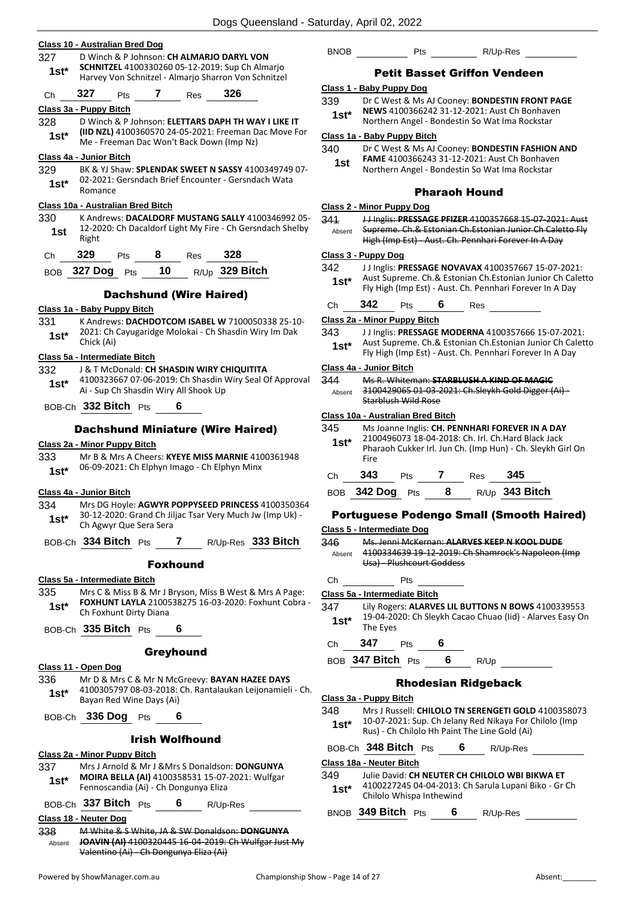**Class 10 - Australian Bred Dog**

327 1st* D Winch & P Johnson: **CH ALMARJO DARYL VON SCHNITZEL** 4100330260 05-12-2019: Sup Ch Almarjo Harvey Von Schnitzel - Almarjo Sharron Von Schnitzel

Ch **327** Pts **7** Res **326**

**Class 3a - Puppy Bitch**

328 1st* D Winch & P Johnson: **ELETTARS DAPH TH WAY I LIKE IT (IID NZL)** 4100360570 24-05-2021: Freeman Dac Move For Me - Freeman Dac Won't Back Down (Imp Nz)

**Class 4a - Junior Bitch**

329 1st* BK & YJ Shaw: **SPLENDAK SWEET N SASSY** 4100349749 07-02-2021: Gersndach Brief Encounter - Gersndach Wata Romance

**Class 10a - Australian Bred Bitch**

330 1st K Andrews: **DACALDORF MUSTANG SALLY** 4100346992 05-12-2020: Ch Dacaldorf Light My Fire - Ch Gersndach Shelby Right

Ch **329** Pts **8** Res **328**

BOB **327 Dog** Pts **10** R/Up **329 Bitch**

## Dachshund (Wire Haired)

**Class 1a - Baby Puppy Bitch**

331 1st* K Andrews: **DACHDOTCOM ISABEL W** 7100050338 25-10-2021: Ch Cayugaridge Molokai - Ch Shasdin Wiry Im Dak Chick (Ai)

**Class 5a - Intermediate Bitch**

332 1st* J & T McDonald: **CH SHASDIN WIRY CHIQUITITA** 4100323667 07-06-2019: Ch Shasdin Wiry Seal Of Approval Ai - Sup Ch Shasdin Wiry All Shook Up

BOB-Ch **332 Bitch** Pts **6**

## Dachshund Miniature (Wire Haired)

**Class 2a - Minor Puppy Bitch**

333 1st* Mr B & Mrs A Cheers: **KYEYE MISS MARNIE** 4100361948 06-09-2021: Ch Elphyn Imago - Ch Elphyn Minx

**Class 4a - Junior Bitch**

334 1st* Mrs DG Hoyle: **AGWYR POPPYSEED PRINCESS** 4100350364 30-12-2020: Grand Ch Jiljac Tsar Very Much Jw (Imp Uk) - Ch Agwyr Que Sera Sera

BOB-Ch **334 Bitch** Pts **7** R/Up-Res **333 Bitch**

## Foxhound

**Class 5a - Intermediate Bitch**

335 1st* Mrs C & Miss B & Mr J Bryson, Miss B West & Mrs A Page: **FOXHUNT LAYLA** 2100538275 16-03-2020: Foxhunt Cobra - Ch Foxhunt Dirty Diana

BOB-Ch **335 Bitch** Pts **6**

## Greyhound

**Class 11 - Open Dog**

336 1st* Mr D & Mrs C & Mr N McGreevy: **BAYAN HAZEE DAYS** 4100305797 08-03-2018: Ch. Rantalaukan Leijonamieli - Ch. Bayan Red Wine Days (Ai)

BOB-Ch **336 Dog** Pts **6**

## Irish Wolfhound

**Class 2a - Minor Puppy Bitch**

337 1st* Mrs J Arnold & Mr J &Mrs S Donaldson: **DONGUNYA MOIRA BELLA (AI)** 4100358531 15-07-2021: Wulfgar Fennoscandia (Ai) - Ch Dongunya Eliza

BOB-Ch **337 Bitch** Pts **6** R/Up-Res

**Class 18 - Neuter Dog**

338 Absent ~~M White & S White, JA & SW Donaldson: **DONGUNYA JOAVIN (AI)** 4100320445 16-04-2019: Ch Wulfgar Just My Valentino (Ai) - Ch Dongunya Eliza (Ai)~~

BNOB Pts R/Up-Res

## Petit Basset Griffon Vendeen

**Class 1 - Baby Puppy Dog**

339 1st* Dr C West & Ms AJ Cooney: **BONDESTIN FRONT PAGE NEWS** 4100366242 31-12-2021: Aust Ch Bonhaven Northern Angel - Bondestin So Wat Ima Rockstar

**Class 1a - Baby Puppy Bitch**

340 1st Dr C West & Ms AJ Cooney: **BONDESTIN FASHION AND FAME** 4100366243 31-12-2021: Aust Ch Bonhaven Northern Angel - Bondestin So Wat Ima Rockstar

## Pharaoh Hound

**Class 2 - Minor Puppy Dog**

341 Absent ~~J J Inglis: **PRESSAGE PFIZER** 4100357668 15-07-2021: Aust Supreme. Ch.& Estonian Ch.Estonian Junior Ch Caletto Fly High (Imp Est) - Aust. Ch. Pennhari Forever In A Day~~

**Class 3 - Puppy Dog**

342 1st* J J Inglis: **PRESSAGE NOVAVAX** 4100357667 15-07-2021: Aust Supreme. Ch.& Estonian Ch.Estonian Junior Ch Caletto Fly High (Imp Est) - Aust. Ch. Pennhari Forever In A Day

Ch **342** Pts **6** Res

**Class 2a - Minor Puppy Bitch**

343 1st* J J Inglis: **PRESSAGE MODERNA** 4100357666 15-07-2021: Aust Supreme. Ch.& Estonian Ch.Estonian Junior Ch Caletto Fly High (Imp Est) - Aust. Ch. Pennhari Forever In A Day

**Class 4a - Junior Bitch**

344 Absent ~~Ms R. Whiteman: **STARBLUSH A KIND OF MAGIC** 3100429065 01-03-2021: Ch.Sleykh Gold Digger (Ai) - Starblush Wild Rose~~

**Class 10a - Australian Bred Bitch**

345 1st* Ms Joanne Inglis: **CH. PENNHARI FOREVER IN A DAY** 2100496073 18-04-2018: Ch. Irl. Ch.Hard Black Jack Pharaoh Cukker Irl. Jun Ch. (Imp Hun) - Ch. Sleykh Girl On Fire

Ch **343** Pts **7** Res **345**

BOB **342 Dog** Pts **8** R/Up **343 Bitch**

## Portuguese Podengo Small (Smooth Haired)

**Class 5 - Intermediate Dog**

346 Absent ~~Ms. Jenni McKernan: **ALARVES KEEP N KOOL DUDE** 4100334639 19-12-2019: Ch Shamrock's Napoleon (Imp Usa) - Plushcourt Goddess~~

Ch Pts

**Class 5a - Intermediate Bitch**

347 1st* Lily Rogers: **ALARVES LIL BUTTONS N BOWS** 4100339553 19-04-2020: Ch Sleykh Cacao Chuao (Iid) - Alarves Easy On The Eyes

Ch **347** Pts **6**

BOB **347 Bitch** Pts **6** R/Up

## Rhodesian Ridgeback

**Class 3a - Puppy Bitch**

348 1st* Mrs J Russell: **CHILOLO TN SERENGETI GOLD** 4100358073 10-07-2021: Sup. Ch Jelany Red Nikaya For Chilolo (Imp Rus) - Ch Chilolo Hh Paint The Line Gold (Ai)

BOB-Ch **348 Bitch** Pts **6** R/Up-Res

**Class 18a - Neuter Bitch**

349 1st* Julie David: **CH NEUTER CH CHILOLO WBI BIKWA ET** 4100227245 04-04-2013: Ch Sarula Lupani Biko - Gr Ch Chilolo Whispa Inthewind

BNOB **349 Bitch** Pts **6** R/Up-Res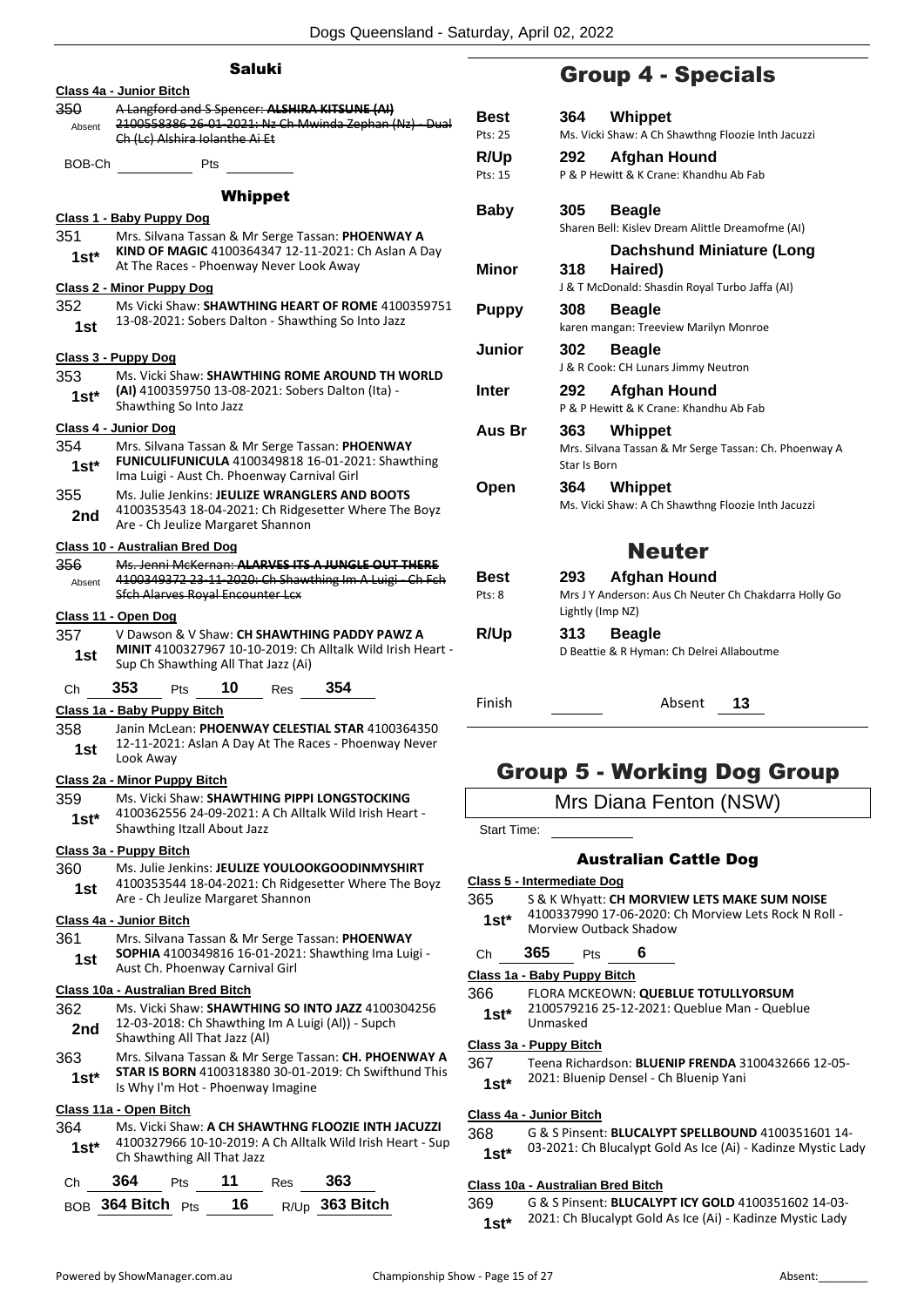## Saluki

**Class 4a - Junior Bitch**

350 Absent ~~A Langford and S Spencer: **ALSHIRA KITSUNE (AI)** 2100558386 26-01-2021: Nz Ch Mwinda Zephan (Nz) - Dual Ch (Lc) Alshira Iolanthe Ai Et~~

BOB-Ch ______ Pts ______

## Whippet

**Class 1 - Baby Puppy Dog**

351 1st* Mrs. Silvana Tassan & Mr Serge Tassan: **PHOENWAY A KIND OF MAGIC** 4100364347 12-11-2021: Ch Aslan A Day At The Races - Phoenway Never Look Away

**Class 2 - Minor Puppy Dog**

352 1st Ms Vicki Shaw: **SHAWTHING HEART OF ROME** 4100359751 13-08-2021: Sobers Dalton - Shawthing So Into Jazz

**Class 3 - Puppy Dog**

353 1st* Ms. Vicki Shaw: **SHAWTHING ROME AROUND TH WORLD (AI)** 4100359750 13-08-2021: Sobers Dalton (Ita) - Shawthing So Into Jazz

**Class 4 - Junior Dog**

354 1st* Mrs. Silvana Tassan & Mr Serge Tassan: **PHOENWAY FUNICULIFUNICULA** 4100349818 16-01-2021: Shawthing Ima Luigi - Aust Ch. Phoenway Carnival Girl

355 2nd Ms. Julie Jenkins: **JEULIZE WRANGLERS AND BOOTS** 4100353543 18-04-2021: Ch Ridgesetter Where The Boyz Are - Ch Jeulize Margaret Shannon

**Class 10 - Australian Bred Dog**

356 Absent ~~Ms. Jenni McKernan: **ALARVES ITS A JUNGLE OUT THERE** 4100349372 23-11-2020: Ch Shawthing Im A Luigi - Ch Fch Sfch Alarves Royal Encounter Lcx~~

**Class 11 - Open Dog**

357 1st V Dawson & V Shaw: **CH SHAWTHING PADDY PAWZ A MINIT** 4100327967 10-10-2019: Ch Alltalk Wild Irish Heart - Sup Ch Shawthing All That Jazz (Ai)

Ch **353** Pts **10** Res **354**

**Class 1a - Baby Puppy Bitch**

358 1st Janin McLean: **PHOENWAY CELESTIAL STAR** 4100364350 12-11-2021: Aslan A Day At The Races - Phoenway Never Look Away

**Class 2a - Minor Puppy Bitch**

359 1st* Ms. Vicki Shaw: **SHAWTHING PIPPI LONGSTOCKING** 4100362556 24-09-2021: A Ch Alltalk Wild Irish Heart - Shawthing Itzall About Jazz

**Class 3a - Puppy Bitch**

360 1st Ms. Julie Jenkins: **JEULIZE YOULOOKGOODINMYSHIRT** 4100353544 18-04-2021: Ch Ridgesetter Where The Boyz Are - Ch Jeulize Margaret Shannon

**Class 4a - Junior Bitch**

361 1st Mrs. Silvana Tassan & Mr Serge Tassan: **PHOENWAY SOPHIA** 4100349816 16-01-2021: Shawthing Ima Luigi - Aust Ch. Phoenway Carnival Girl

**Class 10a - Australian Bred Bitch**

362 2nd Ms. Vicki Shaw: **SHAWTHING SO INTO JAZZ** 4100304256 12-03-2018: Ch Shawthing Im A Luigi (Al)) - Supch Shawthing All That Jazz (Al)

363 1st* Mrs. Silvana Tassan & Mr Serge Tassan: **CH. PHOENWAY A STAR IS BORN** 4100318380 30-01-2019: Ch Swifthund This Is Why I'm Hot - Phoenway Imagine

**Class 11a - Open Bitch**

364 1st* Ms. Vicki Shaw: **A CH SHAWTHNG FLOOZIE INTH JACUZZI** 4100327966 10-10-2019: A Ch Alltalk Wild Irish Heart - Sup Ch Shawthing All That Jazz

Ch **364** Pts **11** Res **363**

BOB **364 Bitch** Pts **16** R/Up **363 Bitch**

# Group 4 - Specials

| | | |
|---|---|---|
| **Best** Pts: 25 | **364 Whippet** | Ms. Vicki Shaw: A Ch Shawthng Floozie Inth Jacuzzi |
| **R/Up** Pts: 15 | **292 Afghan Hound** | P & P Hewitt & K Crane: Khandhu Ab Fab |
| **Baby** | **305 Beagle** | Sharen Bell: Kislev Dream Alittle Dreamofme (AI) |
| **Minor** | **318 Dachshund Miniature (Long Haired)** | J & T McDonald: Shasdin Royal Turbo Jaffa (AI) |
| **Puppy** | **308 Beagle** | karen mangan: Treeview Marilyn Monroe |
| **Junior** | **302 Beagle** | J & R Cook: CH Lunars Jimmy Neutron |
| **Inter** | **292 Afghan Hound** | P & P Hewitt & K Crane: Khandhu Ab Fab |
| **Aus Br** | **363 Whippet** | Mrs. Silvana Tassan & Mr Serge Tassan: Ch. Phoenway A Star Is Born |
| **Open** | **364 Whippet** | Ms. Vicki Shaw: A Ch Shawthng Floozie Inth Jacuzzi |

## Neuter

| | | |
|---|---|---|
| **Best** Pts: 8 | **293 Afghan Hound** | Mrs J Y Anderson: Aus Ch Neuter Ch Chakdarra Holly Go Lightly (Imp NZ) |
| **R/Up** | **313 Beagle** | D Beattie & R Hyman: Ch Delrei Allaboutme |

Finish ______ Absent **13**

# Group 5 - Working Dog Group

Mrs Diana Fenton (NSW)

Start Time: ______

## Australian Cattle Dog

**Class 5 - Intermediate Dog**

365 1st* S & K Whyatt: **CH MORVIEW LETS MAKE SUM NOISE** 4100337990 17-06-2020: Ch Morview Lets Rock N Roll - Morview Outback Shadow

Ch **365** Pts **6**

**Class 1a - Baby Puppy Bitch**

366 1st* FLORA MCKEOWN: **QUEBLUE TOTULLYORSUM** 2100579216 25-12-2021: Queblue Man - Queblue Unmasked

**Class 3a - Puppy Bitch**

367 1st* Teena Richardson: **BLUENIP FRENDA** 3100432666 12-05-2021: Bluenip Densel - Ch Bluenip Yani

**Class 4a - Junior Bitch**

368 1st* G & S Pinsent: **BLUCALYPT SPELLBOUND** 4100351601 14-03-2021: Ch Blucalypt Gold As Ice (Ai) - Kadinze Mystic Lady

**Class 10a - Australian Bred Bitch**

369 1st* G & S Pinsent: **BLUCALYPT ICY GOLD** 4100351602 14-03-2021: Ch Blucalypt Gold As Ice (Ai) - Kadinze Mystic Lady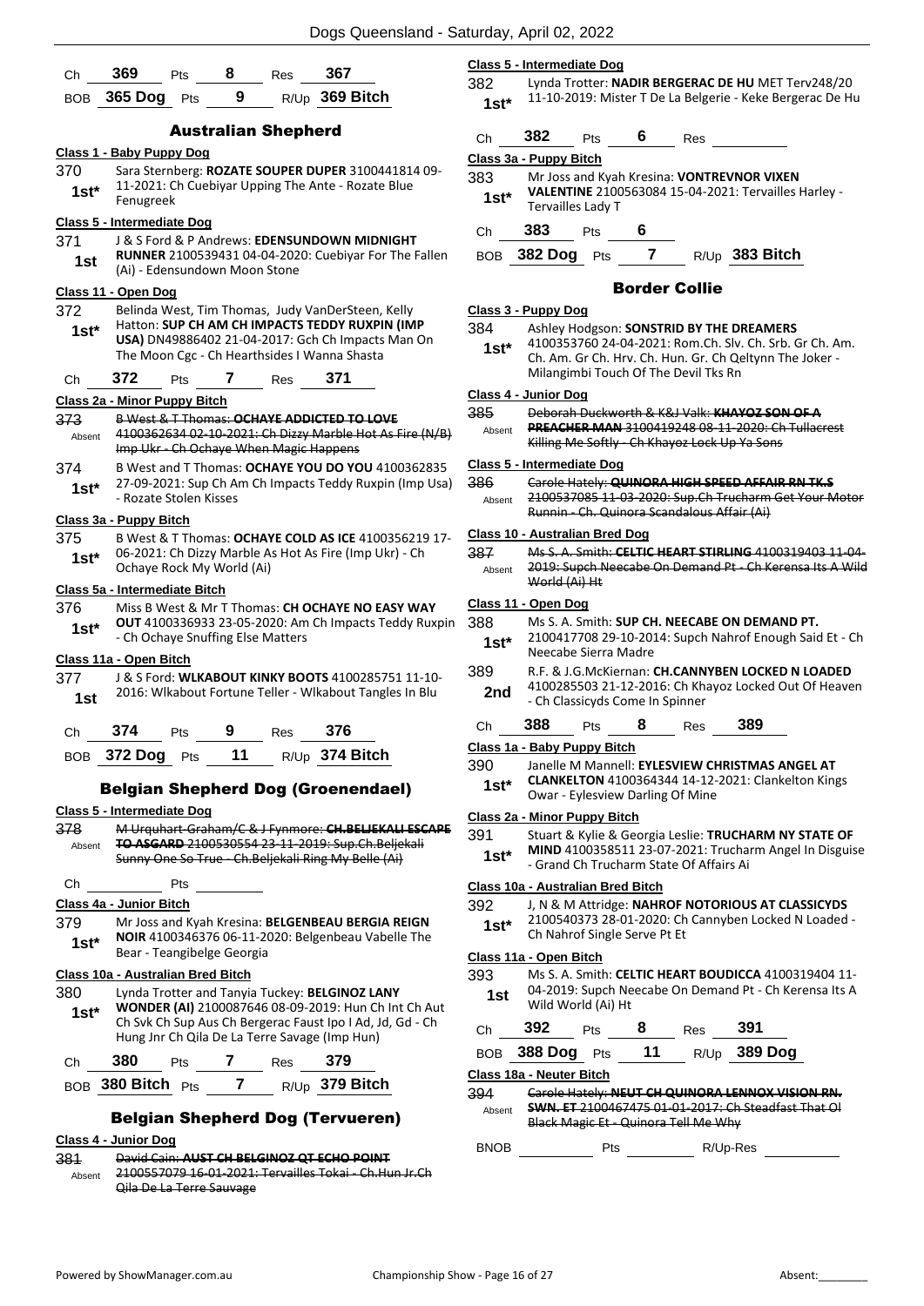| Ch | 369 | Pts | 8 | Res | 367 |
|---|---|---|---|---|---|
| BOB | 365 Dog | Pts | 9 | R/Up | 369 Bitch |

## Australian Shepherd

### Class 1 - Baby Puppy Dog

370 **1st*** Sara Sternberg: **ROZATE SOUPER DUPER** 3100441814 09-11-2021: Ch Cuebiyar Upping The Ante - Rozate Blue Fenugreek

### Class 5 - Intermediate Dog

371 **1st** J & S Ford & P Andrews: **EDENSUNDOWN MIDNIGHT RUNNER** 2100539431 04-04-2020: Cuebiyar For The Fallen (Ai) - Edensundown Moon Stone

### Class 11 - Open Dog

372 **1st*** Belinda West, Tim Thomas, Judy VanDerSteen, Kelly Hatton: **SUP CH AM CH IMPACTS TEDDY RUXPIN (IMP USA)** DN49886402 21-04-2017: Gch Ch Impacts Man On The Moon Cgc - Ch Hearthsides I Wanna Shasta

| Ch | 372 | Pts | 7 | Res | 371 |
|---|---|---|---|---|---|

### Class 2a - Minor Puppy Bitch

373 Absent ~~B West & T Thomas: **OCHAYE ADDICTED TO LOVE** 4100362634 02-10-2021: Ch Dizzy Marble Hot As Fire (N/B) Imp Ukr - Ch Ochaye When Magic Happens~~

374 **1st*** B West and T Thomas: **OCHAYE YOU DO YOU** 4100362835 27-09-2021: Sup Ch Am Ch Impacts Teddy Ruxpin (Imp Usa) - Rozate Stolen Kisses

### Class 3a - Puppy Bitch

375 **1st*** B West & T Thomas: **OCHAYE COLD AS ICE** 4100356219 17-06-2021: Ch Dizzy Marble As Hot As Fire (Imp Ukr) - Ch Ochaye Rock My World (Ai)

### Class 5a - Intermediate Bitch

376 **1st*** Miss B West & Mr T Thomas: **CH OCHAYE NO EASY WAY OUT** 4100336933 23-05-2020: Am Ch Impacts Teddy Ruxpin - Ch Ochaye Snuffing Else Matters

### Class 11a - Open Bitch

377 **1st** J & S Ford: **WLKABOUT KINKY BOOTS** 4100285751 11-10-2016: Wlkabout Fortune Teller - Wlkabout Tangles In Blu

| Ch | 374 | Pts | 9 | Res | 376 |
|---|---|---|---|---|---|
| BOB | 372 Dog | Pts | 11 | R/Up | 374 Bitch |

## Belgian Shepherd Dog (Groenendael)

### Class 5 - Intermediate Dog

378 Absent ~~M Urquhart-Graham/C & J Fynmore: **CH.BELJEKALI ESCAPE TO ASGARD** 2100530554 23-11-2019: Sup.Ch.Beljekali Sunny One So True - Ch.Beljekali Ring My Belle (Ai)~~

| Ch | | Pts | |
|---|---|---|---|

### Class 4a - Junior Bitch

379 **1st*** Mr Joss and Kyah Kresina: **BELGENBEAU BERGIA REIGN NOIR** 4100346376 06-11-2020: Belgenbeau Vabelle The Bear - Teangibelge Georgia

### Class 10a - Australian Bred Bitch

380 **1st*** Lynda Trotter and Tanyia Tuckey: **BELGINOZ LANY WONDER (AI)** 2100087646 08-09-2019: Hun Ch Int Ch Aut Ch Svk Ch Sup Aus Ch Bergerac Faust Ipo I Ad, Jd, Gd - Ch Hung Jnr Ch Qila De La Terre Savage (Imp Hun)

| Ch | 380 | Pts | 7 | Res | 379 |
|---|---|---|---|---|---|
| BOB | 380 Bitch | Pts | 7 | R/Up | 379 Bitch |

## Belgian Shepherd Dog (Tervueren)

### Class 4 - Junior Dog

381 Absent ~~David Cain: **AUST CH BELGINOZ QT ECHO POINT** 2100557079 16-01-2021: Tervailles Tokai - Ch.Hun Jr.Ch Qila De La Terre Sauvage~~

### Class 5 - Intermediate Dog

382 **1st*** Lynda Trotter: **NADIR BERGERAC DE HU** MET Terv248/20 11-10-2019: Mister T De La Belgerie - Keke Bergerac De Hu

| Ch | 382 | Pts | 6 | Res | |
|---|---|---|---|---|---|

### Class 3a - Puppy Bitch

383 **1st*** Mr Joss and Kyah Kresina: **VONTREVNOR VIXEN VALENTINE** 2100563084 15-04-2021: Tervailles Harley - Tervailles Lady T

| Ch | 383 | Pts | 6 |
|---|---|---|---|
| BOB | 382 Dog | Pts | 7 | R/Up | 383 Bitch |

## Border Collie

### Class 3 - Puppy Dog

384 **1st*** Ashley Hodgson: **SONSTRID BY THE DREAMERS** 4100353760 24-04-2021: Rom.Ch. Slv. Ch. Srb. Gr Ch. Am. Ch. Am. Gr Ch. Hrv. Ch. Hun. Gr. Ch Qeltynn The Joker - Milangimbi Touch Of The Devil Tks Rn

### Class 4 - Junior Dog

385 Absent ~~Deborah Duckworth & K&J Valk: **KHAYOZ SON OF A PREACHER MAN** 3100419248 08-11-2020: Ch Tullacrest Killing Me Softly - Ch Khayoz Lock Up Ya Sons~~

### Class 5 - Intermediate Dog

386 Absent ~~Carole Hately: **QUINORA HIGH SPEED AFFAIR RN TK.S** 2100537085 11-03-2020: Sup.Ch Trucharm Get Your Motor Runnin - Ch. Quinora Scandalous Affair (Ai)~~

### Class 10 - Australian Bred Dog

387 Absent ~~Ms S. A. Smith: **CELTIC HEART STIRLING** 4100319403 11-04-2019: Supch Neecabe On Demand Pt - Ch Kerensa Its A Wild World (Ai) Ht~~

### Class 11 - Open Dog

388 **1st*** Ms S. A. Smith: **SUP CH. NEECABE ON DEMAND PT.** 2100417708 29-10-2014: Supch Nahrof Enough Said Et - Ch Neecabe Sierra Madre

389 **2nd** R.F. & J.G.McKiernan: **CH.CANNYBEN LOCKED N LOADED** 4100285503 21-12-2016: Ch Khayoz Locked Out Of Heaven - Ch Classicyds Come In Spinner

| Ch | 388 | Pts | 8 | Res | 389 |
|---|---|---|---|---|---|

### Class 1a - Baby Puppy Bitch

390 **1st*** Janelle M Mannell: **EYLESVIEW CHRISTMAS ANGEL AT CLANKELTON** 4100364344 14-12-2021: Clankelton Kings Owar - Eylesview Darling Of Mine

### Class 2a - Minor Puppy Bitch

391 **1st*** Stuart & Kylie & Georgia Leslie: **TRUCHARM NY STATE OF MIND** 4100358511 23-07-2021: Trucharm Angel In Disguise - Grand Ch Trucharm State Of Affairs Ai

### Class 10a - Australian Bred Bitch

392 **1st*** J, N & M Attridge: **NAHROF NOTORIOUS AT CLASSICYDS** 2100540373 28-01-2020: Ch Cannyben Locked N Loaded - Ch Nahrof Single Serve Pt Et

### Class 11a - Open Bitch

393 **1st** Ms S. A. Smith: **CELTIC HEART BOUDICCA** 4100319404 11-04-2019: Supch Neecabe On Demand Pt - Ch Kerensa Its A Wild World (Ai) Ht

| Ch | 392 | Pts | 8 | Res | 391 |
|---|---|---|---|---|---|
| BOB | 388 Dog | Pts | 11 | R/Up | 389 Dog |

### Class 18a - Neuter Bitch

394 Absent ~~Carole Hately: **NEUT CH QUINORA LENNOX VISION RN. SWN. ET** 2100467475 01-01-2017: Ch Steadfast That Ol Black Magic Et - Quinora Tell Me Why~~

| BNOB | | Pts | | R/Up-Res | |
|---|---|---|---|---|---|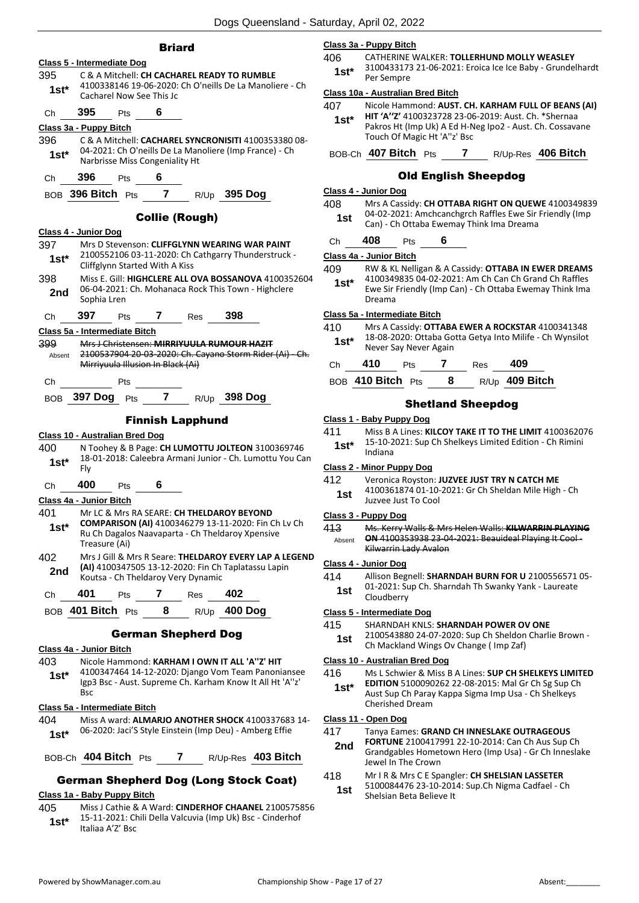## Briard

### Class 5 - Intermediate Dog

395 C & A Mitchell: **CH CACHAREL READY TO RUMBLE** 4100338146 19-06-2020: Ch O'neills De La Manoliere - Ch Cacharel Now See This Jc
**1st***

Ch **395** Pts **6**

### Class 3a - Puppy Bitch

396 C & A Mitchell: **CACHAREL SYNCRONISITI** 4100353380 08-04-2021: Ch O'neills De La Manoliere (Imp France) - Ch Narbrisse Miss Congeniality Ht
**1st***

Ch **396** Pts **6**

BOB **396 Bitch** Pts **7** R/Up **395 Dog**

## Collie (Rough)

### Class 4 - Junior Dog

397 Mrs D Stevenson: **CLIFFGLYNN WEARING WAR PAINT** 2100552106 03-11-2020: Ch Cathgarry Thunderstruck - Cliffglynn Started With A Kiss
**1st***

398 Miss E. Gill: **HIGHCLERE ALL OVA BOSSANOVA** 4100352604 06-04-2021: Ch. Mohanaca Rock This Town - Highclere Sophia Lren
**2nd**

Ch **397** Pts **7** Res **398**

### Class 5a - Intermediate Bitch

399 ~~Mrs J Christensen: **MIRRIYUULA RUMOUR HAZIT** 2100537904 20-03-2020: Ch. Cayano Storm Rider (Ai) - Ch. Mirriyuula Illusion In Black (Ai)~~
Absent

Ch Pts

BOB **397 Dog** Pts **7** R/Up **398 Dog**

## Finnish Lapphund

### Class 10 - Australian Bred Dog

400 N Toohey & B Page: **CH LUMOTTU JOLTEON** 3100369746 18-01-2018: Caleebra Armani Junior - Ch. Lumottu You Can Fly
**1st***

Ch **400** Pts **6**

### Class 4a - Junior Bitch

401 Mr LC & Mrs RA SEARE: **CH THELDAROY BEYOND COMPARISON (AI)** 4100346279 13-11-2020: Fin Ch Lv Ch Ru Ch Dagalos Naavaparta - Ch Theldaroy Xpensive Treasure (Ai)
**1st***

402 Mrs J Gill & Mrs R Seare: **THELDAROY EVERY LAP A LEGEND (AI)** 4100347505 13-12-2020: Fin Ch Taplatassu Lapin Koutsa - Ch Theldaroy Very Dynamic
**2nd**

Ch **401** Pts **7** Res **402**

BOB **401 Bitch** Pts **8** R/Up **400 Dog**

## German Shepherd Dog

### Class 4a - Junior Bitch

403 Nicole Hammond: **KARHAM I OWN IT ALL 'A''Z' HIT** 4100347464 14-12-2020: Django Vom Team Panoniansee Igp3 Bsc - Aust. Supreme Ch. Karham Know It All Ht 'A''z' Bsc
**1st***

### Class 5a - Intermediate Bitch

404 Miss A ward: **ALMARJO ANOTHER SHOCK** 4100337683 14-06-2020: Jaci'S Style Einstein (Imp Deu) - Amberg Effie
**1st***

BOB-Ch **404 Bitch** Pts **7** R/Up-Res **403 Bitch**

## German Shepherd Dog (Long Stock Coat)

### Class 1a - Baby Puppy Bitch

405 Miss J Cathie & A Ward: **CINDERHOF CHAANEL** 2100575856 15-11-2021: Chili Della Valcuvia (Imp Uk) Bsc - Cinderhof Italiaa A'Z' Bsc
**1st***

### Class 3a - Puppy Bitch

406 CATHERINE WALKER: **TOLLERHUND MOLLY WEASLEY** 3100433173 21-06-2021: Eroica Ice Ice Baby - Grundelhardt Per Sempre
**1st***

### Class 10a - Australian Bred Bitch

407 Nicole Hammond: **AUST. CH. KARHAM FULL OF BEANS (AI) HIT 'A''Z'** 4100323728 23-06-2019: Aust. Ch. *Shernaa Pakros Ht (Imp Uk) A Ed H-Neg Ipo2 - Aust. Ch. Cossavane Touch Of Magic Ht 'A''z' Bsc
**1st***

BOB-Ch **407 Bitch** Pts **7** R/Up-Res **406 Bitch**

## Old English Sheepdog

### Class 4 - Junior Dog

408 Mrs A Cassidy: **CH OTTABA RIGHT ON QUEWE** 4100349839 04-02-2021: Amchcanchgrch Raffles Ewe Sir Friendly (Imp Can) - Ch Ottaba Ewemay Think Ima Dreama
**1st**

Ch **408** Pts **6**

### Class 4a - Junior Bitch

409 RW & KL Nelligan & A Cassidy: **OTTABA IN EWER DREAMS** 4100349835 04-02-2021: Am Ch Can Ch Grand Ch Raffles Ewe Sir Friendly (Imp Can) - Ch Ottaba Ewemay Think Ima Dreama
**1st***

### Class 5a - Intermediate Bitch

410 Mrs A Cassidy: **OTTABA EWER A ROCKSTAR** 4100341348 18-08-2020: Ottaba Gotta Getya Into Milife - Ch Wynsilot Never Say Never Again
**1st***

Ch **410** Pts **7** Res **409**

BOB **410 Bitch** Pts **8** R/Up **409 Bitch**

## Shetland Sheepdog

### Class 1 - Baby Puppy Dog

411 Miss B A Lines: **KILCOY TAKE IT TO THE LIMIT** 4100362076 15-10-2021: Sup Ch Shelkeys Limited Edition - Ch Rimini Indiana
**1st***

### Class 2 - Minor Puppy Dog

412 Veronica Royston: **JUZVEE JUST TRY N CATCH ME** 4100361874 01-10-2021: Gr Ch Sheldan Mile High - Ch Juzvee Just To Cool
**1st**

### Class 3 - Puppy Dog

413 ~~Ms. Kerry Walls & Mrs Helen Walls: **KILWARRIN PLAYING ON** 4100353938 23-04-2021: Beauideal Playing It Cool - Kilwarrin Lady Avalon~~
Absent

### Class 4 - Junior Dog

414 Allison Begnell: **SHARNDAH BURN FOR U** 2100556571 05-01-2021: Sup Ch. Sharndah Th Swanky Yank - Laureate Cloudberry
**1st**

### Class 5 - Intermediate Dog

415 SHARNDAH KNLS: **SHARNDAH POWER OV ONE** 2100543880 24-07-2020: Sup Ch Sheldon Charlie Brown - Ch Mackland Wings Ov Change ( Imp Zaf)
**1st**

### Class 10 - Australian Bred Dog

416 Ms L Schwier & Miss B A Lines: **SUP CH SHELKEYS LIMITED EDITION** 5100090262 22-08-2015: Mal Gr Ch Sg Sup Ch Aust Sup Ch Paray Kappa Sigma Imp Usa - Ch Shelkeys Cherished Dream
**1st***

### Class 11 - Open Dog

417 Tanya Eames: **GRAND CH INNESLAKE OUTRAGEOUS FORTUNE** 2100417991 22-10-2014: Can Ch Aus Sup Ch Grandgables Hometown Hero (Imp Usa) - Gr Ch Inneslake Jewel In The Crown
**2nd**

418 Mr I R & Mrs C E Spangler: **CH SHELSIAN LASSETER** 5100084476 23-10-2014: Sup.Ch Nigma Cadfael - Ch Shelsian Beta Believe It
**1st**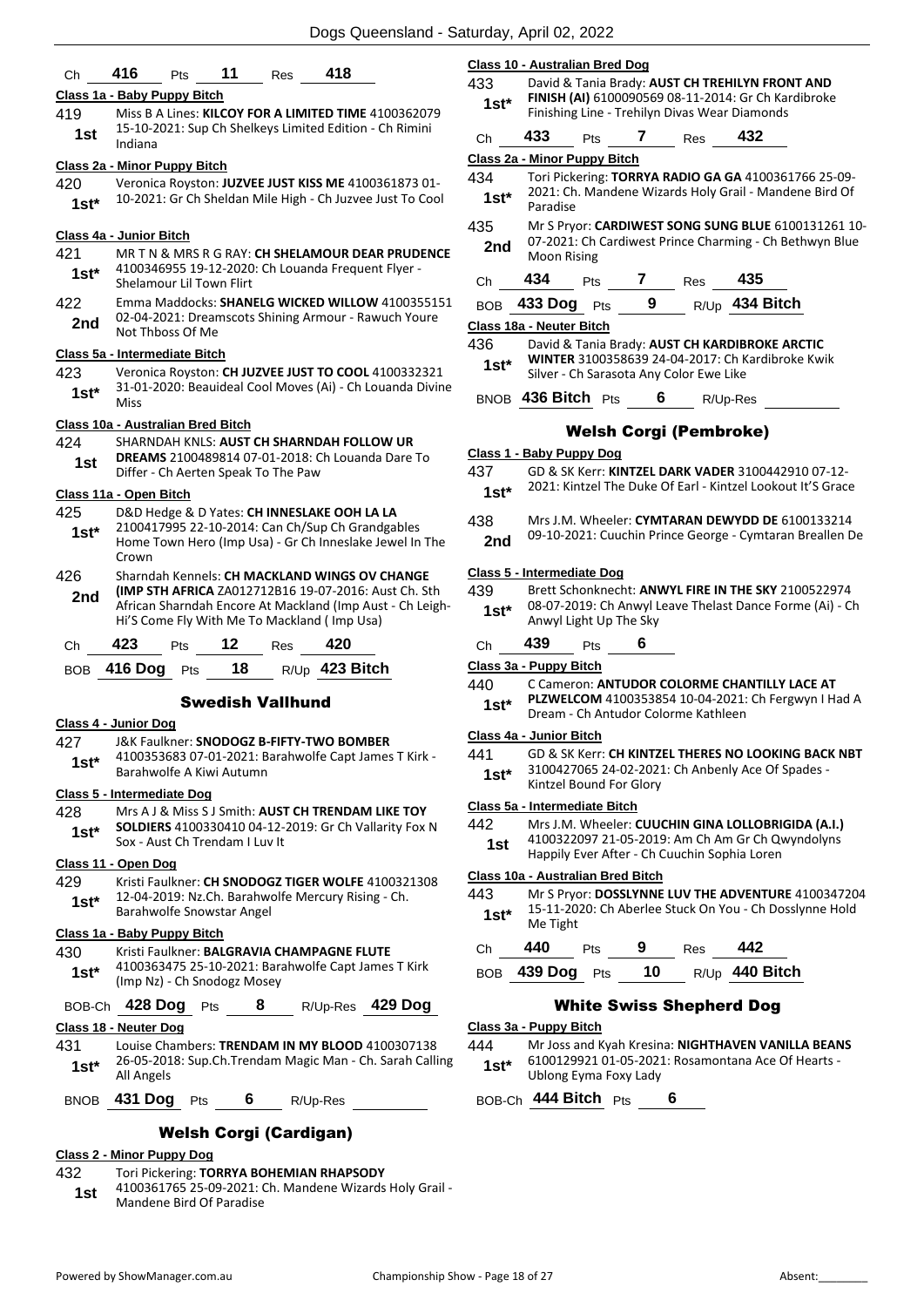Ch **416** Pts **11** Res **418**

**Class 1a - Baby Puppy Bitch**

419 **1st** Miss B A Lines: **KILCOY FOR A LIMITED TIME** 4100362079 15-10-2021: Sup Ch Shelkeys Limited Edition - Ch Rimini Indiana

**Class 2a - Minor Puppy Bitch**

420 **1st*** Veronica Royston: **JUZVEE JUST KISS ME** 4100361873 01-10-2021: Gr Ch Sheldan Mile High - Ch Juzvee Just To Cool

**Class 4a - Junior Bitch**

421 **1st*** MR T N & MRS R G RAY: **CH SHELAMOUR DEAR PRUDENCE** 4100346955 19-12-2020: Ch Louanda Frequent Flyer - Shelamour Lil Town Flirt

422 **2nd** Emma Maddocks: **SHANELG WICKED WILLOW** 4100355151 02-04-2021: Dreamscots Shining Armour - Rawuch Youre Not Thboss Of Me

**Class 5a - Intermediate Bitch**

423 **1st*** Veronica Royston: **CH JUZVEE JUST TO COOL** 4100332321 31-01-2020: Beauideal Cool Moves (Ai) - Ch Louanda Divine Miss

**Class 10a - Australian Bred Bitch**

424 **1st** SHARNDAH KNLS: **AUST CH SHARNDAH FOLLOW UR DREAMS** 2100489814 07-01-2018: Ch Louanda Dare To Differ - Ch Aerten Speak To The Paw

**Class 11a - Open Bitch**

425 **1st*** D&D Hedge & D Yates: **CH INNESLAKE OOH LA LA** 2100417995 22-10-2014: Can Ch/Sup Ch Grandgables Home Town Hero (Imp Usa) - Gr Ch Inneslake Jewel In The Crown

426 **2nd** Sharndah Kennels: **CH MACKLAND WINGS OV CHANGE (IMP STH AFRICA** ZA012712B16 19-07-2016: Aust Ch. Sth African Sharndah Encore At Mackland (Imp Aust - Ch Leigh-Hi'S Come Fly With Me To Mackland ( Imp Usa)

Ch **423** Pts **12** Res **420**

BOB **416 Dog** Pts **18** R/Up **423 Bitch**

## Swedish Vallhund

**Class 4 - Junior Dog**

427 **1st*** J&K Faulkner: **SNODOGZ B-FIFTY-TWO BOMBER** 4100353683 07-01-2021: Barahwolfe Capt James T Kirk - Barahwolfe A Kiwi Autumn

**Class 5 - Intermediate Dog**

428 **1st*** Mrs A J & Miss S J Smith: **AUST CH TRENDAM LIKE TOY SOLDIERS** 4100330410 04-12-2019: Gr Ch Vallarity Fox N Sox - Aust Ch Trendam I Luv It

**Class 11 - Open Dog**

429 **1st*** Kristi Faulkner: **CH SNODOGZ TIGER WOLFE** 4100321308 12-04-2019: Nz.Ch. Barahwolfe Mercury Rising - Ch. Barahwolfe Snowstar Angel

**Class 1a - Baby Puppy Bitch**

430 **1st*** Kristi Faulkner: **BALGRAVIA CHAMPAGNE FLUTE** 4100363475 25-10-2021: Barahwolfe Capt James T Kirk (Imp Nz) - Ch Snodogz Mosey

BOB-Ch **428 Dog** Pts **8** R/Up-Res **429 Dog**

**Class 18 - Neuter Dog**

431 **1st*** Louise Chambers: **TRENDAM IN MY BLOOD** 4100307138 26-05-2018: Sup.Ch.Trendam Magic Man - Ch. Sarah Calling All Angels

BNOB **431 Dog** Pts **6** R/Up-Res

## Welsh Corgi (Cardigan)

**Class 2 - Minor Puppy Dog**

432 **1st** Tori Pickering: **TORRYA BOHEMIAN RHAPSODY** 4100361765 25-09-2021: Ch. Mandene Wizards Holy Grail - Mandene Bird Of Paradise

**Class 10 - Australian Bred Dog**

433 **1st*** David & Tania Brady: **AUST CH TREHILYN FRONT AND FINISH (AI)** 6100090569 08-11-2014: Gr Ch Kardibroke Finishing Line - Trehilyn Divas Wear Diamonds

Ch **433** Pts **7** Res **432**

**Class 2a - Minor Puppy Bitch**

434 **1st*** Tori Pickering: **TORRYA RADIO GA GA** 4100361766 25-09-2021: Ch. Mandene Wizards Holy Grail - Mandene Bird Of Paradise

435 **2nd** Mr S Pryor: **CARDIWEST SONG SUNG BLUE** 6100131261 10-07-2021: Ch Cardiwest Prince Charming - Ch Bethwyn Blue Moon Rising

Ch **434** Pts **7** Res **435**

BOB **433 Dog** Pts **9** R/Up **434 Bitch**

**Class 18a - Neuter Bitch**

436 **1st*** David & Tania Brady: **AUST CH KARDIBROKE ARCTIC WINTER** 3100358639 24-04-2017: Ch Kardibroke Kwik Silver - Ch Sarasota Any Color Ewe Like

BNOB **436 Bitch** Pts **6** R/Up-Res

## Welsh Corgi (Pembroke)

**Class 1 - Baby Puppy Dog**

437 **1st*** GD & SK Kerr: **KINTZEL DARK VADER** 3100442910 07-12-2021: Kintzel The Duke Of Earl - Kintzel Lookout It'S Grace

438 **2nd** Mrs J.M. Wheeler: **CYMTARAN DEWYDD DE** 6100133214 09-10-2021: Cuuchin Prince George - Cymtaran Breallen De

**Class 5 - Intermediate Dog**

439 **1st*** Brett Schonknecht: **ANWYL FIRE IN THE SKY** 2100522974 08-07-2019: Ch Anwyl Leave Thelast Dance Forme (Ai) - Ch Anwyl Light Up The Sky

Ch **439** Pts **6**

**Class 3a - Puppy Bitch**

440 **1st*** C Cameron: **ANTUDOR COLORME CHANTILLY LACE AT PLZWELCOM** 4100353854 10-04-2021: Ch Fergwyn I Had A Dream - Ch Antudor Colorme Kathleen

**Class 4a - Junior Bitch**

441 **1st*** GD & SK Kerr: **CH KINTZEL THERES NO LOOKING BACK NBT** 3100427065 24-02-2021: Ch Anbenly Ace Of Spades - Kintzel Bound For Glory

**Class 5a - Intermediate Bitch**

442 **1st** Mrs J.M. Wheeler: **CUUCHIN GINA LOLLOBRIGIDA (A.I.)** 4100322097 21-05-2019: Am Ch Am Gr Ch Qwyndolyns Happily Ever After - Ch Cuuchin Sophia Loren

**Class 10a - Australian Bred Bitch**

443 **1st*** Mr S Pryor: **DOSSLYNNE LUV THE ADVENTURE** 4100347204 15-11-2020: Ch Aberlee Stuck On You - Ch Dosslynne Hold Me Tight

Ch **440** Pts **9** Res **442**

BOB **439 Dog** Pts **10** R/Up **440 Bitch**

## White Swiss Shepherd Dog

**Class 3a - Puppy Bitch**

444 **1st*** Mr Joss and Kyah Kresina: **NIGHTHAVEN VANILLA BEANS** 6100129921 01-05-2021: Rosamontana Ace Of Hearts - Ublong Eyma Foxy Lady

BOB-Ch **444 Bitch** Pts **6**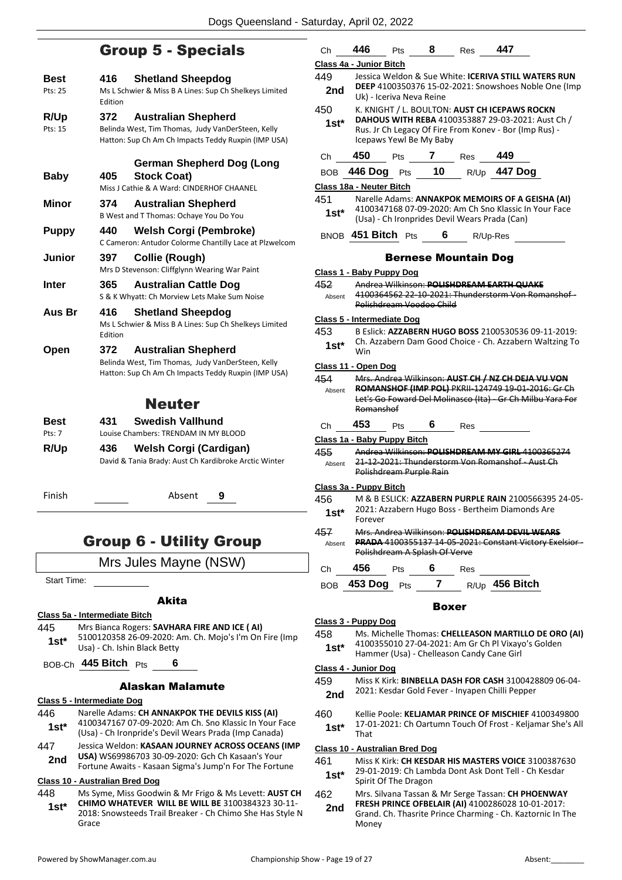## Group 5 - Specials

**Best** Pts: 25 — **416 Shetland Sheepdog**
Ms L Schwier & Miss B A Lines: Sup Ch Shelkeys Limited Edition

**R/Up** Pts: 15 — **372 Australian Shepherd**
Belinda West, Tim Thomas, Judy VanDerSteen, Kelly Hatton: Sup Ch Am Ch Impacts Teddy Ruxpin (IMP USA)

**Baby** — **405 German Shepherd Dog (Long Stock Coat)**
Miss J Cathie & A Ward: CINDERHOF CHAANEL

**Minor** — **374 Australian Shepherd**
B West and T Thomas: Ochaye You Do You

**Puppy** — **440 Welsh Corgi (Pembroke)**
C Cameron: Antudor Colorme Chantilly Lace at Plzwelcom

**Junior** — **397 Collie (Rough)**
Mrs D Stevenson: Cliffglynn Wearing War Paint

**Inter** — **365 Australian Cattle Dog**
S & K Whyatt: Ch Morview Lets Make Sum Noise

**Aus Br** — **416 Shetland Sheepdog**
Ms L Schwier & Miss B A Lines: Sup Ch Shelkeys Limited Edition

**Open** — **372 Australian Shepherd**
Belinda West, Tim Thomas, Judy VanDerSteen, Kelly Hatton: Sup Ch Am Ch Impacts Teddy Ruxpin (IMP USA)

## Neuter

**Best** Pts: 7 — **431 Swedish Vallhund**
Louise Chambers: TRENDAM IN MY BLOOD

**R/Up** — **436 Welsh Corgi (Cardigan)**
David & Tania Brady: Aust Ch Kardibroke Arctic Winter

Finish ______ Absent **9**

## Group 6 - Utility Group

Mrs Jules Mayne (NSW)

Start Time: ______

### Akita

**Class 5a - Intermediate Bitch**

445 **1st*** Mrs Bianca Rogers: **SAVHARA FIRE AND ICE ( AI)** 5100120358 26-09-2020: Am. Ch. Mojo's I'm On Fire (Imp Usa) - Ch. Ishin Black Betty

BOB-Ch **445 Bitch** Pts **6**

### Alaskan Malamute

**Class 5 - Intermediate Dog**

446 **1st*** Narelle Adams: **CH ANNAKPOK THE DEVILS KISS (AI)** 4100347167 07-09-2020: Am Ch. Sno Klassic In Your Face (Usa) - Ch Ironpride's Devil Wears Prada (Imp Canada)

447 **2nd** Jessica Weldon: **KASAAN JOURNEY ACROSS OCEANS (IMP USA)** WS69986703 30-09-2020: Gch Ch Kasaan's Your Fortune Awaits - Kasaan Sigma's Jump'n For The Fortune

**Class 10 - Australian Bred Dog**

448 **1st*** Ms Syme, Miss Goodwin & Mr Frigo & Ms Levett: **AUST CH CHIMO WHATEVER WILL BE WILL BE** 3100384323 30-11-2018: Snowsteeds Trail Breaker - Ch Chimo She Has Style N Grace

Ch **446** Pts **8** Res **447**

**Class 4a - Junior Bitch**

449 **2nd** Jessica Weldon & Sue White: **ICERIVA STILL WATERS RUN DEEP** 4100350376 15-02-2021: Snowshoes Noble One (Imp Uk) - Iceriva Neva Reine

450 **1st*** K. KNIGHT / L. BOULTON: **AUST CH ICEPAWS ROCKN DAHOUS WITH REBA** 4100353887 29-03-2021: Aust Ch / Rus. Jr Ch Legacy Of Fire From Konev - Bor (Imp Rus) - Icepaws Yewl Be My Baby

Ch **450** Pts **7** Res **449**

BOB **446 Dog** Pts **10** R/Up **447 Dog**

**Class 18a - Neuter Bitch**

451 **1st*** Narelle Adams: **ANNAKPOK MEMOIRS OF A GEISHA (AI)** 4100347168 07-09-2020: Am Ch Sno Klassic In Your Face (Usa) - Ch Ironprides Devil Wears Prada (Can)

BNOB **451 Bitch** Pts **6** R/Up-Res ______

### Bernese Mountain Dog

**Class 1 - Baby Puppy Dog**

452 Absent ~~Andrea Wilkinson: **POLISHDREAM EARTH QUAKE** 4100364562 22-10-2021: Thunderstorm Von Romanshof - Polishdream Voodoo Child~~

**Class 5 - Intermediate Dog**

453 **1st*** B Eslick: **AZZABERN HUGO BOSS** 2100530536 09-11-2019: Ch. Azzabern Dam Good Choice - Ch. Azzabern Waltzing To Win

**Class 11 - Open Dog**

454 Absent ~~Mrs. Andrea Wilkinson: **AUST CH / NZ CH DEJA VU VON ROMANSHOF (IMP POL)** PKRII-124749 19-01-2016: Gr Ch Let's Go Foward Del Molinasco (Ita) - Gr Ch Milbu Yara For Romanshof~~

Ch **453** Pts **6** Res ______

**Class 1a - Baby Puppy Bitch**

455 Absent ~~Andrea Wilkinson: **POLISHDREAM MY GIRL** 4100365274 21-12-2021: Thunderstorm Von Romanshof - Aust Ch Polishdream Purple Rain~~

**Class 3a - Puppy Bitch**

456 **1st*** M & B ESLICK: **AZZABERN PURPLE RAIN** 2100566395 24-05-2021: Azzabern Hugo Boss - Bertheim Diamonds Are Forever

457 Absent ~~Mrs. Andrea Wilkinson: **POLISHDREAM DEVIL WEARS PRADA** 4100355137 14-05-2021: Constant Victory Exelsior - Polishdream A Splash Of Verve~~

Ch **456** Pts **6** Res ______

BOB **453 Dog** Pts **7** R/Up **456 Bitch**

### Boxer

**Class 3 - Puppy Dog**

458 **1st*** Ms. Michelle Thomas: **CHELLEASON MARTILLO DE ORO (AI)** 4100355010 27-04-2021: Am Gr Ch Pl Vixayo's Golden Hammer (Usa) - Chelleason Candy Cane Girl

**Class 4 - Junior Dog**

459 **2nd** Miss K Kirk: **BINBELLA DASH FOR CASH** 3100428809 06-04-2021: Kesdar Gold Fever - Inyapen Chilli Pepper

460 **1st*** Kellie Poole: **KELJAMAR PRINCE OF MISCHIEF** 4100349800 17-01-2021: Ch Oartumn Touch Of Frost - Keljamar She's All That

**Class 10 - Australian Bred Dog**

461 **1st*** Miss K Kirk: **CH KESDAR HIS MASTERS VOICE** 3100387630 29-01-2019: Ch Lambda Dont Ask Dont Tell - Ch Kesdar Spirit Of The Dragon

462 **2nd** Mrs. Silvana Tassan & Mr Serge Tassan: **CH PHOENWAY FRESH PRINCE OFBELAIR (AI)** 4100286028 10-01-2017: Grand. Ch. Thasrite Prince Charming - Ch. Kaztornic In The Money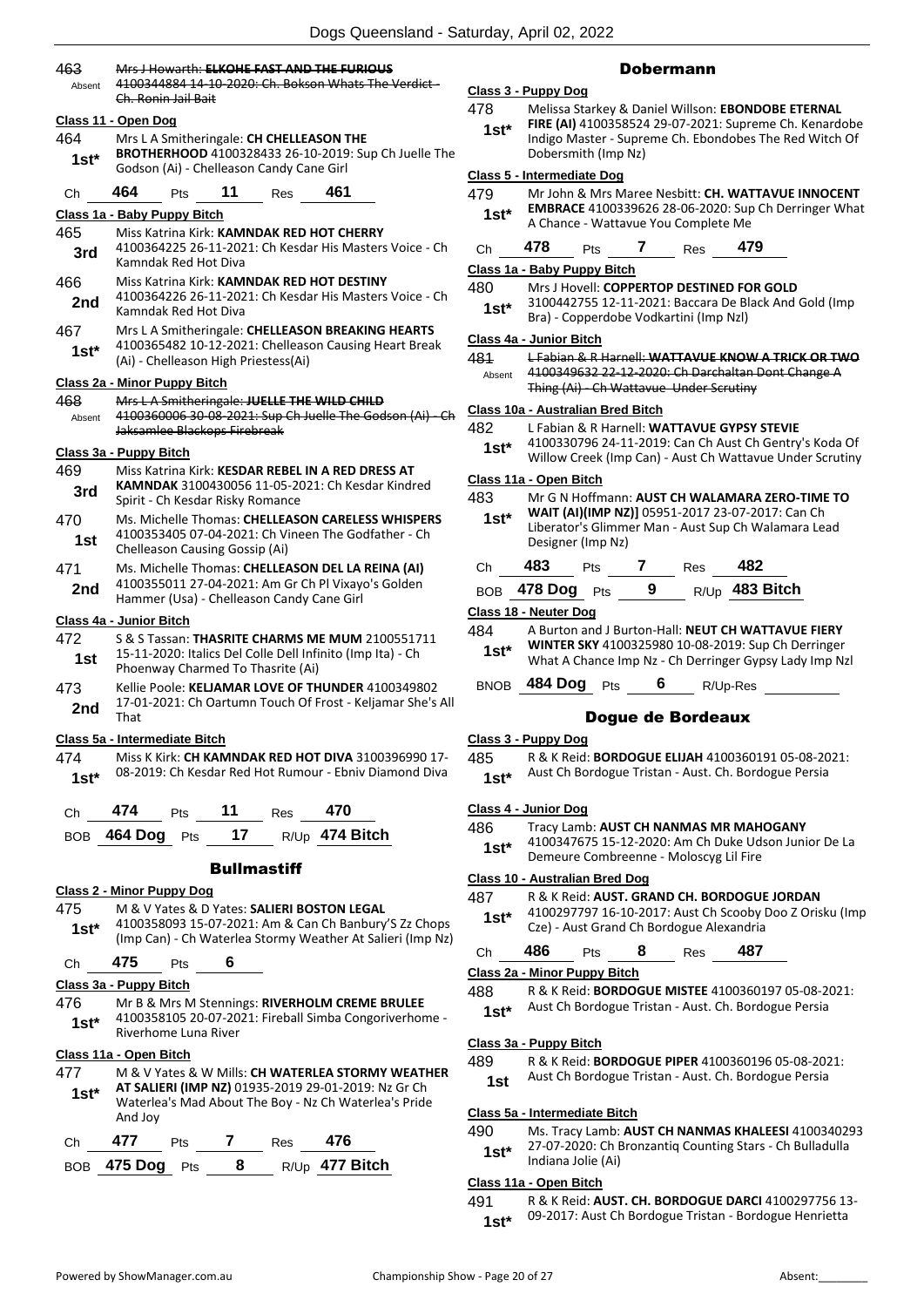463 ~~Mrs J Howarth: **ELKOHE FAST AND THE FURIOUS**~~
Absent ~~4100344884 14-10-2020: Ch. Bokson Whats The Verdict - Ch. Ronin Jail Bait~~

**Class 11 - Open Dog**

464 Mrs L A Smitheringale: **CH CHELLEASON THE BROTHERHOOD** 4100328433 26-10-2019: Sup Ch Juelle The Godson (Ai) - Chelleason Candy Cane Girl
**1st***

Ch **464** Pts **11** Res **461**

**Class 1a - Baby Puppy Bitch**

465 Miss Katrina Kirk: **KAMNDAK RED HOT CHERRY** 4100364225 26-11-2021: Ch Kesdar His Masters Voice - Ch Kamndak Red Hot Diva
**3rd**

466 Miss Katrina Kirk: **KAMNDAK RED HOT DESTINY** 4100364226 26-11-2021: Ch Kesdar His Masters Voice - Ch Kamndak Red Hot Diva
**2nd**

467 Mrs L A Smitheringale: **CHELLEASON BREAKING HEARTS** 4100365482 10-12-2021: Chelleason Causing Heart Break (Ai) - Chelleason High Priestess(Ai)
**1st***

**Class 2a - Minor Puppy Bitch**

468 ~~Mrs L A Smitheringale: **JUELLE THE WILD CHILD**~~
Absent ~~4100360006 30-08-2021: Sup Ch Juelle The Godson (Ai) - Ch Jaksamlee Blackops Firebreak~~

**Class 3a - Puppy Bitch**

469 Miss Katrina Kirk: **KESDAR REBEL IN A RED DRESS AT KAMNDAK** 3100430056 11-05-2021: Ch Kesdar Kindred Spirit - Ch Kesdar Risky Romance
**3rd**

470 Ms. Michelle Thomas: **CHELLEASON CARELESS WHISPERS** 4100353405 07-04-2021: Ch Vineen The Godfather - Ch Chelleason Causing Gossip (Ai)
**1st**

471 Ms. Michelle Thomas: **CHELLEASON DEL LA REINA (AI)** 4100355011 27-04-2021: Am Gr Ch Pl Vixayo's Golden Hammer (Usa) - Chelleason Candy Cane Girl
**2nd**

**Class 4a - Junior Bitch**

472 S & S Tassan: **THASRITE CHARMS ME MUM** 2100551711 15-11-2020: Italics Del Colle Dell Infinito (Imp Ita) - Ch Phoenway Charmed To Thasrite (Ai)
**1st**

473 Kellie Poole: **KELJAMAR LOVE OF THUNDER** 4100349802 17-01-2021: Ch Oartumn Touch Of Frost - Keljamar She's All That
**2nd**

**Class 5a - Intermediate Bitch**

474 Miss K Kirk: **CH KAMNDAK RED HOT DIVA** 3100396990 17-08-2019: Ch Kesdar Red Hot Rumour - Ebniv Diamond Diva
**1st***

Ch **474** Pts **11** Res **470**

BOB **464 Dog** Pts **17** R/Up **474 Bitch**

## Bullmastiff

**Class 2 - Minor Puppy Dog**

475 M & V Yates & D Yates: **SALIERI BOSTON LEGAL** 4100358093 15-07-2021: Am & Can Ch Banbury'S Zz Chops (Imp Can) - Ch Waterlea Stormy Weather At Salieri (Imp Nz)
**1st***

Ch **475** Pts **6**

**Class 3a - Puppy Bitch**

476 Mr B & Mrs M Stennings: **RIVERHOLM CREME BRULEE** 4100358105 20-07-2021: Fireball Simba Congoriverhome - Riverhome Luna River
**1st***

**Class 11a - Open Bitch**

477 M & V Yates & W Mills: **CH WATERLEA STORMY WEATHER AT SALIERI (IMP NZ)** 01935-2019 29-01-2019: Nz Gr Ch Waterlea's Mad About The Boy - Nz Ch Waterlea's Pride And Joy
**1st***

Ch **477** Pts **7** Res **476**

BOB **475 Dog** Pts **8** R/Up **477 Bitch**

## Dobermann

**Class 3 - Puppy Dog**

478 Melissa Starkey & Daniel Willson: **EBONDOBE ETERNAL FIRE (AI)** 4100358524 29-07-2021: Supreme Ch. Kenardobe Indigo Master - Supreme Ch. Ebondobes The Red Witch Of Dobersmith (Imp Nz)
**1st***

**Class 5 - Intermediate Dog**

479 Mr John & Mrs Maree Nesbitt: **CH. WATTAVUE INNOCENT EMBRACE** 4100339626 28-06-2020: Sup Ch Derringer What A Chance - Wattavue You Complete Me
**1st***

Ch **478** Pts **7** Res **479**

**Class 1a - Baby Puppy Bitch**

480 Mrs J Hovell: **COPPERTOP DESTINED FOR GOLD** 3100442755 12-11-2021: Baccara De Black And Gold (Imp Bra) - Copperdobe Vodkartini (Imp Nzl)
**1st***

**Class 4a - Junior Bitch**

481 ~~L Fabian & R Harnell: **WATTAVUE KNOW A TRICK OR TWO**~~
Absent ~~4100349632 22-12-2020: Ch Darchaltan Dont Change A Thing (Ai) - Ch Wattavue Under Scrutiny~~

**Class 10a - Australian Bred Bitch**

482 L Fabian & R Harnell: **WATTAVUE GYPSY STEVIE** 4100330796 24-11-2019: Can Ch Aust Ch Gentry's Koda Of Willow Creek (Imp Can) - Aust Ch Wattavue Under Scrutiny
**1st***

**Class 11a - Open Bitch**

483 Mr G N Hoffmann: **AUST CH WALAMARA ZERO-TIME TO WAIT (AI)(IMP NZ)]** 05951-2017 23-07-2017: Can Ch Liberator's Glimmer Man - Aust Sup Ch Walamara Lead Designer (Imp Nz)
**1st***

Ch **483** Pts **7** Res **482**

BOB **478 Dog** Pts **9** R/Up **483 Bitch**

**Class 18 - Neuter Dog**

484 A Burton and J Burton-Hall: **NEUT CH WATTAVUE FIERY WINTER SKY** 4100325980 10-08-2019: Sup Ch Derringer What A Chance Imp Nz - Ch Derringer Gypsy Lady Imp Nzl
**1st***

BNOB **484 Dog** Pts **6** R/Up-Res

## Dogue de Bordeaux

**Class 3 - Puppy Dog**

485 R & K Reid: **BORDOGUE ELIJAH** 4100360191 05-08-2021: Aust Ch Bordogue Tristan - Aust. Ch. Bordogue Persia
**1st***

**Class 4 - Junior Dog**

486 Tracy Lamb: **AUST CH NANMAS MR MAHOGANY** 4100347675 15-12-2020: Am Ch Duke Udson Junior De La Demeure Combreenne - Moloscyg Lil Fire
**1st***

**Class 10 - Australian Bred Dog**

487 R & K Reid: **AUST. GRAND CH. BORDOGUE JORDAN** 4100297797 16-10-2017: Aust Ch Scooby Doo Z Orisku (Imp Cze) - Aust Grand Ch Bordogue Alexandria
**1st***

Ch **486** Pts **8** Res **487**

**Class 2a - Minor Puppy Bitch**

488 R & K Reid: **BORDOGUE MISTEE** 4100360197 05-08-2021: Aust Ch Bordogue Tristan - Aust. Ch. Bordogue Persia
**1st***

**Class 3a - Puppy Bitch**

489 R & K Reid: **BORDOGUE PIPER** 4100360196 05-08-2021: Aust Ch Bordogue Tristan - Aust. Ch. Bordogue Persia
**1st**

**Class 5a - Intermediate Bitch**

490 Ms. Tracy Lamb: **AUST CH NANMAS KHALEESI** 4100340293 27-07-2020: Ch Bronzantiq Counting Stars - Ch Bulladulla Indiana Jolie (Ai)
**1st***

**Class 11a - Open Bitch**

491 R & K Reid: **AUST. CH. BORDOGUE DARCI** 4100297756 13-09-2017: Aust Ch Bordogue Tristan - Bordogue Henrietta
**1st***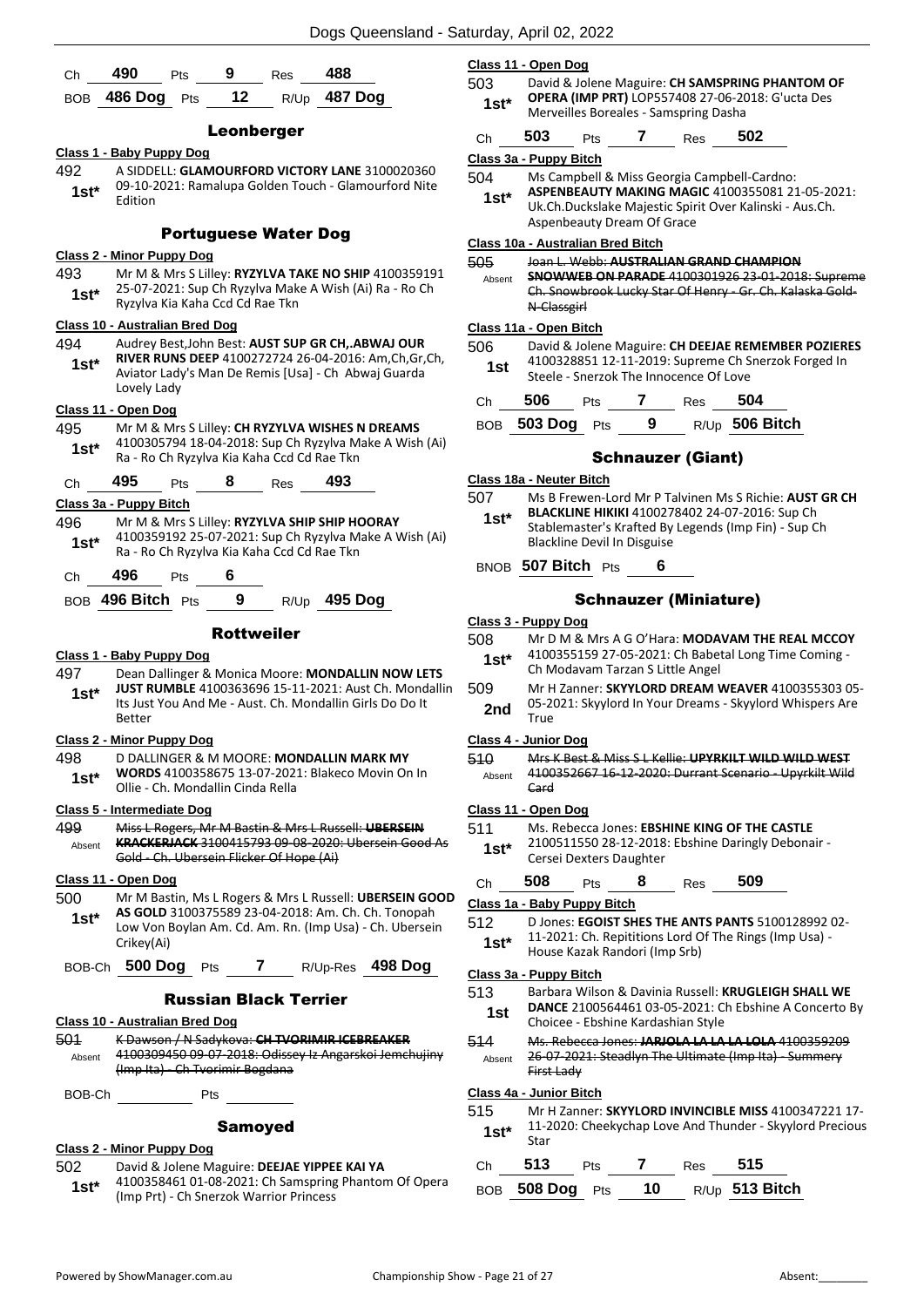| Ch | 490 | Pts | 9 | Res | 488 |
|---|---|---|---|---|---|
| BOB | 486 Dog | Pts | 12 | R/Up | 487 Dog |

## Leonberger

### Class 1 - Baby Puppy Dog

492 **1st*** A SIDDELL: **GLAMOURFORD VICTORY LANE** 3100020360 09-10-2021: Ramalupa Golden Touch - Glamourford Nite Edition

## Portuguese Water Dog

### Class 2 - Minor Puppy Dog

493 **1st*** Mr M & Mrs S Lilley: **RYZYLVA TAKE NO SHIP** 4100359191 25-07-2021: Sup Ch Ryzylva Make A Wish (Ai) Ra - Ro Ch Ryzylva Kia Kaha Ccd Cd Rae Tkn

### Class 10 - Australian Bred Dog

494 **1st*** Audrey Best,John Best: **AUST SUP GR CH,.ABWAJ OUR RIVER RUNS DEEP** 4100272724 26-04-2016: Am,Ch,Gr,Ch, Aviator Lady's Man De Remis [Usa] - Ch Abwaj Guarda Lovely Lady

### Class 11 - Open Dog

495 **1st*** Mr M & Mrs S Lilley: **CH RYZYLVA WISHES N DREAMS** 4100305794 18-04-2018: Sup Ch Ryzylva Make A Wish (Ai) Ra - Ro Ch Ryzylva Kia Kaha Ccd Cd Rae Tkn

| Ch | 495 | Pts | 8 | Res | 493 |
|---|---|---|---|---|---|

### Class 3a - Puppy Bitch

496 **1st*** Mr M & Mrs S Lilley: **RYZYLVA SHIP SHIP HOORAY** 4100359192 25-07-2021: Sup Ch Ryzylva Make A Wish (Ai) Ra - Ro Ch Ryzylva Kia Kaha Ccd Cd Rae Tkn

| Ch | 496 | Pts | 6 | | |
|---|---|---|---|---|---|
| BOB | 496 Bitch | Pts | 9 | R/Up | 495 Dog |

## Rottweiler

### Class 1 - Baby Puppy Dog

497 **1st*** Dean Dallinger & Monica Moore: **MONDALLIN NOW LETS JUST RUMBLE** 4100363696 15-11-2021: Aust Ch. Mondallin Its Just You And Me - Aust. Ch. Mondallin Girls Do Do It Better

### Class 2 - Minor Puppy Dog

498 **1st*** D DALLINGER & M MOORE: **MONDALLIN MARK MY WORDS** 4100358675 13-07-2021: Blakeco Movin On In Ollie - Ch. Mondallin Cinda Rella

### Class 5 - Intermediate Dog

499 Absent ~~Miss L Rogers, Mr M Bastin & Mrs L Russell: **UBERSEIN KRACKERJACK** 3100415793 09-08-2020: Ubersein Good As Gold - Ch. Ubersein Flicker Of Hope (Ai)~~

### Class 11 - Open Dog

500 **1st*** Mr M Bastin, Ms L Rogers & Mrs L Russell: **UBERSEIN GOOD AS GOLD** 3100375589 23-04-2018: Am. Ch. Ch. Tonopah Low Von Boylan Am. Cd. Am. Rn. (Imp Usa) - Ch. Ubersein Crikey(Ai)

| BOB-Ch | 500 Dog | Pts | 7 | R/Up-Res | 498 Dog |
|---|---|---|---|---|---|

## Russian Black Terrier

### Class 10 - Australian Bred Dog

501 Absent ~~K Dawson / N Sadykova: **CH TVORIMIR ICEBREAKER** 4100309450 09-07-2018: Odissey Iz Angarskoi Jemchujiny (Imp Ita) - Ch Tvorimir Bogdana~~

| BOB-Ch | | Pts | |
|---|---|---|---|

## Samoyed

### Class 2 - Minor Puppy Dog

502 **1st*** David & Jolene Maguire: **DEEJAE YIPPEE KAI YA** 4100358461 01-08-2021: Ch Samspring Phantom Of Opera (Imp Prt) - Ch Snerzok Warrior Princess

### Class 11 - Open Dog

503 **1st*** David & Jolene Maguire: **CH SAMSPRING PHANTOM OF OPERA (IMP PRT)** LOP557408 27-06-2018: G'ucta Des Merveilles Boreales - Samspring Dasha

| Ch | 503 | Pts | 7 | Res | 502 |
|---|---|---|---|---|---|

### Class 3a - Puppy Bitch

504 **1st*** Ms Campbell & Miss Georgia Campbell-Cardno: **ASPENBEAUTY MAKING MAGIC** 4100355081 21-05-2021: Uk.Ch.Duckslake Majestic Spirit Over Kalinski - Aus.Ch. Aspenbeauty Dream Of Grace

### Class 10a - Australian Bred Bitch

505 Absent ~~Joan L. Webb: **AUSTRALIAN GRAND CHAMPION SNOWWEB ON PARADE** 4100301926 23-01-2018: Supreme Ch. Snowbrook Lucky Star Of Henry - Gr. Ch. Kalaska Gold-N-Classgirl~~

### Class 11a - Open Bitch

506 **1st** David & Jolene Maguire: **CH DEEJAE REMEMBER POZIERES** 4100328851 12-11-2019: Supreme Ch Snerzok Forged In Steele - Snerzok The Innocence Of Love

| Ch | 506 | Pts | 7 | Res | 504 |
|---|---|---|---|---|---|
| BOB | 503 Dog | Pts | 9 | R/Up | 506 Bitch |

## Schnauzer (Giant)

### Class 18a - Neuter Bitch

507 **1st*** Ms B Frewen-Lord Mr P Talvinen Ms S Richie: **AUST GR CH BLACKLINE HIKIKI** 4100278402 24-07-2016: Sup Ch Stablemaster's Krafted By Legends (Imp Fin) - Sup Ch Blackline Devil In Disguise

| BNOB | 507 Bitch | Pts | 6 |
|---|---|---|---|

## Schnauzer (Miniature)

### Class 3 - Puppy Dog

508 **1st*** Mr D M & Mrs A G O'Hara: **MODAVAM THE REAL MCCOY** 4100355159 27-05-2021: Ch Babetal Long Time Coming - Ch Modavam Tarzan S Little Angel

509 **2nd** Mr H Zanner: **SKYYLORD DREAM WEAVER** 4100355303 05-05-2021: Skyylord In Your Dreams - Skyylord Whispers Are True

### Class 4 - Junior Dog

510 Absent ~~Mrs K Best & Miss S L Kellie: **UPYRKILT WILD WILD WEST** 4100352667 16-12-2020: Durrant Scenario - Upyrkilt Wild Card~~

### Class 11 - Open Dog

511 **1st*** Ms. Rebecca Jones: **EBSHINE KING OF THE CASTLE** 2100511550 28-12-2018: Ebshine Daringly Debonair - Cersei Dexters Daughter

| Ch | 508 | Pts | 8 | Res | 509 |
|---|---|---|---|---|---|

### Class 1a - Baby Puppy Bitch

512 **1st*** D Jones: **EGOIST SHES THE ANTS PANTS** 5100128992 02-11-2021: Ch. Repititions Lord Of The Rings (Imp Usa) - House Kazak Randori (Imp Srb)

### Class 3a - Puppy Bitch

513 **1st** Barbara Wilson & Davinia Russell: **KRUGLEIGH SHALL WE DANCE** 2100564461 03-05-2021: Ch Ebshine A Concerto By Choicee - Ebshine Kardashian Style

514 Absent ~~Ms. Rebecca Jones: **JARJOLA LA LA LA LOLA** 4100359209 26-07-2021: Steadlyn The Ultimate (Imp Ita) - Summery First Lady~~

### Class 4a - Junior Bitch

515 **1st*** Mr H Zanner: **SKYYLORD INVINCIBLE MISS** 4100347221 17-11-2020: Cheekychap Love And Thunder - Skyylord Precious Star

| Ch | 513 | Pts | 7 | Res | 515 |
|---|---|---|---|---|---|
| BOB | 508 Dog | Pts | 10 | R/Up | 513 Bitch |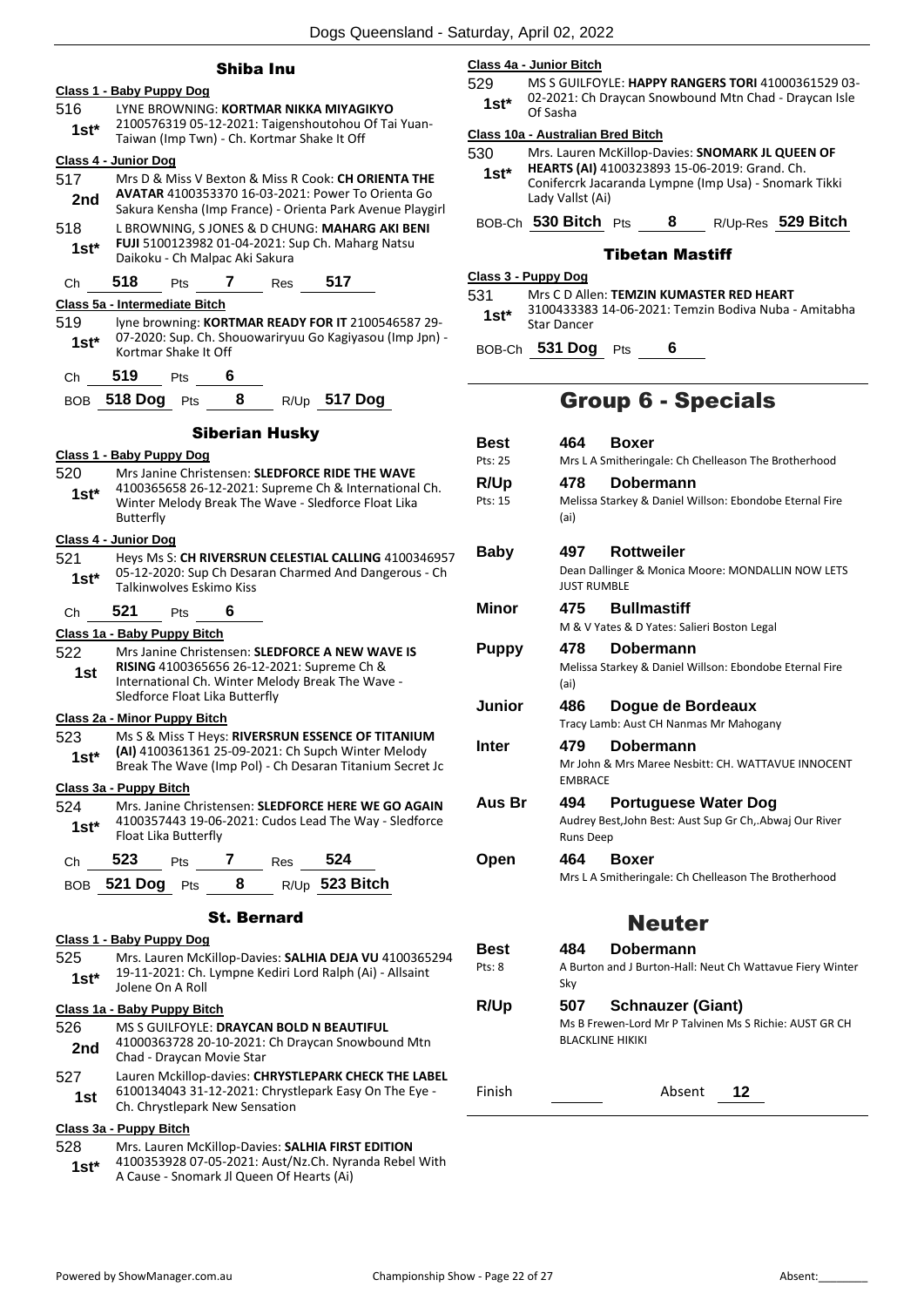## Shiba Inu

**Class 1 - Baby Puppy Dog**

516 — 1st* — LYNE BROWNING: **KORTMAR NIKKA MIYAGIKYO** 2100576319 05-12-2021: Taigenshoutohou Of Tai Yuan-Taiwan (Imp Twn) - Ch. Kortmar Shake It Off

**Class 4 - Junior Dog**

517 — 2nd — Mrs D & Miss V Bexton & Miss R Cook: **CH ORIENTA THE AVATAR** 4100353370 16-03-2021: Power To Orienta Go Sakura Kensha (Imp France) - Orienta Park Avenue Playgirl

518 — 1st* — L BROWNING, S JONES & D CHUNG: **MAHARG AKI BENI FUJI** 5100123982 01-04-2021: Sup Ch. Maharg Natsu Daikoku - Ch Malpac Aki Sakura

Ch **518** Pts **7** Res **517**

**Class 5a - Intermediate Bitch**

519 — 1st* — lyne browning: **KORTMAR READY FOR IT** 2100546587 29-07-2020: Sup. Ch. Shouowariryuu Go Kagiyasou (Imp Jpn) - Kortmar Shake It Off

Ch **519** Pts **6**

BOB **518 Dog** Pts **8** R/Up **517 Dog**

## Siberian Husky

**Class 1 - Baby Puppy Dog**

520 — 1st* — Mrs Janine Christensen: **SLEDFORCE RIDE THE WAVE** 4100365658 26-12-2021: Supreme Ch & International Ch. Winter Melody Break The Wave - Sledforce Float Lika Butterfly

**Class 4 - Junior Dog**

521 — 1st* — Heys Ms S: **CH RIVERSRUN CELESTIAL CALLING** 4100346957 05-12-2020: Sup Ch Desaran Charmed And Dangerous - Ch Talkinwolves Eskimo Kiss

Ch **521** Pts **6**

**Class 1a - Baby Puppy Bitch**

522 — 1st — Mrs Janine Christensen: **SLEDFORCE A NEW WAVE IS RISING** 4100365656 26-12-2021: Supreme Ch & International Ch. Winter Melody Break The Wave - Sledforce Float Lika Butterfly

**Class 2a - Minor Puppy Bitch**

523 — 1st* — Ms S & Miss T Heys: **RIVERSRUN ESSENCE OF TITANIUM (AI)** 4100361361 25-09-2021: Ch Supch Winter Melody Break The Wave (Imp Pol) - Ch Desaran Titanium Secret Jc

**Class 3a - Puppy Bitch**

524 — 1st* — Mrs. Janine Christensen: **SLEDFORCE HERE WE GO AGAIN** 4100357443 19-06-2021: Cudos Lead The Way - Sledforce Float Lika Butterfly

Ch **523** Pts **7** Res **524**

BOB **521 Dog** Pts **8** R/Up **523 Bitch**

## St. Bernard

**Class 1 - Baby Puppy Dog**

525 — 1st* — Mrs. Lauren McKillop-Davies: **SALHIA DEJA VU** 4100365294 19-11-2021: Ch. Lympne Kediri Lord Ralph (Ai) - Allsaint Jolene On A Roll

**Class 1a - Baby Puppy Bitch**

526 — 2nd — MS S GUILFOYLE: **DRAYCAN BOLD N BEAUTIFUL** 41000363728 20-10-2021: Ch Draycan Snowbound Mtn Chad - Draycan Movie Star

527 — 1st — Lauren Mckillop-davies: **CHRYSTLEPARK CHECK THE LABEL** 6100134043 31-12-2021: Chrystlepark Easy On The Eye - Ch. Chrystlepark New Sensation

**Class 3a - Puppy Bitch**

528 — 1st* — Mrs. Lauren McKillop-Davies: **SALHIA FIRST EDITION** 4100353928 07-05-2021: Aust/Nz.Ch. Nyranda Rebel With A Cause - Snomark Jl Queen Of Hearts (Ai)

**Class 4a - Junior Bitch**

529 — 1st* — MS S GUILFOYLE: **HAPPY RANGERS TORI** 41000361529 03-02-2021: Ch Draycan Snowbound Mtn Chad - Draycan Isle Of Sasha

**Class 10a - Australian Bred Bitch**

530 — 1st* — Mrs. Lauren McKillop-Davies: **SNOMARK JL QUEEN OF HEARTS (AI)** 4100323893 15-06-2019: Grand. Ch. Conifercrk Jacaranda Lympne (Imp Usa) - Snomark Tikki Lady Vallst (Ai)

BOB-Ch **530 Bitch** Pts **8** R/Up-Res **529 Bitch**

## Tibetan Mastiff

**Class 3 - Puppy Dog**

531 — 1st* — Mrs C D Allen: **TEMZIN KUMASTER RED HEART** 3100433383 14-06-2021: Temzin Bodiva Nuba - Amitabha Star Dancer

BOB-Ch **531 Dog** Pts **6**

# Group 6 - Specials

| | | | |
|---|---|---|---|
| **Best** (Pts: 25) | 464 | **Boxer** | Mrs L A Smitheringale: Ch Chelleason The Brotherhood |
| **R/Up** (Pts: 15) | 478 | **Dobermann** | Melissa Starkey & Daniel Willson: Ebondobe Eternal Fire (ai) |
| **Baby** | 497 | **Rottweiler** | Dean Dallinger & Monica Moore: MONDALLIN NOW LETS JUST RUMBLE |
| **Minor** | 475 | **Bullmastiff** | M & V Yates & D Yates: Salieri Boston Legal |
| **Puppy** | 478 | **Dobermann** | Melissa Starkey & Daniel Willson: Ebondobe Eternal Fire (ai) |
| **Junior** | 486 | **Dogue de Bordeaux** | Tracy Lamb: Aust CH Nanmas Mr Mahogany |
| **Inter** | 479 | **Dobermann** | Mr John & Mrs Maree Nesbitt: CH. WATTAVUE INNOCENT EMBRACE |
| **Aus Br** | 494 | **Portuguese Water Dog** | Audrey Best,John Best: Aust Sup Gr Ch,.Abwaj Our River Runs Deep |
| **Open** | 464 | **Boxer** | Mrs L A Smitheringale: Ch Chelleason The Brotherhood |

# Neuter

| | | | |
|---|---|---|---|
| **Best** (Pts: 8) | 484 | **Dobermann** | A Burton and J Burton-Hall: Neut Ch Wattavue Fiery Winter Sky |
| **R/Up** | 507 | **Schnauzer (Giant)** | Ms B Frewen-Lord Mr P Talvinen Ms S Richie: AUST GR CH BLACKLINE HIKIKI |

Finish ______ Absent **12**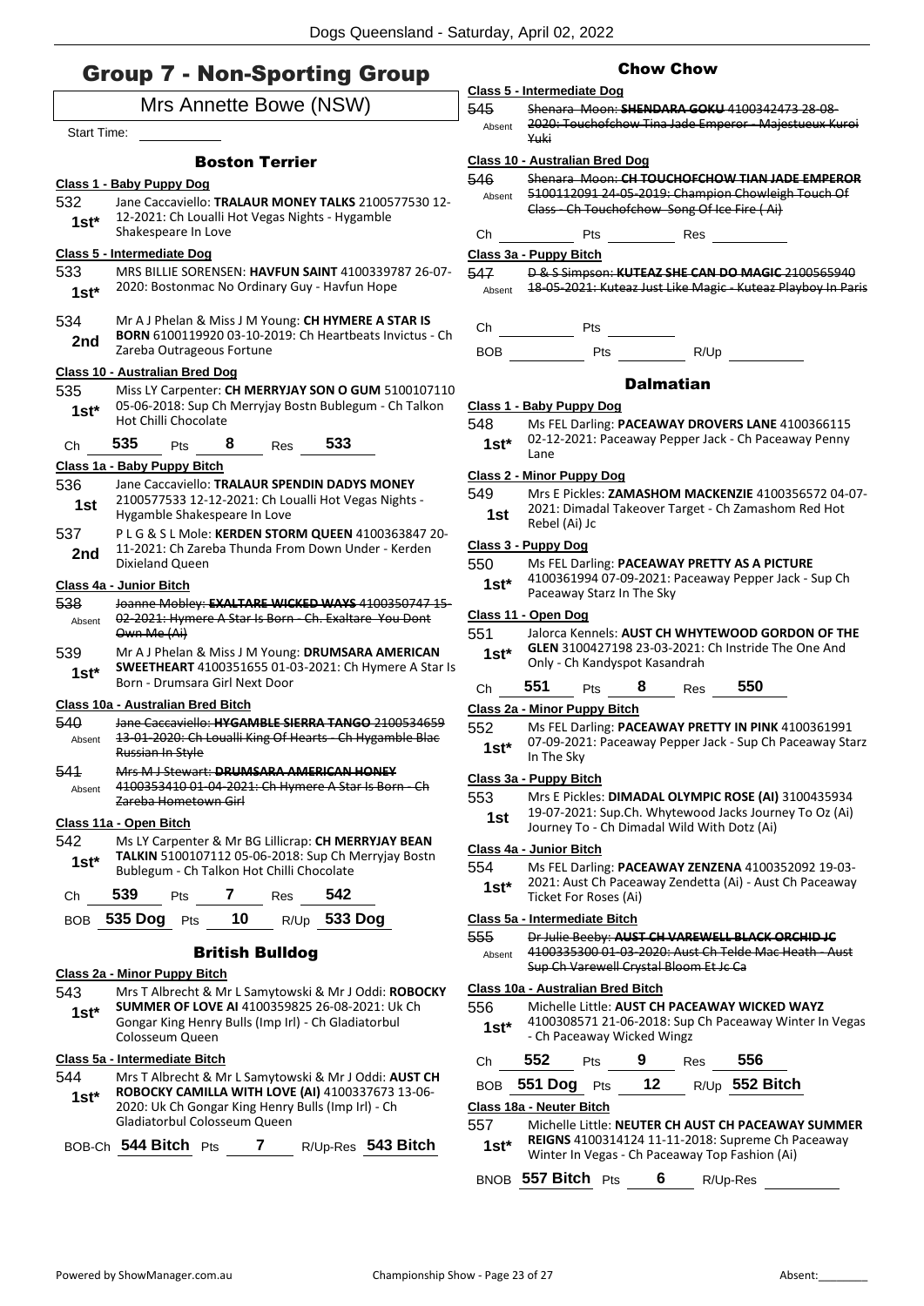# Group 7 - Non-Sporting Group

## Mrs Annette Bowe (NSW)

Start Time:

### Boston Terrier

**Class 1 - Baby Puppy Dog**

532 **1st*** Jane Caccaviello: **TRALAUR MONEY TALKS** 2100577530 12-12-2021: Ch Loualli Hot Vegas Nights - Hygamble Shakespeare In Love

**Class 5 - Intermediate Dog**

533 **1st*** MRS BILLIE SORENSEN: **HAVFUN SAINT** 4100339787 26-07-2020: Bostonmac No Ordinary Guy - Havfun Hope

534 **2nd** Mr A J Phelan & Miss J M Young: **CH HYMERE A STAR IS BORN** 6100119920 03-10-2019: Ch Heartbeats Invictus - Ch Zareba Outrageous Fortune

**Class 10 - Australian Bred Dog**

535 **1st*** Miss LY Carpenter: **CH MERRYJAY SON O GUM** 5100107110 05-06-2018: Sup Ch Merryjay Bostn Bublegum - Ch Talkon Hot Chilli Chocolate

Ch **535** Pts **8** Res **533**

**Class 1a - Baby Puppy Bitch**

536 **1st** Jane Caccaviello: **TRALAUR SPENDIN DADYS MONEY** 2100577533 12-12-2021: Ch Loualli Hot Vegas Nights - Hygamble Shakespeare In Love

537 **2nd** P L G & S L Mole: **KERDEN STORM QUEEN** 4100363847 20-11-2021: Ch Zareba Thunda From Down Under - Kerden Dixieland Queen

**Class 4a - Junior Bitch**

538 Absent ~~Joanne Mobley: **EXALTARE WICKED WAYS** 4100350747 15-02-2021: Hymere A Star Is Born - Ch. Exaltare You Dont Own Me (Ai)~~

539 **1st*** Mr A J Phelan & Miss J M Young: **DRUMSARA AMERICAN SWEETHEART** 4100351655 01-03-2021: Ch Hymere A Star Is Born - Drumsara Girl Next Door

**Class 10a - Australian Bred Bitch**

540 Absent ~~Jane Caccaviello: **HYGAMBLE SIERRA TANGO** 2100534659 13-01-2020: Ch Loualli King Of Hearts - Ch Hygamble Blac Russian In Style~~

541 Absent ~~Mrs M J Stewart: **DRUMSARA AMERICAN HONEY** 4100353410 01-04-2021: Ch Hymere A Star Is Born - Ch Zareba Hometown Girl~~

**Class 11a - Open Bitch**

542 **1st*** Ms LY Carpenter & Mr BG Lillicrap: **CH MERRYJAY BEAN TALKIN** 5100107112 05-06-2018: Sup Ch Merryjay Bostn Bublegum - Ch Talkon Hot Chilli Chocolate

Ch **539** Pts **7** Res **542**

BOB **535 Dog** Pts **10** R/Up **533 Dog**

### British Bulldog

**Class 2a - Minor Puppy Bitch**

543 **1st*** Mrs T Albrecht & Mr L Samytowski & Mr J Oddi: **ROBOCKY SUMMER OF LOVE AI** 4100359825 26-08-2021: Uk Ch Gongar King Henry Bulls (Imp Irl) - Ch Gladiatorbul Colosseum Queen

**Class 5a - Intermediate Bitch**

544 **1st*** Mrs T Albrecht & Mr L Samytowski & Mr J Oddi: **AUST CH ROBOCKY CAMILLA WITH LOVE (AI)** 4100337673 13-06-2020: Uk Ch Gongar King Henry Bulls (Imp Irl) - Ch Gladiatorbul Colosseum Queen

BOB-Ch **544 Bitch** Pts **7** R/Up-Res **543 Bitch**

### Chow Chow

**Class 5 - Intermediate Dog**

545 Absent ~~Shenara Moon: **SHENDARA GOKU** 4100342473 28-08-2020: Touchofchow Tina Jade Emperor - Majestueux Kuroi Yuki~~

**Class 10 - Australian Bred Dog**

546 Absent ~~Shenara Moon: **CH TOUCHOFCHOW TIAN JADE EMPEROR** 5100112091 24-05-2019: Champion Chowleigh Touch Of Class - Ch Touchofchow Song Of Ice Fire ( Ai)~~

Ch Pts Res

**Class 3a - Puppy Bitch**

547 Absent ~~D & S Simpson: **KUTEAZ SHE CAN DO MAGIC** 2100565940 18-05-2021: Kuteaz Just Like Magic - Kuteaz Playboy In Paris~~

Ch Pts

BOB Pts R/Up

### Dalmatian

**Class 1 - Baby Puppy Dog**

548 **1st*** Ms FEL Darling: **PACEAWAY DROVERS LANE** 4100366115 02-12-2021: Paceaway Pepper Jack - Ch Paceaway Penny Lane

**Class 2 - Minor Puppy Dog**

549 **1st** Mrs E Pickles: **ZAMASHOM MACKENZIE** 4100356572 04-07-2021: Dimadal Takeover Target - Ch Zamashom Red Hot Rebel (Ai) Jc

**Class 3 - Puppy Dog**

550 **1st*** Ms FEL Darling: **PACEAWAY PRETTY AS A PICTURE** 4100361994 07-09-2021: Paceaway Pepper Jack - Sup Ch Paceaway Starz In The Sky

**Class 11 - Open Dog**

551 **1st*** Jalorca Kennels: **AUST CH WHYTEWOOD GORDON OF THE GLEN** 3100427198 23-03-2021: Ch Instride The One And Only - Ch Kandyspot Kasandrah

Ch **551** Pts **8** Res **550**

**Class 2a - Minor Puppy Bitch**

552 **1st*** Ms FEL Darling: **PACEAWAY PRETTY IN PINK** 4100361991 07-09-2021: Paceaway Pepper Jack - Sup Ch Paceaway Starz In The Sky

**Class 3a - Puppy Bitch**

553 **1st** Mrs E Pickles: **DIMADAL OLYMPIC ROSE (AI)** 3100435934 19-07-2021: Sup.Ch. Whytewood Jacks Journey To Oz (Ai) Journey To - Ch Dimadal Wild With Dotz (Ai)

**Class 4a - Junior Bitch**

554 **1st*** Ms FEL Darling: **PACEAWAY ZENZENA** 4100352092 19-03-2021: Aust Ch Paceaway Zendetta (Ai) - Aust Ch Paceaway Ticket For Roses (Ai)

**Class 5a - Intermediate Bitch**

555 Absent ~~Dr Julie Beeby: **AUST CH VAREWELL BLACK ORCHID JC** 4100335300 01-03-2020: Aust Ch Telde Mac Heath - Aust Sup Ch Varewell Crystal Bloom Et Jc Ca~~

**Class 10a - Australian Bred Bitch**

556 **1st*** Michelle Little: **AUST CH PACEAWAY WICKED WAYZ** 4100308571 21-06-2018: Sup Ch Paceaway Winter In Vegas - Ch Paceaway Wicked Wingz

Ch **552** Pts **9** Res **556**

BOB **551 Dog** Pts **12** R/Up **552 Bitch**

**Class 18a - Neuter Bitch**

557 **1st*** Michelle Little: **NEUTER CH AUST CH PACEAWAY SUMMER REIGNS** 4100314124 11-11-2018: Supreme Ch Paceaway Winter In Vegas - Ch Paceaway Top Fashion (Ai)

BNOB **557 Bitch** Pts **6** R/Up-Res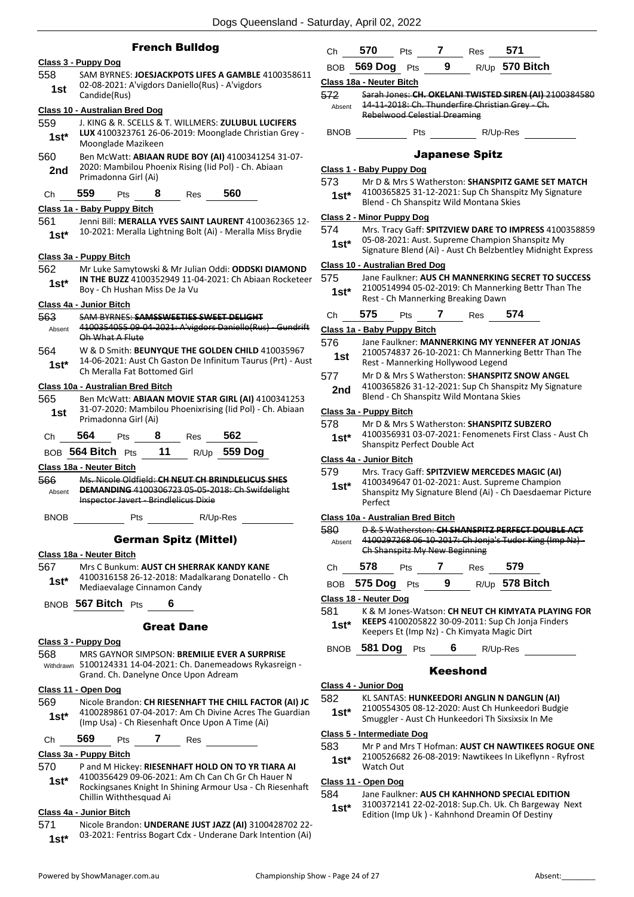## French Bulldog

**Class 3 - Puppy Dog**

558 1st — SAM BYRNES: **JOESJACKPOTS LIFES A GAMBLE** 4100358611 02-08-2021: A'vigdors Daniello(Rus) - A'vigdors Candide(Rus)

**Class 10 - Australian Bred Dog**

559 1st* — J. KING & R. SCELLS & T. WILLMERS: **ZULUBUL LUCIFERS LUX** 4100323761 26-06-2019: Moonglade Christian Grey - Moonglade Mazikeen

560 2nd — Ben McWatt: **ABIAAN RUDE BOY (AI)** 4100341254 31-07-2020: Mambilou Phoenix Rising (Iid Pol) - Ch. Abiaan Primadonna Girl (Ai)

Ch 559 Pts 8 Res 560

**Class 1a - Baby Puppy Bitch**

561 1st* — Jenni Bill: **MERALLA YVES SAINT LAURENT** 4100362365 12-10-2021: Meralla Lightning Bolt (Ai) - Meralla Miss Brydie

**Class 3a - Puppy Bitch**

562 1st* — Mr Luke Samytowski & Mr Julian Oddi: **ODDSKI DIAMOND IN THE BUZZ** 4100352949 11-04-2021: Ch Abiaan Rocketeer Boy - Ch Hushan Miss De Ja Vu

**Class 4a - Junior Bitch**

563 Absent — ~~SAM BYRNES: **SAMSSWEETIES SWEET DELIGHT** 4100354055 09-04-2021: A'vigdors Daniello(Rus) - Gundrift Oh What A Flute~~

564 1st* — W & D Smith: **BEUNYQUE THE GOLDEN CHILD** 410035967 14-06-2021: Aust Ch Gaston De Infinitum Taurus (Prt) - Aust Ch Meralla Fat Bottomed Girl

**Class 10a - Australian Bred Bitch**

565 1st — Ben McWatt: **ABIAAN MOVIE STAR GIRL (AI)** 4100341253 31-07-2020: Mambilou Phoenixrising (Iid Pol) - Ch. Abiaan Primadonna Girl (Ai)

Ch 564 Pts 8 Res 562

BOB 564 Bitch Pts 11 R/Up 559 Dog

**Class 18a - Neuter Bitch**

566 Absent — ~~Ms. Nicole Oldfield: **CH NEUT CH BRINDLELICUS SHES DEMANDING** 4100306723 05-05-2018: Ch Swifdelight Inspector Javert - Brindlelicus Dixie~~

BNOB Pts R/Up-Res

## German Spitz (Mittel)

**Class 18a - Neuter Bitch**

567 1st* — Mrs C Bunkum: **AUST CH SHERRAK KANDY KANE** 4100316158 26-12-2018: Madalkarang Donatello - Ch Mediaevalage Cinnamon Candy

BNOB 567 Bitch Pts 6

## Great Dane

**Class 3 - Puppy Dog**

568 Withdrawn — MRS GAYNOR SIMPSON: **BREMILIE EVER A SURPRISE** 5100124331 14-04-2021: Ch. Danemeadows Rykasreign - Grand. Ch. Danelyne Once Upon Adream

**Class 11 - Open Dog**

569 1st* — Nicole Brandon: **CH RIESENHAFT THE CHILL FACTOR (AI) JC** 4100289861 07-04-2017: Am Ch Divine Acres The Guardian (Imp Usa) - Ch Riesenhaft Once Upon A Time (Ai)

Ch 569 Pts 7 Res

**Class 3a - Puppy Bitch**

570 1st* — P and M Hickey: **RIESENHAFT HOLD ON TO YR TIARA AI** 4100356429 09-06-2021: Am Ch Can Ch Gr Ch Hauer N Rockingsanes Knight In Shining Armour Usa - Ch Riesenhaft Chillin Withthesquad Ai

**Class 4a - Junior Bitch**

571 1st* — Nicole Brandon: **UNDERANE JUST JAZZ (AI)** 3100428702 22-03-2021: Fentriss Bogart Cdx - Underane Dark Intention (Ai)

Ch 570 Pts 7 Res 571

BOB 569 Dog Pts 9 R/Up 570 Bitch

**Class 18a - Neuter Bitch**

572 Absent — ~~Sarah Jones: **CH. OKELANI TWISTED SIREN (AI)** 2100384580 14-11-2018: Ch. Thunderfire Christian Grey - Ch. Rebelwood Celestial Dreaming~~

BNOB Pts R/Up-Res

## Japanese Spitz

**Class 1 - Baby Puppy Dog**

573 1st* — Mr D & Mrs S Watherston: **SHANSPITZ GAME SET MATCH** 4100365825 31-12-2021: Sup Ch Shanspitz My Signature Blend - Ch Shanspitz Wild Montana Skies

**Class 2 - Minor Puppy Dog**

574 1st* — Mrs. Tracy Gaff: **SPITZVIEW DARE TO IMPRESS** 4100358859 05-08-2021: Aust. Supreme Champion Shanspitz My Signature Blend (Ai) - Aust Ch Belzbentley Midnight Express

**Class 10 - Australian Bred Dog**

575 1st* — Jane Faulkner: **AUS CH MANNERKING SECRET TO SUCCESS** 2100514994 05-02-2019: Ch Mannerking Bettr Than The Rest - Ch Mannerking Breaking Dawn

Ch 575 Pts 7 Res 574

**Class 1a - Baby Puppy Bitch**

576 1st — Jane Faulkner: **MANNERKING MY YENNEFER AT JONJAS** 2100574837 26-10-2021: Ch Mannerking Bettr Than The Rest - Mannerking Hollywood Legend

577 2nd — Mr D & Mrs S Watherston: **SHANSPITZ SNOW ANGEL** 4100365826 31-12-2021: Sup Ch Shanspitz My Signature Blend - Ch Shanspitz Wild Montana Skies

**Class 3a - Puppy Bitch**

578 1st* — Mr D & Mrs S Watherston: **SHANSPITZ SUBZERO** 4100356931 03-07-2021: Fenomenets First Class - Aust Ch Shanspitz Perfect Double Act

**Class 4a - Junior Bitch**

579 1st* — Mrs. Tracy Gaff: **SPITZVIEW MERCEDES MAGIC (AI)** 4100349647 01-02-2021: Aust. Supreme Champion Shanspitz My Signature Blend (Ai) - Ch Daesdaemar Picture Perfect

**Class 10a - Australian Bred Bitch**

580 Absent — ~~D & S Watherston: **CH SHANSPITZ PERFECT DOUBLE ACT** 4100297268 06-10-2017: Ch Jonja's Tudor King (Imp Nz) - Ch Shanspitz My New Beginning~~

Ch 578 Pts 7 Res 579

BOB 575 Dog Pts 9 R/Up 578 Bitch

**Class 18 - Neuter Dog**

581 1st* — K & M Jones-Watson: **CH NEUT CH KIMYATA PLAYING FOR KEEPS** 4100205822 30-09-2011: Sup Ch Jonja Finders Keepers Et (Imp Nz) - Ch Kimyata Magic Dirt

BNOB 581 Dog Pts 6 R/Up-Res

## Keeshond

**Class 4 - Junior Dog**

582 1st* — KL SANTAS: **HUNKEEDORI ANGLIN N DANGLIN (AI)** 2100554305 08-12-2020: Aust Ch Hunkeedori Budgie Smuggler - Aust Ch Hunkeedori Th Sixsixsix In Me

**Class 5 - Intermediate Dog**

583 1st* — Mr P and Mrs T Hofman: **AUST CH NAWTIKEES ROGUE ONE** 2100526682 26-08-2019: Nawtikees In Likeflynn - Ryfrost Watch Out

**Class 11 - Open Dog**

584 1st* — Jane Faulkner: **AUS CH KAHNHOND SPECIAL EDITION** 3100372141 22-02-2018: Sup.Ch. Uk. Ch Bargeway Next Edition (Imp Uk ) - Kahnhond Dreamin Of Destiny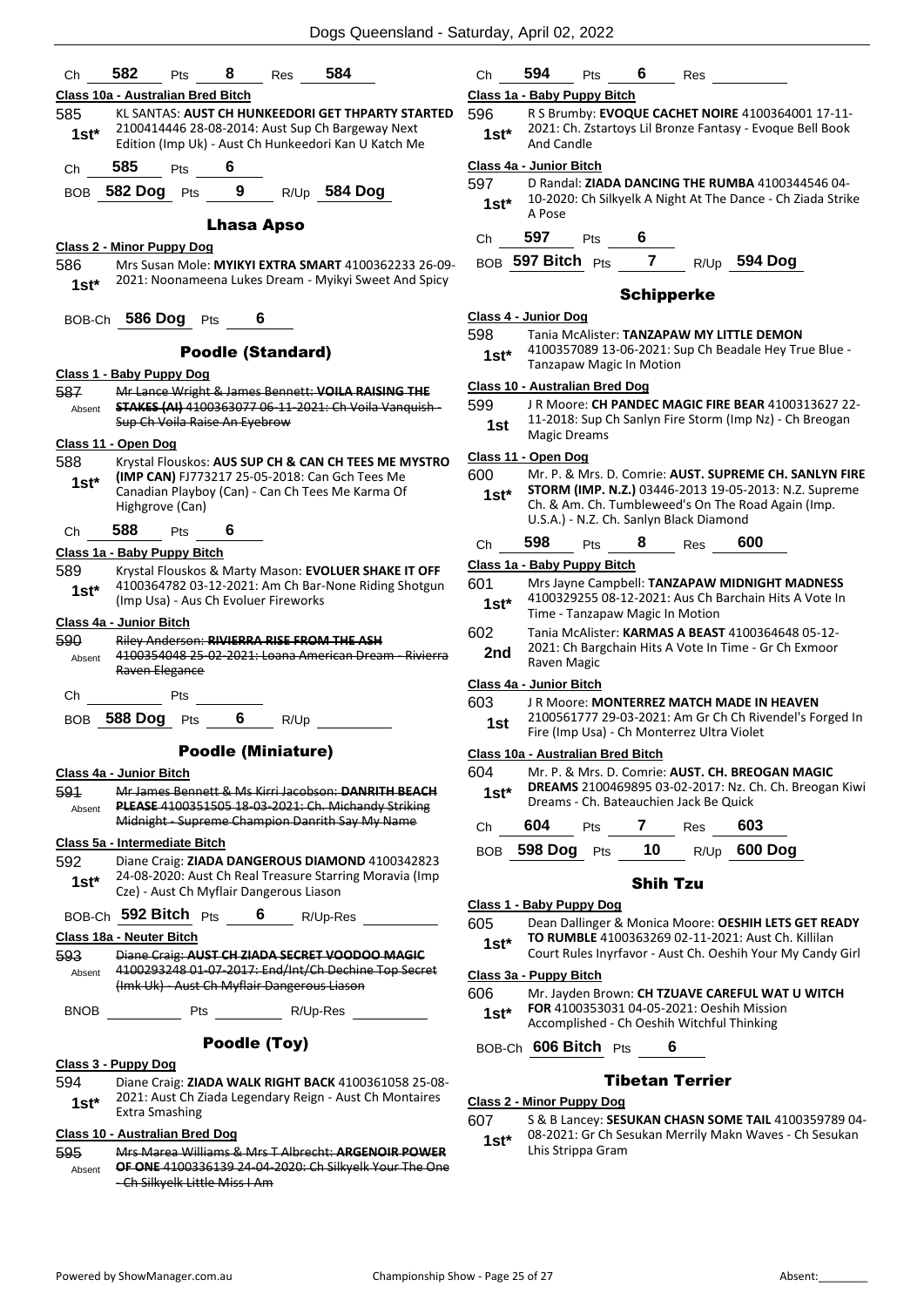Ch **582** Pts **8** Res **584**

**Class 10a - Australian Bred Bitch**

585 1st* KL SANTAS: **AUST CH HUNKEEDORI GET THPARTY STARTED** 2100414446 28-08-2014: Aust Sup Ch Bargeway Next Edition (Imp Uk) - Aust Ch Hunkeedori Kan U Katch Me

Ch **585** Pts **6**

BOB **582 Dog** Pts **9** R/Up **584 Dog**

## Lhasa Apso

**Class 2 - Minor Puppy Dog**

586 1st* Mrs Susan Mole: **MYIKYI EXTRA SMART** 4100362233 26-09-2021: Noonameena Lukes Dream - Myikyi Sweet And Spicy

BOB-Ch **586 Dog** Pts **6**

## Poodle (Standard)

**Class 1 - Baby Puppy Dog**

587 Absent ~~Mr Lance Wright & James Bennett: **VOILA RAISING THE STAKES (AI)** 4100363077 06-11-2021: Ch Voila Vanquish - Sup Ch Voila Raise An Eyebrow~~

**Class 11 - Open Dog**

588 1st* Krystal Flouskos: **AUS SUP CH & CAN CH TEES ME MYSTRO (IMP CAN)** FJ773217 25-05-2018: Can Gch Tees Me Canadian Playboy (Can) - Can Ch Tees Me Karma Of Highgrove (Can)

Ch **588** Pts **6**

**Class 1a - Baby Puppy Bitch**

589 1st* Krystal Flouskos & Marty Mason: **EVOLUER SHAKE IT OFF** 4100364782 03-12-2021: Am Ch Bar-None Riding Shotgun (Imp Usa) - Aus Ch Evoluer Fireworks

**Class 4a - Junior Bitch**

590 Absent ~~Riley Anderson: **RIVIERRA RISE FROM THE ASH** 4100354048 25-02-2021: Loana American Dream - Rivierra Raven Elegance~~

Ch Pts

BOB **588 Dog** Pts **6** R/Up

## Poodle (Miniature)

**Class 4a - Junior Bitch**

591 Absent ~~Mr James Bennett & Ms Kirri Jacobson: **DANRITH BEACH PLEASE** 4100351505 18-03-2021: Ch. Michandy Striking Midnight - Supreme Champion Danrith Say My Name~~

**Class 5a - Intermediate Bitch**

592 1st* Diane Craig: **ZIADA DANGEROUS DIAMOND** 4100342823 24-08-2020: Aust Ch Real Treasure Starring Moravia (Imp Cze) - Aust Ch Myflair Dangerous Liason

BOB-Ch **592 Bitch** Pts **6** R/Up-Res

**Class 18a - Neuter Bitch**

593 Absent ~~Diane Craig: **AUST CH ZIADA SECRET VOODOO MAGIC** 4100293248 01-07-2017: End/Int/Ch Dechine Top Secret (Imk Uk) - Aust Ch Myflair Dangerous Liason~~

BNOB Pts R/Up-Res

## Poodle (Toy)

**Class 3 - Puppy Dog**

594 1st* Diane Craig: **ZIADA WALK RIGHT BACK** 4100361058 25-08-2021: Aust Ch Ziada Legendary Reign - Aust Ch Montaires Extra Smashing

**Class 10 - Australian Bred Dog**

595 Absent ~~Mrs Marea Williams & Mrs T Albrecht: **ARGENOIR POWER OF ONE** 4100336139 24-04-2020: Ch Silkyelk Your The One - Ch Silkyelk Little Miss I Am~~

Ch **594** Pts **6** Res

**Class 1a - Baby Puppy Bitch**

596 1st* R S Brumby: **EVOQUE CACHET NOIRE** 4100364001 17-11-2021: Ch. Zstartoys Lil Bronze Fantasy - Evoque Bell Book And Candle

**Class 4a - Junior Bitch**

597 1st* D Randal: **ZIADA DANCING THE RUMBA** 4100344546 04-10-2020: Ch Silkyelk A Night At The Dance - Ch Ziada Strike A Pose

Ch **597** Pts **6**

BOB **597 Bitch** Pts **7** R/Up **594 Dog**

## Schipperke

**Class 4 - Junior Dog**

598 1st* Tania McAlister: **TANZAPAW MY LITTLE DEMON** 4100357089 13-06-2021: Sup Ch Beadale Hey True Blue - Tanzapaw Magic In Motion

**Class 10 - Australian Bred Dog**

599 1st J R Moore: **CH PANDEC MAGIC FIRE BEAR** 4100313627 22-11-2018: Sup Ch Sanlyn Fire Storm (Imp Nz) - Ch Breogan Magic Dreams

**Class 11 - Open Dog**

600 1st* Mr. P. & Mrs. D. Comrie: **AUST. SUPREME CH. SANLYN FIRE STORM (IMP. N.Z.)** 03446-2013 19-05-2013: N.Z. Supreme Ch. & Am. Ch. Tumbleweed's On The Road Again (Imp. U.S.A.) - N.Z. Ch. Sanlyn Black Diamond

Ch **598** Pts **8** Res **600**

**Class 1a - Baby Puppy Bitch**

601 1st* Mrs Jayne Campbell: **TANZAPAW MIDNIGHT MADNESS** 4100329255 08-12-2021: Aus Ch Barchain Hits A Vote In Time - Tanzapaw Magic In Motion

602 2nd Tania McAlister: **KARMAS A BEAST** 4100364648 05-12-2021: Ch Bargchain Hits A Vote In Time - Gr Ch Exmoor Raven Magic

**Class 4a - Junior Bitch**

603 1st J R Moore: **MONTERREZ MATCH MADE IN HEAVEN** 2100561777 29-03-2021: Am Gr Ch Ch Rivendel's Forged In Fire (Imp Usa) - Ch Monterrez Ultra Violet

**Class 10a - Australian Bred Bitch**

604 1st* Mr. P. & Mrs. D. Comrie: **AUST. CH. BREOGAN MAGIC DREAMS** 2100469895 03-02-2017: Nz. Ch. Ch. Breogan Kiwi Dreams - Ch. Bateauchien Jack Be Quick

Ch **604** Pts **7** Res **603**

BOB **598 Dog** Pts **10** R/Up **600 Dog**

## Shih Tzu

**Class 1 - Baby Puppy Dog**

605 1st* Dean Dallinger & Monica Moore: **OESHIH LETS GET READY TO RUMBLE** 4100363269 02-11-2021: Aust Ch. Killilan Court Rules Inyrfavor - Aust Ch. Oeshih Your My Candy Girl

**Class 3a - Puppy Bitch**

606 1st* Mr. Jayden Brown: **CH TZUAVE CAREFUL WAT U WITCH FOR** 4100353031 04-05-2021: Oeshih Mission Accomplished - Ch Oeshih Witchful Thinking

BOB-Ch **606 Bitch** Pts **6**

## Tibetan Terrier

**Class 2 - Minor Puppy Dog**

607 1st* S & B Lancey: **SESUKAN CHASN SOME TAIL** 4100359789 04-08-2021: Gr Ch Sesukan Merrily Makn Waves - Ch Sesukan Lhis Strippa Gram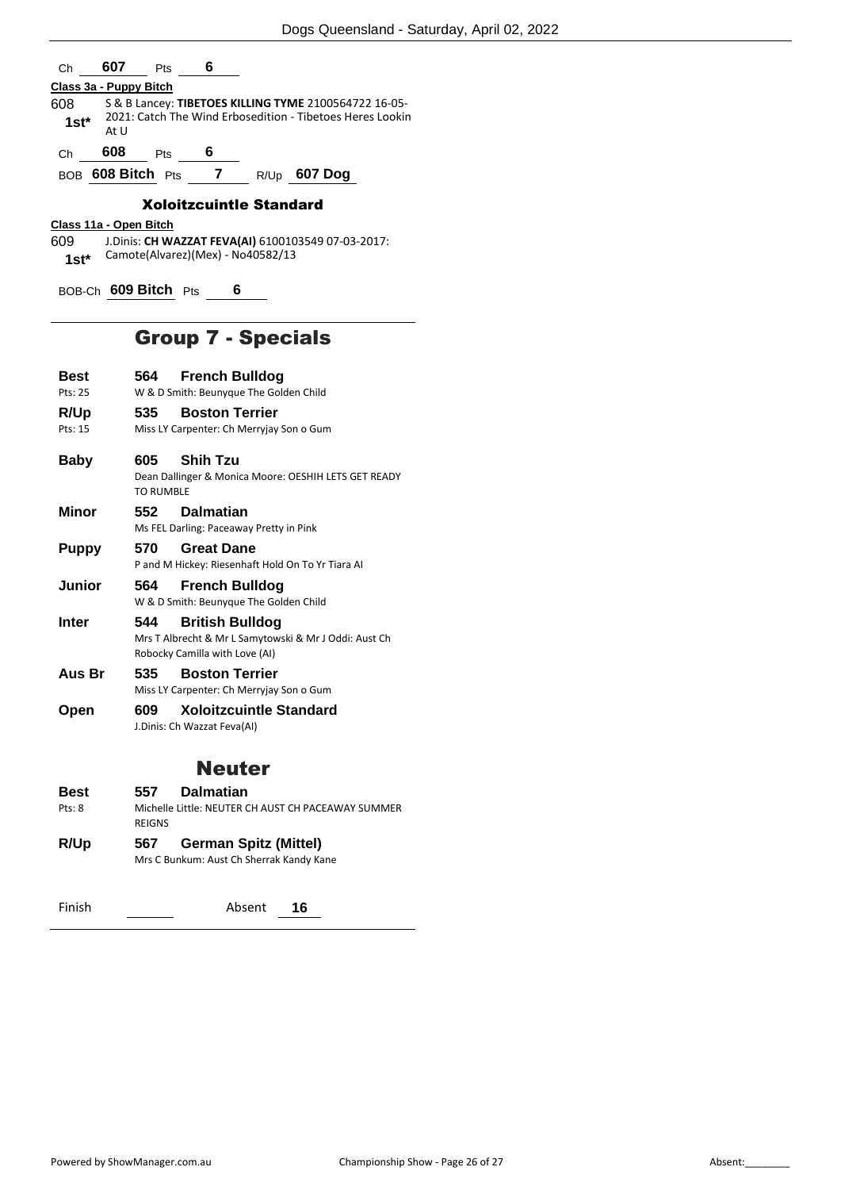Ch **607** Pts **6**

**Class 3a - Puppy Bitch**

608 **1st*** S & B Lancey: **TIBETOES KILLING TYME** 2100564722 16-05-2021: Catch The Wind Erbosedition - Tibetoes Heres Lookin At U

Ch **608** Pts **6**

BOB **608 Bitch** Pts **7** R/Up **607 Dog**

### Xoloitzcuintle Standard

**Class 11a - Open Bitch**

609 **1st*** J.Dinis: **CH WAZZAT FEVA(AI)** 6100103549 07-03-2017: Camote(Alvarez)(Mex) - No40582/13

BOB-Ch **609 Bitch** Pts **6**

## Group 7 - Specials

**Best** (Pts: 25) — **564 French Bulldog**
W & D Smith: Beunyque The Golden Child

**R/Up** (Pts: 15) — **535 Boston Terrier**
Miss LY Carpenter: Ch Merryjay Son o Gum

**Baby** — **605 Shih Tzu**
Dean Dallinger & Monica Moore: OESHIH LETS GET READY TO RUMBLE

**Minor** — **552 Dalmatian**
Ms FEL Darling: Paceaway Pretty in Pink

**Puppy** — **570 Great Dane**
P and M Hickey: Riesenhaft Hold On To Yr Tiara AI

**Junior** — **564 French Bulldog**
W & D Smith: Beunyque The Golden Child

**Inter** — **544 British Bulldog**
Mrs T Albrecht & Mr L Samytowski & Mr J Oddi: Aust Ch Robocky Camilla with Love (AI)

**Aus Br** — **535 Boston Terrier**
Miss LY Carpenter: Ch Merryjay Son o Gum

**Open** — **609 Xoloitzcuintle Standard**
J.Dinis: Ch Wazzat Feva(AI)

## Neuter

**Best** (Pts: 8) — **557 Dalmatian**
Michelle Little: NEUTER CH AUST CH PACEAWAY SUMMER REIGNS

**R/Up** — **567 German Spitz (Mittel)**
Mrs C Bunkum: Aust Ch Sherrak Kandy Kane

Finish ______ Absent **16**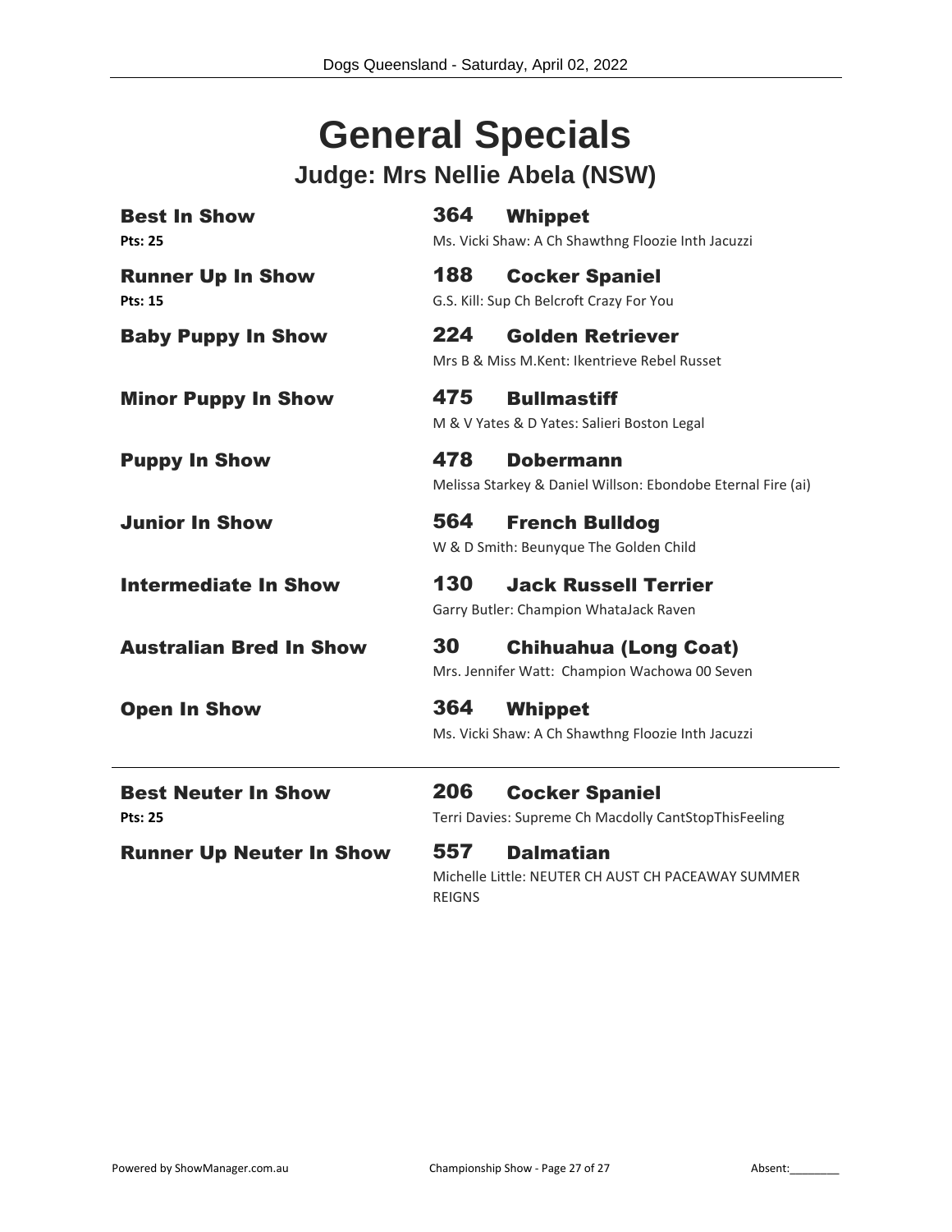# General Specials

## Judge: Mrs Nellie Abela (NSW)

| | | | |
|---|---|---|---|
| **Best In Show** Pts: 25 | 364 | **Whippet** | Ms. Vicki Shaw: A Ch Shawthng Floozie Inth Jacuzzi |
| **Runner Up In Show** Pts: 15 | 188 | **Cocker Spaniel** | G.S. Kill: Sup Ch Belcroft Crazy For You |
| **Baby Puppy In Show** | 224 | **Golden Retriever** | Mrs B & Miss M.Kent: Ikentrieve Rebel Russet |
| **Minor Puppy In Show** | 475 | **Bullmastiff** | M & V Yates & D Yates: Salieri Boston Legal |
| **Puppy In Show** | 478 | **Dobermann** | Melissa Starkey & Daniel Willson: Ebondobe Eternal Fire (ai) |
| **Junior In Show** | 564 | **French Bulldog** | W & D Smith: Beunyque The Golden Child |
| **Intermediate In Show** | 130 | **Jack Russell Terrier** | Garry Butler: Champion WhataJack Raven |
| **Australian Bred In Show** | 30 | **Chihuahua (Long Coat)** | Mrs. Jennifer Watt: Champion Wachowa 00 Seven |
| **Open In Show** | 364 | **Whippet** | Ms. Vicki Shaw: A Ch Shawthng Floozie Inth Jacuzzi |

---

| | | | |
|---|---|---|---|
| **Best Neuter In Show** Pts: 25 | 206 | **Cocker Spaniel** | Terri Davies: Supreme Ch Macdolly CantStopThisFeeling |
| **Runner Up Neuter In Show** | 557 | **Dalmatian** | Michelle Little: NEUTER CH AUST CH PACEAWAY SUMMER REIGNS |